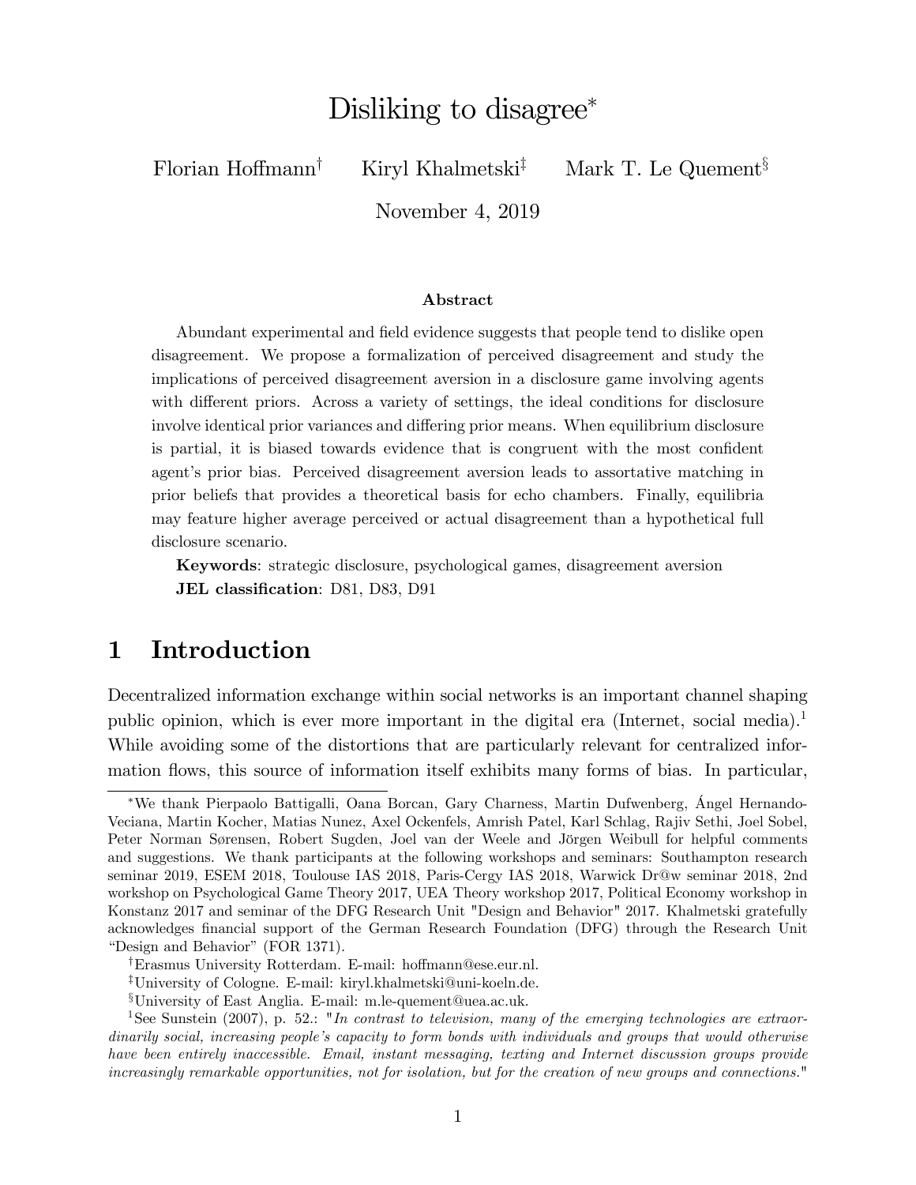# Disliking to disagree[*]

Florian Hoffmann[†] Kiryl Khalmetski[‡] Mark T. Le Quement[§]

November 4, 2019

### Abstract

Abundant experimental and field evidence suggests that people tend to dislike open disagreement. We propose a formalization of perceived disagreement and study the implications of perceived disagreement aversion in a disclosure game involving agents with different priors. Across a variety of settings, the ideal conditions for disclosure involve identical prior variances and differing prior means. When equilibrium disclosure is partial, it is biased towards evidence that is congruent with the most confident agent's prior bias. Perceived disagreement aversion leads to assortative matching in prior beliefs that provides a theoretical basis for echo chambers. Finally, equilibria may feature higher average perceived or actual disagreement than a hypothetical full disclosure scenario.

**Keywords**: strategic disclosure, psychological games, disagreement aversion
**JEL classification**: D81, D83, D91

## 1 Introduction

Decentralized information exchange within social networks is an important channel shaping public opinion, which is ever more important in the digital era (Internet, social media).[1] While avoiding some of the distortions that are particularly relevant for centralized information flows, this source of information itself exhibits many forms of bias. In particular,

---

[*]We thank Pierpaolo Battigalli, Oana Borcan, Gary Charness, Martin Dufwenberg, Ángel Hernando-Veciana, Martin Kocher, Matias Nunez, Axel Ockenfels, Amrish Patel, Karl Schlag, Rajiv Sethi, Joel Sobel, Peter Norman Sørensen, Robert Sugden, Joel van der Weele and Jörgen Weibull for helpful comments and suggestions. We thank participants at the following workshops and seminars: Southampton research seminar 2019, ESEM 2018, Toulouse IAS 2018, Paris-Cergy IAS 2018, Warwick Dr@w seminar 2018, 2nd workshop on Psychological Game Theory 2017, UEA Theory workshop 2017, Political Economy workshop in Konstanz 2017 and seminar of the DFG Research Unit "Design and Behavior" 2017. Khalmetski gratefully acknowledges financial support of the German Research Foundation (DFG) through the Research Unit "Design and Behavior" (FOR 1371).

[†]Erasmus University Rotterdam. E-mail: hoffmann@ese.eur.nl.

[‡]University of Cologne. E-mail: kiryl.khalmetski@uni-koeln.de.

[§]University of East Anglia. E-mail: m.le-quement@uea.ac.uk.

[1]See Sunstein (2007), p. 52.: "*In contrast to television, many of the emerging technologies are extraordinarily social, increasing people's capacity to form bonds with individuals and groups that would otherwise have been entirely inaccessible. Email, instant messaging, texting and Internet discussion groups provide increasingly remarkable opportunities, not for isolation, but for the creation of new groups and connections.*"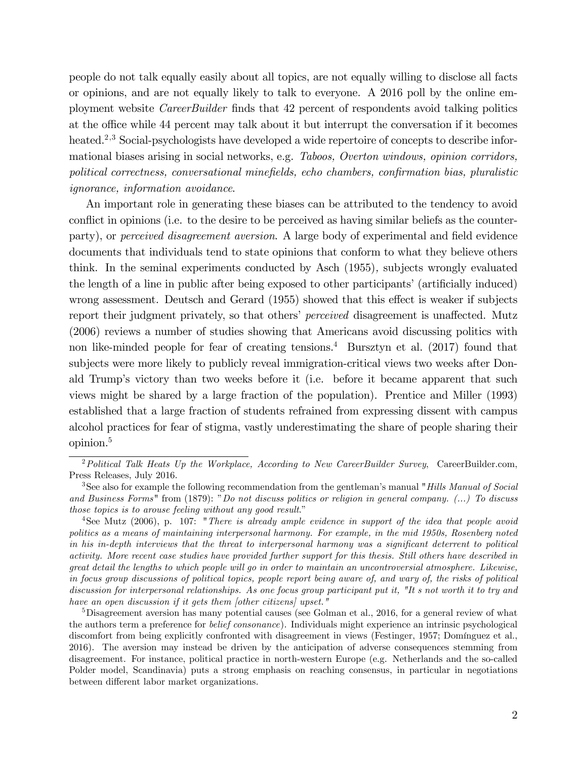people do not talk equally easily about all topics, are not equally willing to disclose all facts or opinions, and are not equally likely to talk to everyone. A 2016 poll by the online employment website *CareerBuilder* finds that 42 percent of respondents avoid talking politics at the office while 44 percent may talk about it but interrupt the conversation if it becomes heated.[2,3] Social-psychologists have developed a wide repertoire of concepts to describe informational biases arising in social networks, e.g. *Taboos, Overton windows, opinion corridors, political correctness, conversational minefields, echo chambers, confirmation bias, pluralistic ignorance, information avoidance*.

An important role in generating these biases can be attributed to the tendency to avoid conflict in opinions (i.e. to the desire to be perceived as having similar beliefs as the counterparty), or *perceived disagreement aversion*. A large body of experimental and field evidence documents that individuals tend to state opinions that conform to what they believe others think. In the seminal experiments conducted by Asch (1955), subjects wrongly evaluated the length of a line in public after being exposed to other participants' (artificially induced) wrong assessment. Deutsch and Gerard (1955) showed that this effect is weaker if subjects report their judgment privately, so that others' *perceived* disagreement is unaffected. Mutz (2006) reviews a number of studies showing that Americans avoid discussing politics with non like-minded people for fear of creating tensions.[4] Bursztyn et al. (2017) found that subjects were more likely to publicly reveal immigration-critical views two weeks after Donald Trump's victory than two weeks before it (i.e. before it became apparent that such views might be shared by a large fraction of the population). Prentice and Miller (1993) established that a large fraction of students refrained from expressing dissent with campus alcohol practices for fear of stigma, vastly underestimating the share of people sharing their opinion.[5]

---

[2] *Political Talk Heats Up the Workplace, According to New CareerBuilder Survey*, CareerBuilder.com, Press Releases, July 2016.

[3] See also for example the following recommendation from the gentleman's manual "*Hills Manual of Social and Business Forms*" from (1879): "*Do not discuss politics or religion in general company. (...) To discuss those topics is to arouse feeling without any good result.*"

[4] See Mutz (2006), p. 107: "*There is already ample evidence in support of the idea that people avoid politics as a means of maintaining interpersonal harmony. For example, in the mid 1950s, Rosenberg noted in his in-depth interviews that the threat to interpersonal harmony was a significant deterrent to political activity. More recent case studies have provided further support for this thesis. Still others have described in great detail the lengths to which people will go in order to maintain an uncontroversial atmosphere. Likewise, in focus group discussions of political topics, people report being aware of, and wary of, the risks of political discussion for interpersonal relationships. As one focus group participant put it, "It s not worth it to try and have an open discussion if it gets them [other citizens] upset."*"

[5] Disagreement aversion has many potential causes (see Golman et al., 2016, for a general review of what the authors term a preference for *belief consonance*). Individuals might experience an intrinsic psychological discomfort from being explicitly confronted with disagreement in views (Festinger, 1957; Domínguez et al., 2016). The aversion may instead be driven by the anticipation of adverse consequences stemming from disagreement. For instance, political practice in north-western Europe (e.g. Netherlands and the so-called Polder model, Scandinavia) puts a strong emphasis on reaching consensus, in particular in negotiations between different labor market organizations.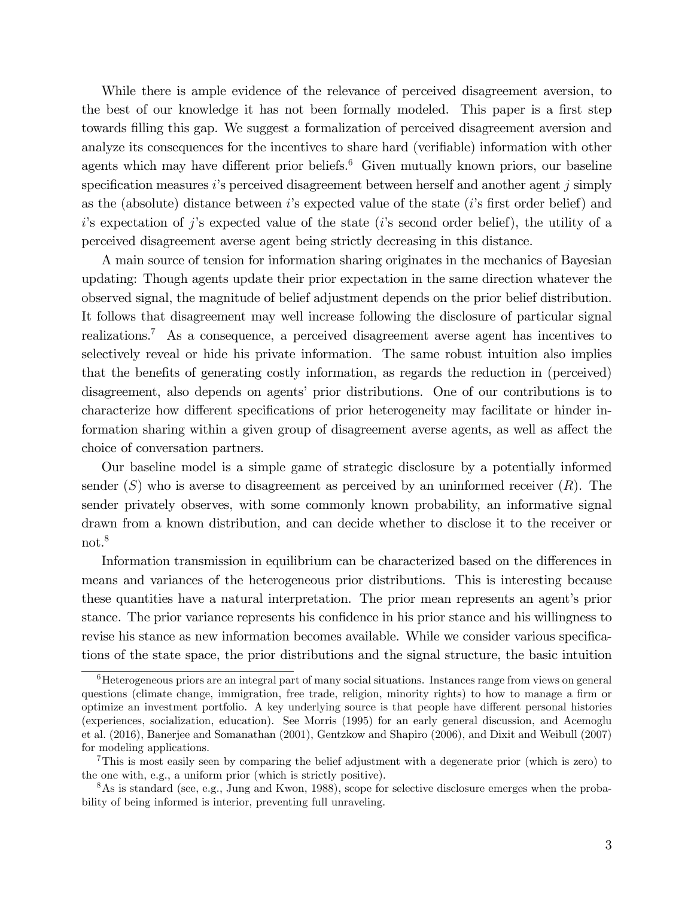While there is ample evidence of the relevance of perceived disagreement aversion, to the best of our knowledge it has not been formally modeled. This paper is a first step towards filling this gap. We suggest a formalization of perceived disagreement aversion and analyze its consequences for the incentives to share hard (verifiable) information with other agents which may have different prior beliefs.[6] Given mutually known priors, our baseline specification measures $i$'s perceived disagreement between herself and another agent $j$ simply as the (absolute) distance between $i$'s expected value of the state ($i$'s first order belief) and $i$'s expectation of $j$'s expected value of the state ($i$'s second order belief), the utility of a perceived disagreement averse agent being strictly decreasing in this distance.

A main source of tension for information sharing originates in the mechanics of Bayesian updating: Though agents update their prior expectation in the same direction whatever the observed signal, the magnitude of belief adjustment depends on the prior belief distribution. It follows that disagreement may well increase following the disclosure of particular signal realizations.[7] As a consequence, a perceived disagreement averse agent has incentives to selectively reveal or hide his private information. The same robust intuition also implies that the benefits of generating costly information, as regards the reduction in (perceived) disagreement, also depends on agents' prior distributions. One of our contributions is to characterize how different specifications of prior heterogeneity may facilitate or hinder information sharing within a given group of disagreement averse agents, as well as affect the choice of conversation partners.

Our baseline model is a simple game of strategic disclosure by a potentially informed sender ($S$) who is averse to disagreement as perceived by an uninformed receiver ($R$). The sender privately observes, with some commonly known probability, an informative signal drawn from a known distribution, and can decide whether to disclose it to the receiver or not.[8]

Information transmission in equilibrium can be characterized based on the differences in means and variances of the heterogeneous prior distributions. This is interesting because these quantities have a natural interpretation. The prior mean represents an agent's prior stance. The prior variance represents his confidence in his prior stance and his willingness to revise his stance as new information becomes available. While we consider various specifications of the state space, the prior distributions and the signal structure, the basic intuition

---

[6] Heterogeneous priors are an integral part of many social situations. Instances range from views on general questions (climate change, immigration, free trade, religion, minority rights) to how to manage a firm or optimize an investment portfolio. A key underlying source is that people have different personal histories (experiences, socialization, education). See Morris (1995) for an early general discussion, and Acemoglu et al. (2016), Banerjee and Somanathan (2001), Gentzkow and Shapiro (2006), and Dixit and Weibull (2007) for modeling applications.

[7] This is most easily seen by comparing the belief adjustment with a degenerate prior (which is zero) to the one with, e.g., a uniform prior (which is strictly positive).

[8] As is standard (see, e.g., Jung and Kwon, 1988), scope for selective disclosure emerges when the probability of being informed is interior, preventing full unraveling.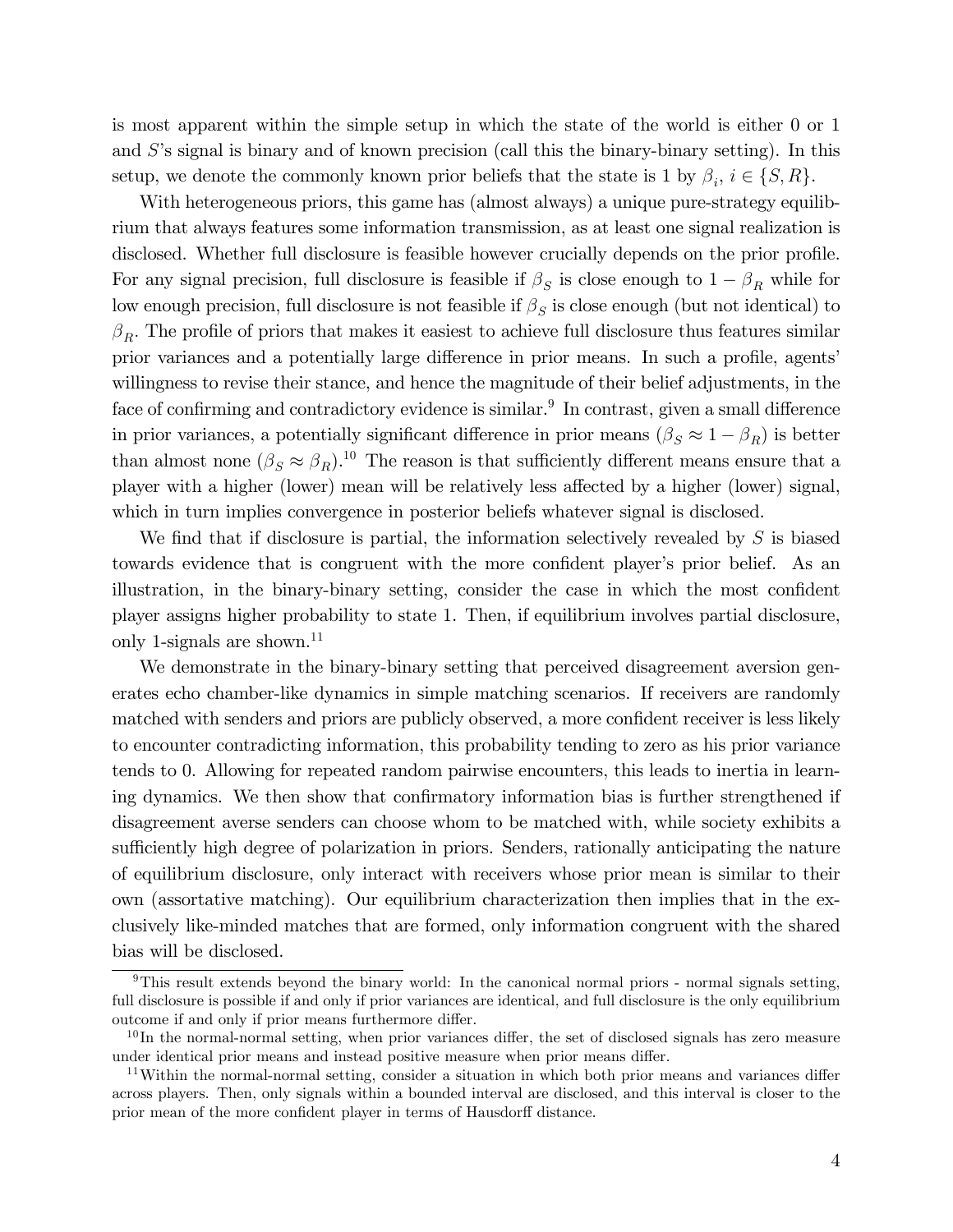is most apparent within the simple setup in which the state of the world is either 0 or 1 and $S$'s signal is binary and of known precision (call this the binary-binary setting). In this setup, we denote the commonly known prior beliefs that the state is 1 by $\beta_i$, $i \in \{S, R\}$.

With heterogeneous priors, this game has (almost always) a unique pure-strategy equilibrium that always features some information transmission, as at least one signal realization is disclosed. Whether full disclosure is feasible however crucially depends on the prior profile. For any signal precision, full disclosure is feasible if $\beta_S$ is close enough to $1 - \beta_R$ while for low enough precision, full disclosure is not feasible if $\beta_S$ is close enough (but not identical) to $\beta_R$. The profile of priors that makes it easiest to achieve full disclosure thus features similar prior variances and a potentially large difference in prior means. In such a profile, agents' willingness to revise their stance, and hence the magnitude of their belief adjustments, in the face of confirming and contradictory evidence is similar.[9] In contrast, given a small difference in prior variances, a potentially significant difference in prior means ($\beta_S \approx 1 - \beta_R$) is better than almost none ($\beta_S \approx \beta_R$).[10] The reason is that sufficiently different means ensure that a player with a higher (lower) mean will be relatively less affected by a higher (lower) signal, which in turn implies convergence in posterior beliefs whatever signal is disclosed.

We find that if disclosure is partial, the information selectively revealed by $S$ is biased towards evidence that is congruent with the more confident player's prior belief. As an illustration, in the binary-binary setting, consider the case in which the most confident player assigns higher probability to state 1. Then, if equilibrium involves partial disclosure, only 1-signals are shown.[11]

We demonstrate in the binary-binary setting that perceived disagreement aversion generates echo chamber-like dynamics in simple matching scenarios. If receivers are randomly matched with senders and priors are publicly observed, a more confident receiver is less likely to encounter contradicting information, this probability tending to zero as his prior variance tends to 0. Allowing for repeated random pairwise encounters, this leads to inertia in learning dynamics. We then show that confirmatory information bias is further strengthened if disagreement averse senders can choose whom to be matched with, while society exhibits a sufficiently high degree of polarization in priors. Senders, rationally anticipating the nature of equilibrium disclosure, only interact with receivers whose prior mean is similar to their own (assortative matching). Our equilibrium characterization then implies that in the exclusively like-minded matches that are formed, only information congruent with the shared bias will be disclosed.

---

[9] This result extends beyond the binary world: In the canonical normal priors - normal signals setting, full disclosure is possible if and only if prior variances are identical, and full disclosure is the only equilibrium outcome if and only if prior means furthermore differ.

[10] In the normal-normal setting, when prior variances differ, the set of disclosed signals has zero measure under identical prior means and instead positive measure when prior means differ.

[11] Within the normal-normal setting, consider a situation in which both prior means and variances differ across players. Then, only signals within a bounded interval are disclosed, and this interval is closer to the prior mean of the more confident player in terms of Hausdorff distance.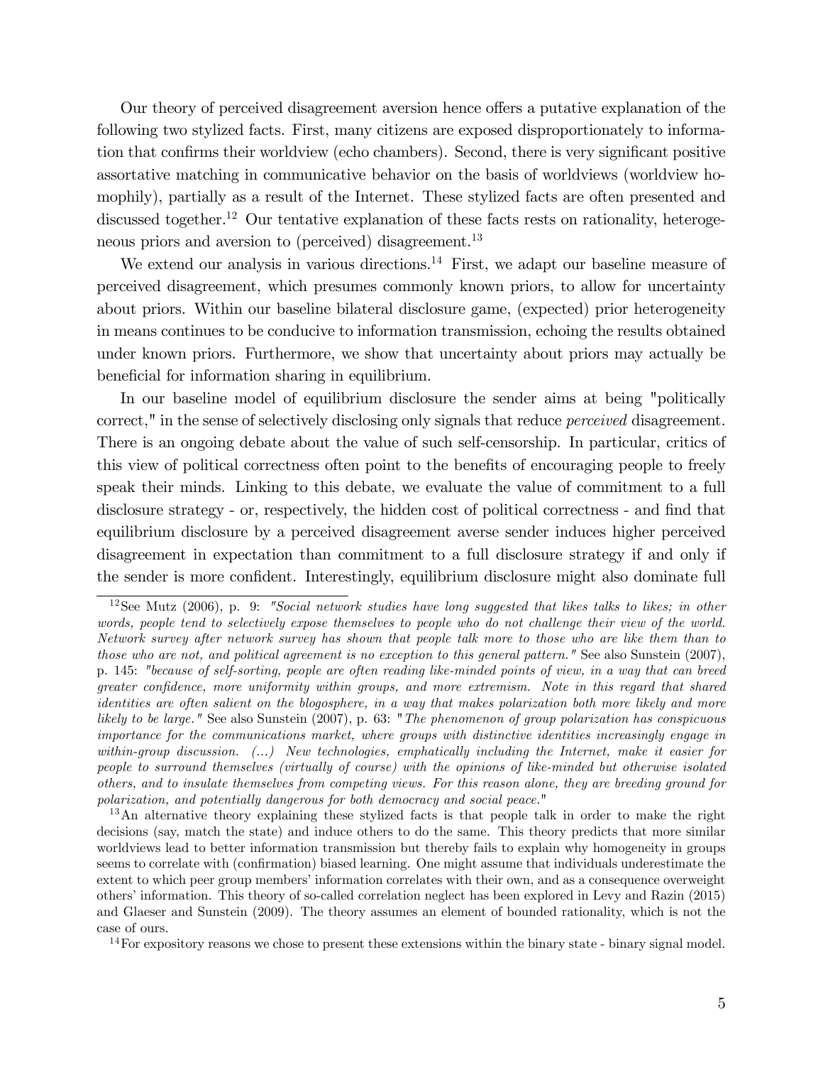Our theory of perceived disagreement aversion hence offers a putative explanation of the following two stylized facts. First, many citizens are exposed disproportionately to information that confirms their worldview (echo chambers). Second, there is very significant positive assortative matching in communicative behavior on the basis of worldviews (worldview homophily), partially as a result of the Internet. These stylized facts are often presented and discussed together.[12] Our tentative explanation of these facts rests on rationality, heterogeneous priors and aversion to (perceived) disagreement.[13]

We extend our analysis in various directions.[14] First, we adapt our baseline measure of perceived disagreement, which presumes commonly known priors, to allow for uncertainty about priors. Within our baseline bilateral disclosure game, (expected) prior heterogeneity in means continues to be conducive to information transmission, echoing the results obtained under known priors. Furthermore, we show that uncertainty about priors may actually be beneficial for information sharing in equilibrium.

In our baseline model of equilibrium disclosure the sender aims at being "politically correct," in the sense of selectively disclosing only signals that reduce *perceived* disagreement. There is an ongoing debate about the value of such self-censorship. In particular, critics of this view of political correctness often point to the benefits of encouraging people to freely speak their minds. Linking to this debate, we evaluate the value of commitment to a full disclosure strategy - or, respectively, the hidden cost of political correctness - and find that equilibrium disclosure by a perceived disagreement averse sender induces higher perceived disagreement in expectation than commitment to a full disclosure strategy if and only if the sender is more confident. Interestingly, equilibrium disclosure might also dominate full

[12] See Mutz (2006), p. 9: *"Social network studies have long suggested that likes talks to likes; in other words, people tend to selectively expose themselves to people who do not challenge their view of the world. Network survey after network survey has shown that people talk more to those who are like them than to those who are not, and political agreement is no exception to this general pattern."* See also Sunstein (2007), p. 145: *"because of self-sorting, people are often reading like-minded points of view, in a way that can breed greater confidence, more uniformity within groups, and more extremism. Note in this regard that shared identities are often salient on the blogosphere, in a way that makes polarization both more likely and more likely to be large."* See also Sunstein (2007), p. 63: *"The phenomenon of group polarization has conspicuous importance for the communications market, where groups with distinctive identities increasingly engage in within-group discussion. (...) New technologies, emphatically including the Internet, make it easier for people to surround themselves (virtually of course) with the opinions of like-minded but otherwise isolated others, and to insulate themselves from competing views. For this reason alone, they are breeding ground for polarization, and potentially dangerous for both democracy and social peace."*

[13] An alternative theory explaining these stylized facts is that people talk in order to make the right decisions (say, match the state) and induce others to do the same. This theory predicts that more similar worldviews lead to better information transmission but thereby fails to explain why homogeneity in groups seems to correlate with (confirmation) biased learning. One might assume that individuals underestimate the extent to which peer group members' information correlates with their own, and as a consequence overweight others' information. This theory of so-called correlation neglect has been explored in Levy and Razin (2015) and Glaeser and Sunstein (2009). The theory assumes an element of bounded rationality, which is not the case of ours.

[14] For expository reasons we chose to present these extensions within the binary state - binary signal model.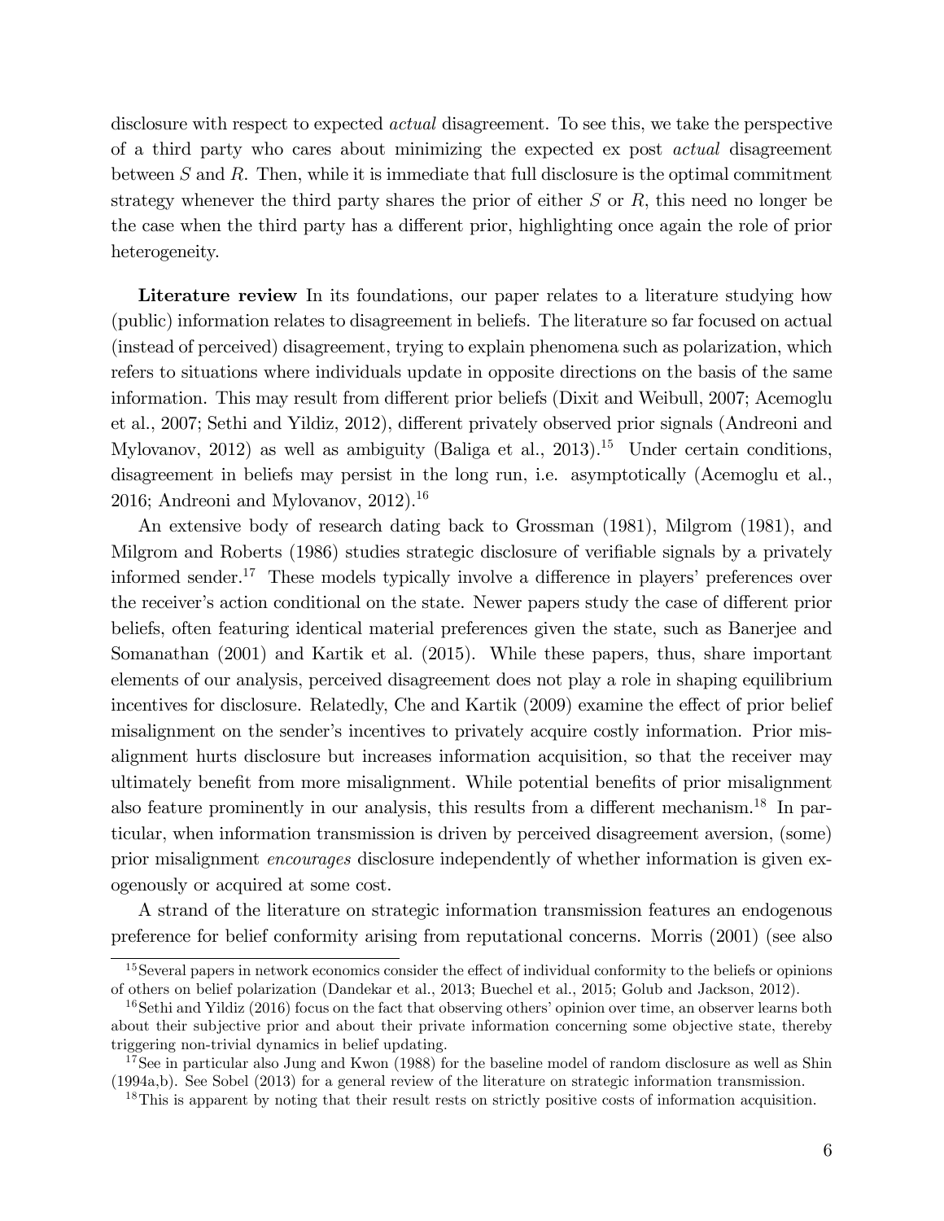disclosure with respect to expected *actual* disagreement. To see this, we take the perspective of a third party who cares about minimizing the expected ex post *actual* disagreement between $S$ and $R$. Then, while it is immediate that full disclosure is the optimal commitment strategy whenever the third party shares the prior of either $S$ or $R$, this need no longer be the case when the third party has a different prior, highlighting once again the role of prior heterogeneity.

**Literature review** In its foundations, our paper relates to a literature studying how (public) information relates to disagreement in beliefs. The literature so far focused on actual (instead of perceived) disagreement, trying to explain phenomena such as polarization, which refers to situations where individuals update in opposite directions on the basis of the same information. This may result from different prior beliefs (Dixit and Weibull, 2007; Acemoglu et al., 2007; Sethi and Yildiz, 2012), different privately observed prior signals (Andreoni and Mylovanov, 2012) as well as ambiguity (Baliga et al., 2013).[15] Under certain conditions, disagreement in beliefs may persist in the long run, i.e. asymptotically (Acemoglu et al., 2016; Andreoni and Mylovanov, 2012).[16]

An extensive body of research dating back to Grossman (1981), Milgrom (1981), and Milgrom and Roberts (1986) studies strategic disclosure of verifiable signals by a privately informed sender.[17] These models typically involve a difference in players' preferences over the receiver's action conditional on the state. Newer papers study the case of different prior beliefs, often featuring identical material preferences given the state, such as Banerjee and Somanathan (2001) and Kartik et al. (2015). While these papers, thus, share important elements of our analysis, perceived disagreement does not play a role in shaping equilibrium incentives for disclosure. Relatedly, Che and Kartik (2009) examine the effect of prior belief misalignment on the sender's incentives to privately acquire costly information. Prior misalignment hurts disclosure but increases information acquisition, so that the receiver may ultimately benefit from more misalignment. While potential benefits of prior misalignment also feature prominently in our analysis, this results from a different mechanism.[18] In particular, when information transmission is driven by perceived disagreement aversion, (some) prior misalignment *encourages* disclosure independently of whether information is given exogenously or acquired at some cost.

A strand of the literature on strategic information transmission features an endogenous preference for belief conformity arising from reputational concerns. Morris (2001) (see also

[15] Several papers in network economics consider the effect of individual conformity to the beliefs or opinions of others on belief polarization (Dandekar et al., 2013; Buechel et al., 2015; Golub and Jackson, 2012).

[16] Sethi and Yildiz (2016) focus on the fact that observing others' opinion over time, an observer learns both about their subjective prior and about their private information concerning some objective state, thereby triggering non-trivial dynamics in belief updating.

[17] See in particular also Jung and Kwon (1988) for the baseline model of random disclosure as well as Shin (1994a,b). See Sobel (2013) for a general review of the literature on strategic information transmission.

[18] This is apparent by noting that their result rests on strictly positive costs of information acquisition.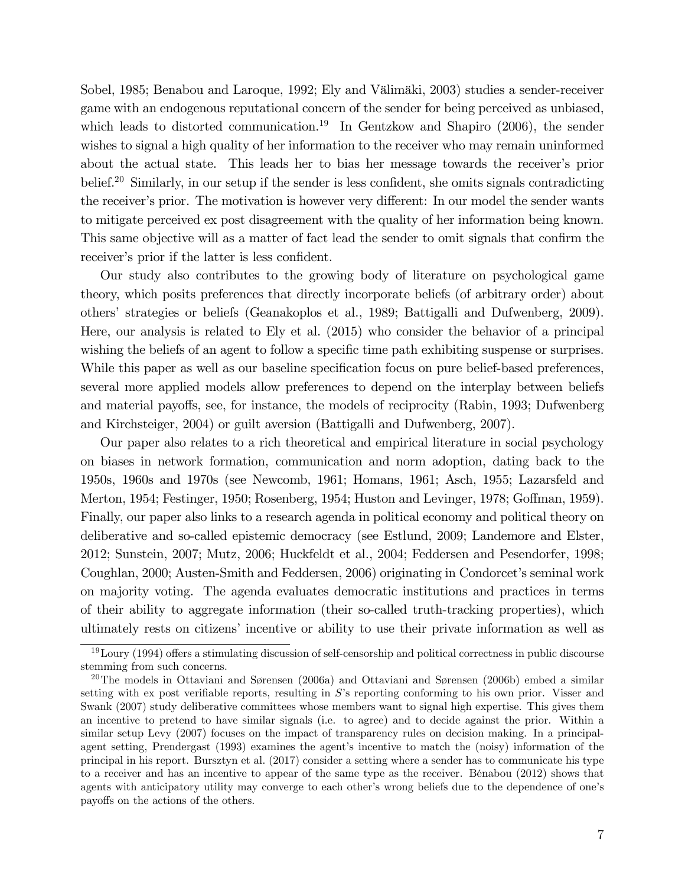Sobel, 1985; Benabou and Laroque, 1992; Ely and Välimäki, 2003) studies a sender-receiver game with an endogenous reputational concern of the sender for being perceived as unbiased, which leads to distorted communication.[19] In Gentzkow and Shapiro (2006), the sender wishes to signal a high quality of her information to the receiver who may remain uninformed about the actual state. This leads her to bias her message towards the receiver's prior belief.[20] Similarly, in our setup if the sender is less confident, she omits signals contradicting the receiver's prior. The motivation is however very different: In our model the sender wants to mitigate perceived ex post disagreement with the quality of her information being known. This same objective will as a matter of fact lead the sender to omit signals that confirm the receiver's prior if the latter is less confident.

Our study also contributes to the growing body of literature on psychological game theory, which posits preferences that directly incorporate beliefs (of arbitrary order) about others' strategies or beliefs (Geanakoplos et al., 1989; Battigalli and Dufwenberg, 2009). Here, our analysis is related to Ely et al. (2015) who consider the behavior of a principal wishing the beliefs of an agent to follow a specific time path exhibiting suspense or surprises. While this paper as well as our baseline specification focus on pure belief-based preferences, several more applied models allow preferences to depend on the interplay between beliefs and material payoffs, see, for instance, the models of reciprocity (Rabin, 1993; Dufwenberg and Kirchsteiger, 2004) or guilt aversion (Battigalli and Dufwenberg, 2007).

Our paper also relates to a rich theoretical and empirical literature in social psychology on biases in network formation, communication and norm adoption, dating back to the 1950s, 1960s and 1970s (see Newcomb, 1961; Homans, 1961; Asch, 1955; Lazarsfeld and Merton, 1954; Festinger, 1950; Rosenberg, 1954; Huston and Levinger, 1978; Goffman, 1959). Finally, our paper also links to a research agenda in political economy and political theory on deliberative and so-called epistemic democracy (see Estlund, 2009; Landemore and Elster, 2012; Sunstein, 2007; Mutz, 2006; Huckfeldt et al., 2004; Feddersen and Pesendorfer, 1998; Coughlan, 2000; Austen-Smith and Feddersen, 2006) originating in Condorcet's seminal work on majority voting. The agenda evaluates democratic institutions and practices in terms of their ability to aggregate information (their so-called truth-tracking properties), which ultimately rests on citizens' incentive or ability to use their private information as well as

[19] Loury (1994) offers a stimulating discussion of self-censorship and political correctness in public discourse stemming from such concerns.

[20] The models in Ottaviani and Sørensen (2006a) and Ottaviani and Sørensen (2006b) embed a similar setting with ex post verifiable reports, resulting in $S$'s reporting conforming to his own prior. Visser and Swank (2007) study deliberative committees whose members want to signal high expertise. This gives them an incentive to pretend to have similar signals (i.e. to agree) and to decide against the prior. Within a similar setup Levy (2007) focuses on the impact of transparency rules on decision making. In a principal-agent setting, Prendergast (1993) examines the agent's incentive to match the (noisy) information of the principal in his report. Bursztyn et al. (2017) consider a setting where a sender has to communicate his type to a receiver and has an incentive to appear of the same type as the receiver. Bénabou (2012) shows that agents with anticipatory utility may converge to each other's wrong beliefs due to the dependence of one's payoffs on the actions of the others.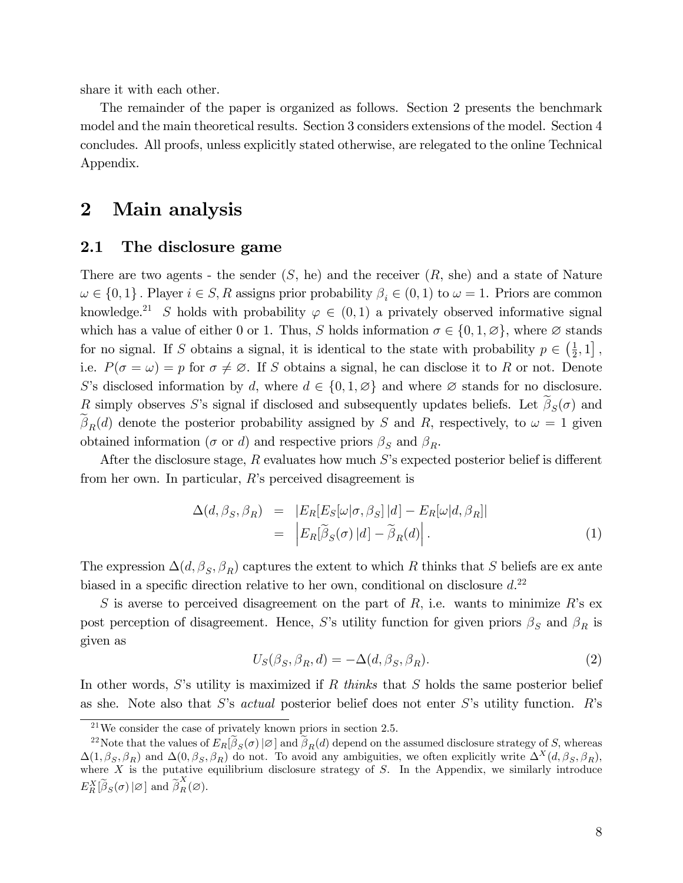share it with each other.

The remainder of the paper is organized as follows. Section 2 presents the benchmark model and the main theoretical results. Section 3 considers extensions of the model. Section 4 concludes. All proofs, unless explicitly stated otherwise, are relegated to the online Technical Appendix.

# 2 Main analysis

## 2.1 The disclosure game

There are two agents - the sender ($S$, he) and the receiver ($R$, she) and a state of Nature $\omega \in \{0, 1\}$. Player $i \in S, R$ assigns prior probability $\beta_i \in (0, 1)$ to $\omega = 1$. Priors are common knowledge.[21] $S$ holds with probability $\varphi \in (0, 1)$ a privately observed informative signal which has a value of either 0 or 1. Thus, $S$ holds information $\sigma \in \{0, 1, \varnothing\}$, where $\varnothing$ stands for no signal. If $S$ obtains a signal, it is identical to the state with probability $p \in \left(\frac{1}{2}, 1\right]$, i.e. $P(\sigma = \omega) = p$ for $\sigma \neq \varnothing$. If $S$ obtains a signal, he can disclose it to $R$ or not. Denote $S$'s disclosed information by $d$, where $d \in \{0, 1, \varnothing\}$ and where $\varnothing$ stands for no disclosure. $R$ simply observes $S$'s signal if disclosed and subsequently updates beliefs. Let $\widetilde{\beta}_S(\sigma)$ and $\widetilde{\beta}_R(d)$ denote the posterior probability assigned by $S$ and $R$, respectively, to $\omega = 1$ given obtained information ($\sigma$ or $d$) and respective priors $\beta_S$ and $\beta_R$.

After the disclosure stage, $R$ evaluates how much $S$'s expected posterior belief is different from her own. In particular, $R$'s perceived disagreement is

$$
\begin{aligned}
\Delta(d, \beta_S, \beta_R) &= |E_R[E_S[\omega|\sigma, \beta_S] \, |d] - E_R[\omega|d, \beta_R]| \\
&= \left| E_R[\widetilde{\beta}_S(\sigma) \, |d] - \widetilde{\beta}_R(d) \right|. \qquad (1)
\end{aligned}
$$

The expression $\Delta(d, \beta_S, \beta_R)$ captures the extent to which $R$ thinks that $S$ beliefs are ex ante biased in a specific direction relative to her own, conditional on disclosure $d$.[22]

$S$ is averse to perceived disagreement on the part of $R$, i.e. wants to minimize $R$'s ex post perception of disagreement. Hence, $S$'s utility function for given priors $\beta_S$ and $\beta_R$ is given as

$$
U_S(\beta_S, \beta_R, d) = -\Delta(d, \beta_S, \beta_R). \qquad (2)
$$

In other words, $S$'s utility is maximized if $R$ *thinks* that $S$ holds the same posterior belief as she. Note also that $S$'s *actual* posterior belief does not enter $S$'s utility function. $R$'s

---

[21] We consider the case of privately known priors in section 2.5.

[22] Note that the values of $E_R[\widetilde{\beta}_S(\sigma) \, |\varnothing]$ and $\widetilde{\beta}_R(d)$ depend on the assumed disclosure strategy of $S$, whereas $\Delta(1, \beta_S, \beta_R)$ and $\Delta(0, \beta_S, \beta_R)$ do not. To avoid any ambiguities, we often explicitly write $\Delta^X(d, \beta_S, \beta_R)$, where $X$ is the putative equilibrium disclosure strategy of $S$. In the Appendix, we similarly introduce $E_R^X[\widetilde{\beta}_S(\sigma) \, |\varnothing]$ and $\widetilde{\beta}_R^X(\varnothing)$.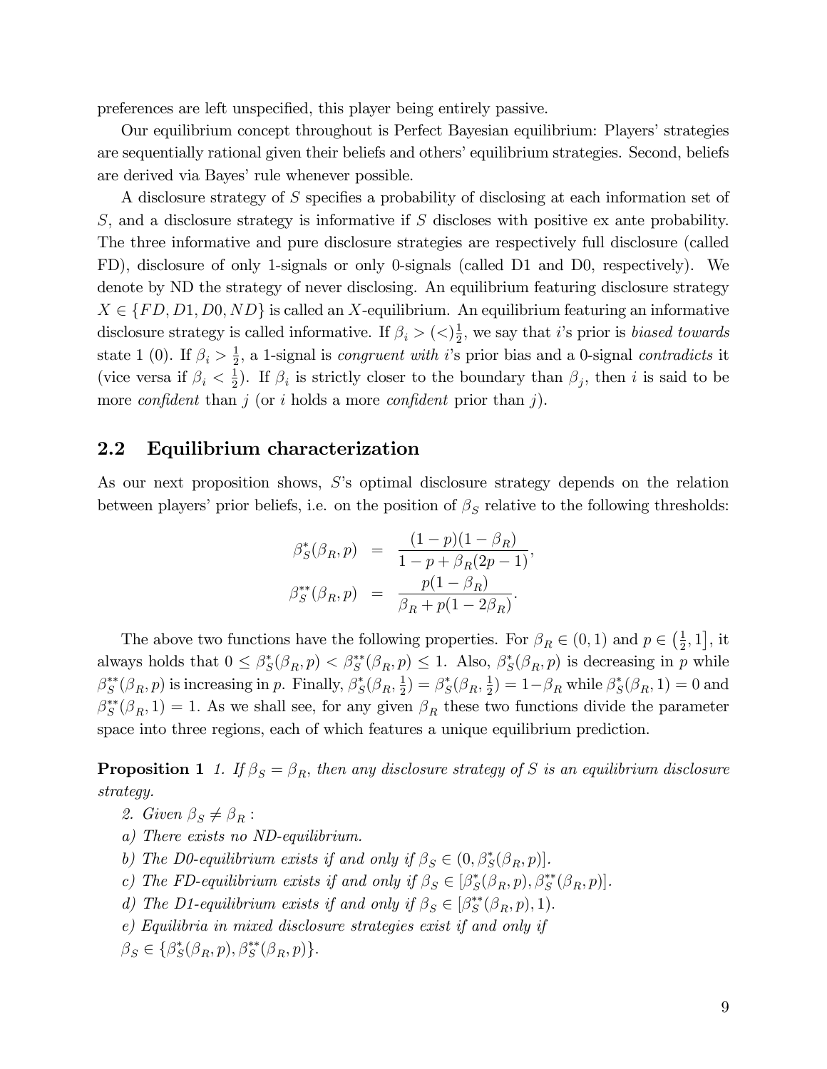preferences are left unspecified, this player being entirely passive.

Our equilibrium concept throughout is Perfect Bayesian equilibrium: Players' strategies are sequentially rational given their beliefs and others' equilibrium strategies. Second, beliefs are derived via Bayes' rule whenever possible.

A disclosure strategy of $S$ specifies a probability of disclosing at each information set of $S$, and a disclosure strategy is informative if $S$ discloses with positive ex ante probability. The three informative and pure disclosure strategies are respectively full disclosure (called FD), disclosure of only 1-signals or only 0-signals (called D1 and D0, respectively). We denote by ND the strategy of never disclosing. An equilibrium featuring disclosure strategy $X \in \{FD, D1, D0, ND\}$ is called an $X$-equilibrium. An equilibrium featuring an informative disclosure strategy is called informative. If $\beta_i > (<)\frac{1}{2}$, we say that $i$'s prior is *biased towards* state 1 (0). If $\beta_i > \frac{1}{2}$, a 1-signal is *congruent with* $i$'s prior bias and a 0-signal *contradicts* it (vice versa if $\beta_i < \frac{1}{2}$). If $\beta_i$ is strictly closer to the boundary than $\beta_j$, then $i$ is said to be more *confident* than $j$ (or $i$ holds a more *confident* prior than $j$).

## 2.2 Equilibrium characterization

As our next proposition shows, $S$'s optimal disclosure strategy depends on the relation between players' prior beliefs, i.e. on the position of $\beta_S$ relative to the following thresholds:

$$
\begin{aligned}
\beta_S^*(\beta_R, p) &= \frac{(1-p)(1-\beta_R)}{1-p+\beta_R(2p-1)}, \\
\beta_S^{**}(\beta_R, p) &= \frac{p(1-\beta_R)}{\beta_R + p(1-2\beta_R)}.
\end{aligned}
$$

The above two functions have the following properties. For $\beta_R \in (0,1)$ and $p \in \left(\frac{1}{2}, 1\right]$, it always holds that $0 \leq \beta_S^*(\beta_R, p) < \beta_S^{**}(\beta_R, p) \leq 1$. Also, $\beta_S^*(\beta_R, p)$ is decreasing in $p$ while $\beta_S^{**}(\beta_R, p)$ is increasing in $p$. Finally, $\beta_S^*(\beta_R, \frac{1}{2}) = \beta_S^*(\beta_R, \frac{1}{2}) = 1-\beta_R$ while $\beta_S^*(\beta_R, 1) = 0$ and $\beta_S^{**}(\beta_R, 1) = 1$. As we shall see, for any given $\beta_R$ these two functions divide the parameter space into three regions, each of which features a unique equilibrium prediction.

**Proposition 1** *1. If $\beta_S = \beta_R$, then any disclosure strategy of $S$ is an equilibrium disclosure strategy.*

*2. Given $\beta_S \neq \beta_R$ :*

*a) There exists no ND-equilibrium.*

*b) The D0-equilibrium exists if and only if $\beta_S \in (0, \beta_S^*(\beta_R, p)]$.*

*c) The FD-equilibrium exists if and only if $\beta_S \in [\beta_S^*(\beta_R, p), \beta_S^{**}(\beta_R, p)]$.*

*d) The D1-equilibrium exists if and only if $\beta_S \in [\beta_S^{**}(\beta_R, p), 1)$.*

*e) Equilibria in mixed disclosure strategies exist if and only if $\beta_S \in \{\beta_S^*(\beta_R, p), \beta_S^{**}(\beta_R, p)\}$.*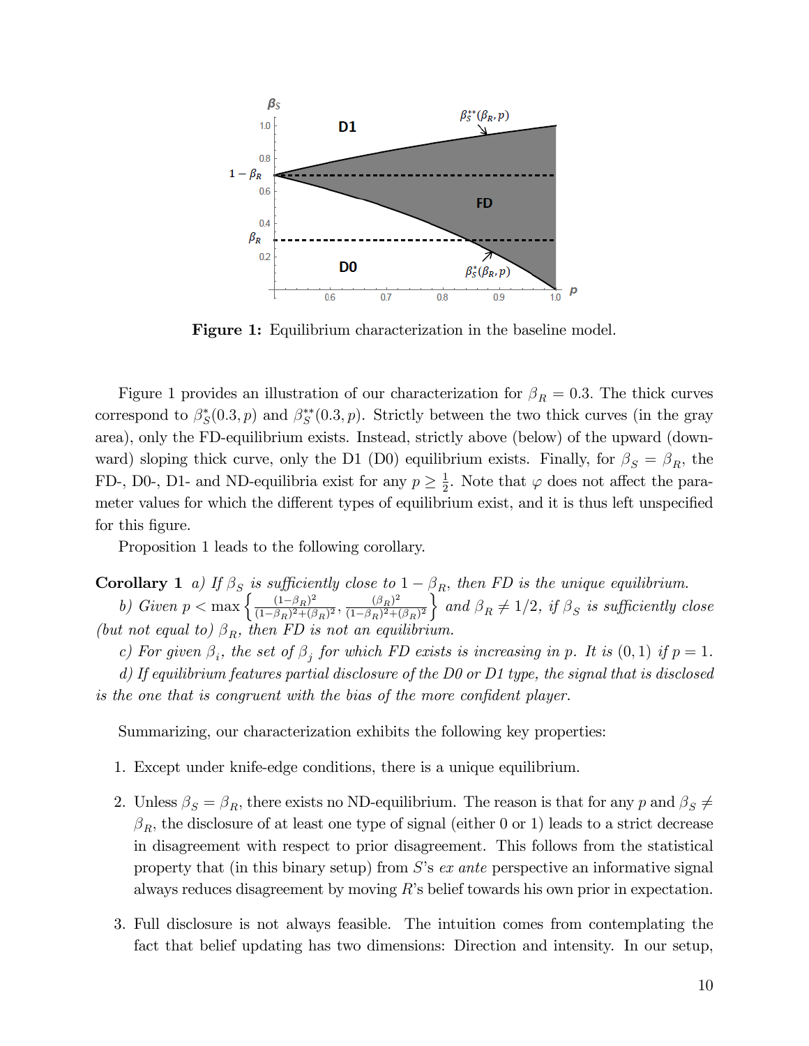**Figure 1:** Equilibrium characterization in the baseline model.

Figure 1 provides an illustration of our characterization for $\beta_R = 0.3$. The thick curves correspond to $\beta_S^*(0.3, p)$ and $\beta_S^{**}(0.3, p)$. Strictly between the two thick curves (in the gray area), only the FD-equilibrium exists. Instead, strictly above (below) of the upward (downward) sloping thick curve, only the D1 (D0) equilibrium exists. Finally, for $\beta_S = \beta_R$, the FD-, D0-, D1- and ND-equilibria exist for any $p \geq \frac{1}{2}$. Note that $\varphi$ does not affect the parameter values for which the different types of equilibrium exist, and it is thus left unspecified for this figure.

Proposition 1 leads to the following corollary.

**Corollary 1** *a) If $\beta_S$ is sufficiently close to $1 - \beta_R$, then FD is the unique equilibrium.*

*b) Given $p < \max\left\{\frac{(1-\beta_R)^2}{(1-\beta_R)^2+(\beta_R)^2}, \frac{(\beta_R)^2}{(1-\beta_R)^2+(\beta_R)^2}\right\}$ and $\beta_R \neq 1/2$, if $\beta_S$ is sufficiently close (but not equal to) $\beta_R$, then FD is not an equilibrium.*

*c) For given $\beta_i$, the set of $\beta_j$ for which FD exists is increasing in $p$. It is $(0, 1)$ if $p = 1$.*

*d) If equilibrium features partial disclosure of the D0 or D1 type, the signal that is disclosed is the one that is congruent with the bias of the more confident player.*

Summarizing, our characterization exhibits the following key properties:

1. Except under knife-edge conditions, there is a unique equilibrium.

2. Unless $\beta_S = \beta_R$, there exists no ND-equilibrium. The reason is that for any $p$ and $\beta_S \neq \beta_R$, the disclosure of at least one type of signal (either 0 or 1) leads to a strict decrease in disagreement with respect to prior disagreement. This follows from the statistical property that (in this binary setup) from $S$'s *ex ante* perspective an informative signal always reduces disagreement by moving $R$'s belief towards his own prior in expectation.

3. Full disclosure is not always feasible. The intuition comes from contemplating the fact that belief updating has two dimensions: Direction and intensity. In our setup,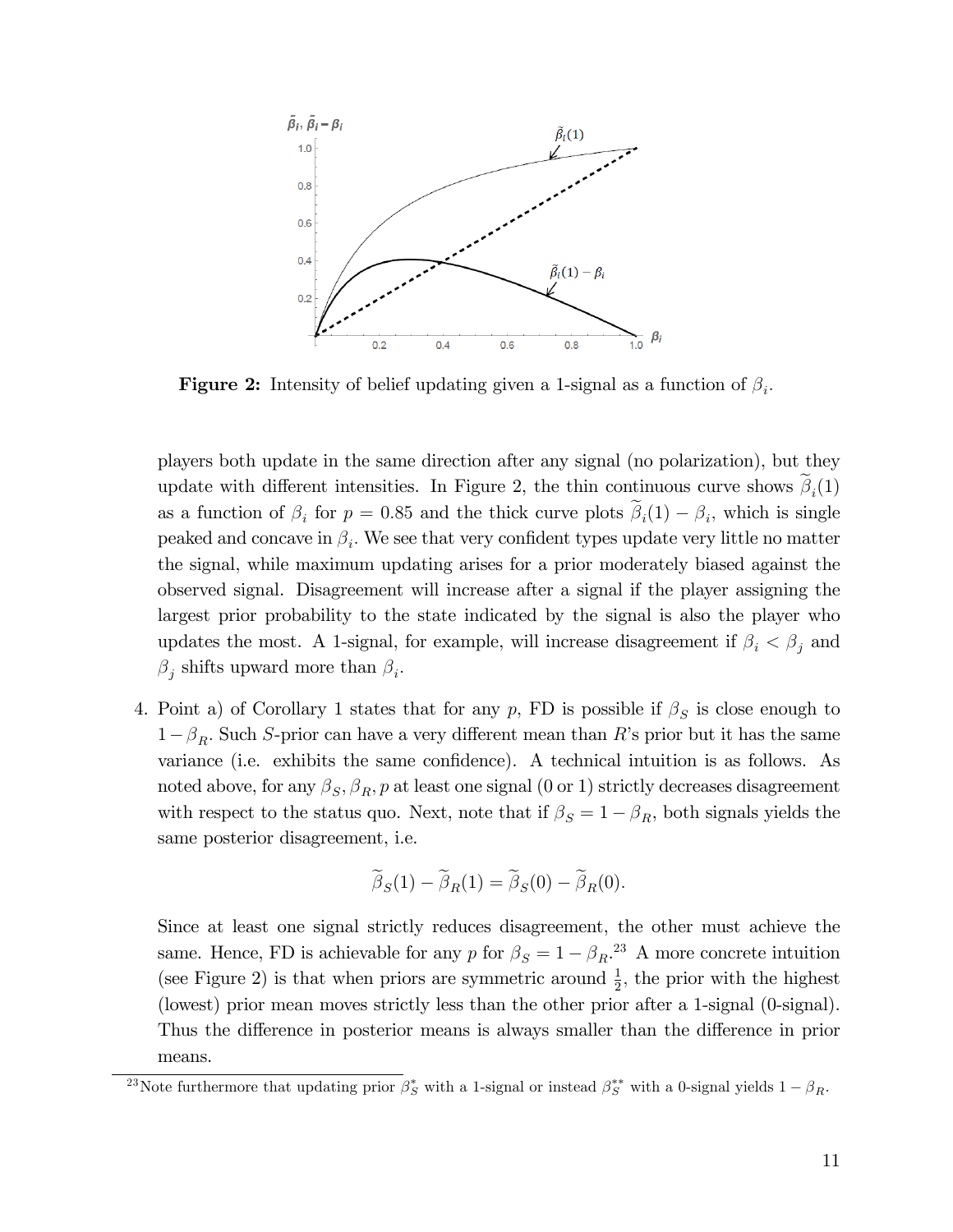**Figure 2:** Intensity of belief updating given a 1-signal as a function of $\beta_i$.

players both update in the same direction after any signal (no polarization), but they update with different intensities. In Figure 2, the thin continuous curve shows $\widetilde{\beta}_i(1)$ as a function of $\beta_i$ for $p = 0.85$ and the thick curve plots $\widetilde{\beta}_i(1) - \beta_i$, which is single peaked and concave in $\beta_i$. We see that very confident types update very little no matter the signal, while maximum updating arises for a prior moderately biased against the observed signal. Disagreement will increase after a signal if the player assigning the largest prior probability to the state indicated by the signal is also the player who updates the most. A 1-signal, for example, will increase disagreement if $\beta_i < \beta_j$ and $\beta_j$ shifts upward more than $\beta_i$.

4. Point a) of Corollary 1 states that for any $p$, FD is possible if $\beta_S$ is close enough to $1 - \beta_R$. Such $S$-prior can have a very different mean than $R$'s prior but it has the same variance (i.e. exhibits the same confidence). A technical intuition is as follows. As noted above, for any $\beta_S, \beta_R, p$ at least one signal (0 or 1) strictly decreases disagreement with respect to the status quo. Next, note that if $\beta_S = 1 - \beta_R$, both signals yields the same posterior disagreement, i.e.

$$\widetilde{\beta}_S(1) - \widetilde{\beta}_R(1) = \widetilde{\beta}_S(0) - \widetilde{\beta}_R(0).$$

Since at least one signal strictly reduces disagreement, the other must achieve the same. Hence, FD is achievable for any $p$ for $\beta_S = 1 - \beta_R$.[23] A more concrete intuition (see Figure 2) is that when priors are symmetric around $\frac{1}{2}$, the prior with the highest (lowest) prior mean moves strictly less than the other prior after a 1-signal (0-signal). Thus the difference in posterior means is always smaller than the difference in prior means.

[23] Note furthermore that updating prior $\beta_S^*$ with a 1-signal or instead $\beta_S^{**}$ with a 0-signal yields $1 - \beta_R$.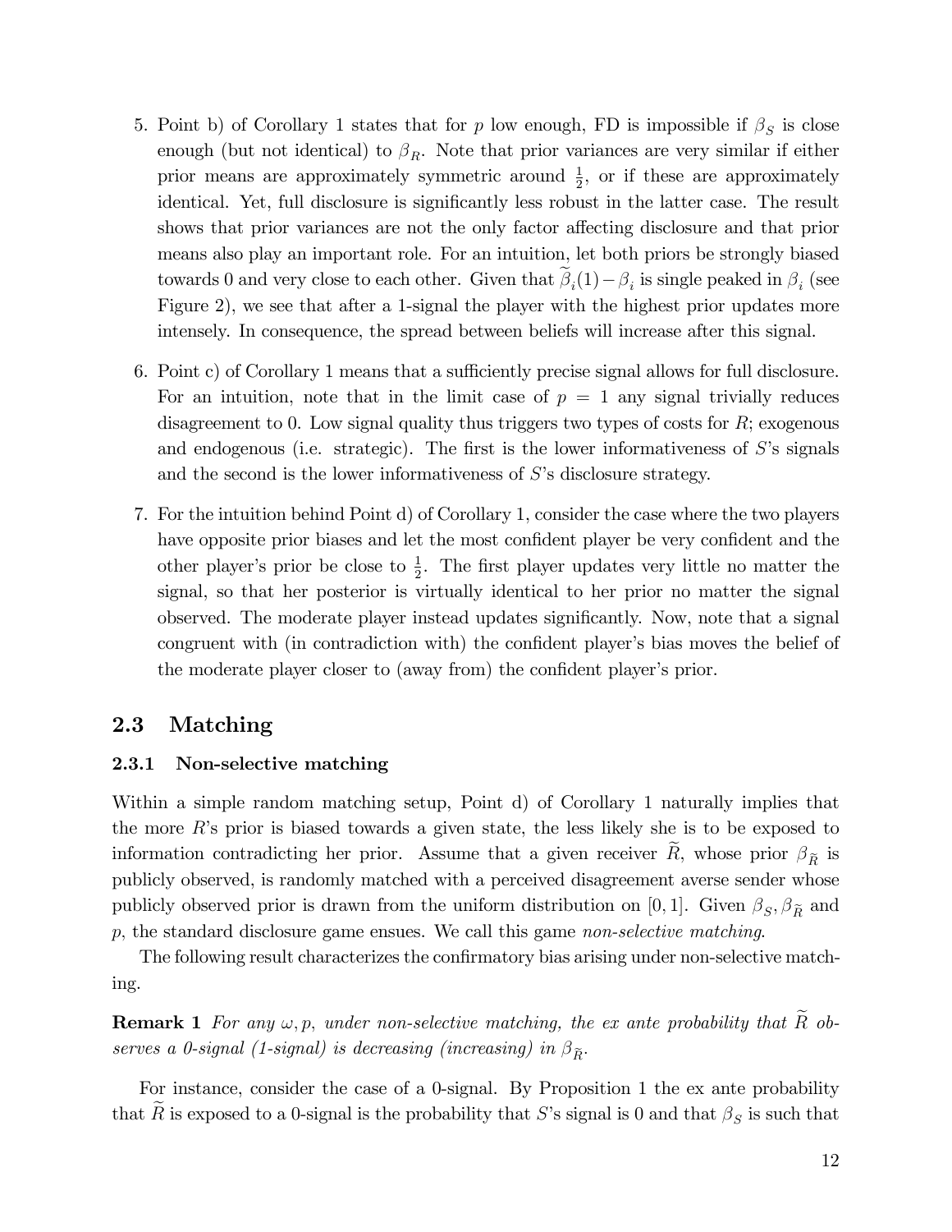5. Point b) of Corollary 1 states that for $p$ low enough, FD is impossible if $\beta_S$ is close enough (but not identical) to $\beta_R$. Note that prior variances are very similar if either prior means are approximately symmetric around $\frac{1}{2}$, or if these are approximately identical. Yet, full disclosure is significantly less robust in the latter case. The result shows that prior variances are not the only factor affecting disclosure and that prior means also play an important role. For an intuition, let both priors be strongly biased towards 0 and very close to each other. Given that $\widetilde{\beta}_i(1) - \beta_i$ is single peaked in $\beta_i$ (see Figure 2), we see that after a 1-signal the player with the highest prior updates more intensely. In consequence, the spread between beliefs will increase after this signal.

6. Point c) of Corollary 1 means that a sufficiently precise signal allows for full disclosure. For an intuition, note that in the limit case of $p = 1$ any signal trivially reduces disagreement to 0. Low signal quality thus triggers two types of costs for $R$; exogenous and endogenous (i.e. strategic). The first is the lower informativeness of $S$'s signals and the second is the lower informativeness of $S$'s disclosure strategy.

7. For the intuition behind Point d) of Corollary 1, consider the case where the two players have opposite prior biases and let the most confident player be very confident and the other player's prior be close to $\frac{1}{2}$. The first player updates very little no matter the signal, so that her posterior is virtually identical to her prior no matter the signal observed. The moderate player instead updates significantly. Now, note that a signal congruent with (in contradiction with) the confident player's bias moves the belief of the moderate player closer to (away from) the confident player's prior.

## 2.3 Matching

### 2.3.1 Non-selective matching

Within a simple random matching setup, Point d) of Corollary 1 naturally implies that the more $R$'s prior is biased towards a given state, the less likely she is to be exposed to information contradicting her prior. Assume that a given receiver $\widetilde{R}$, whose prior $\beta_{\widetilde{R}}$ is publicly observed, is randomly matched with a perceived disagreement averse sender whose publicly observed prior is drawn from the uniform distribution on $[0, 1]$. Given $\beta_S, \beta_{\widetilde{R}}$ and $p$, the standard disclosure game ensues. We call this game *non-selective matching*.

The following result characterizes the confirmatory bias arising under non-selective matching.

**Remark 1** *For any $\omega, p$, under non-selective matching, the ex ante probability that $\widetilde{R}$ observes a 0-signal (1-signal) is decreasing (increasing) in $\beta_{\widetilde{R}}$.*

For instance, consider the case of a 0-signal. By Proposition 1 the ex ante probability that $\widetilde{R}$ is exposed to a 0-signal is the probability that $S$'s signal is 0 and that $\beta_S$ is such that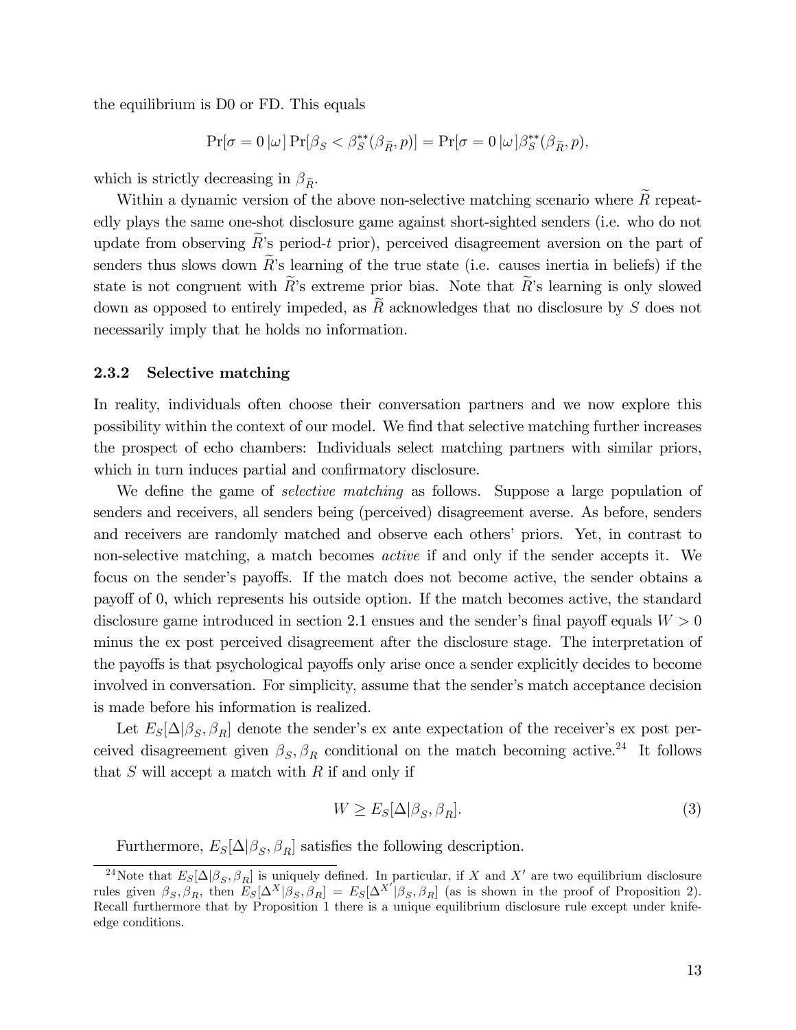the equilibrium is D0 or FD. This equals

$$\Pr[\sigma = 0 \,|\omega] \Pr[\beta_S < \beta_S^{**}(\beta_{\widetilde{R}}, p)] = \Pr[\sigma = 0 \,|\omega] \beta_S^{**}(\beta_{\widetilde{R}}, p),$$

which is strictly decreasing in $\beta_{\widetilde{R}}$.

Within a dynamic version of the above non-selective matching scenario where $\widetilde{R}$ repeatedly plays the same one-shot disclosure game against short-sighted senders (i.e. who do not update from observing $\widetilde{R}$'s period-$t$ prior), perceived disagreement aversion on the part of senders thus slows down $\widetilde{R}$'s learning of the true state (i.e. causes inertia in beliefs) if the state is not congruent with $\widetilde{R}$'s extreme prior bias. Note that $\widetilde{R}$'s learning is only slowed down as opposed to entirely impeded, as $\widetilde{R}$ acknowledges that no disclosure by $S$ does not necessarily imply that he holds no information.

### 2.3.2 Selective matching

In reality, individuals often choose their conversation partners and we now explore this possibility within the context of our model. We find that selective matching further increases the prospect of echo chambers: Individuals select matching partners with similar priors, which in turn induces partial and confirmatory disclosure.

We define the game of *selective matching* as follows. Suppose a large population of senders and receivers, all senders being (perceived) disagreement averse. As before, senders and receivers are randomly matched and observe each others' priors. Yet, in contrast to non-selective matching, a match becomes *active* if and only if the sender accepts it. We focus on the sender's payoffs. If the match does not become active, the sender obtains a payoff of 0, which represents his outside option. If the match becomes active, the standard disclosure game introduced in section 2.1 ensues and the sender's final payoff equals $W > 0$ minus the ex post perceived disagreement after the disclosure stage. The interpretation of the payoffs is that psychological payoffs only arise once a sender explicitly decides to become involved in conversation. For simplicity, assume that the sender's match acceptance decision is made before his information is realized.

Let $E_S[\Delta|\beta_S, \beta_R]$ denote the sender's ex ante expectation of the receiver's ex post perceived disagreement given $\beta_S, \beta_R$ conditional on the match becoming active.[24] It follows that $S$ will accept a match with $R$ if and only if

$$W \geq E_S[\Delta|\beta_S, \beta_R]. \tag{3}$$

Furthermore, $E_S[\Delta|\beta_S, \beta_R]$ satisfies the following description.

[24] Note that $E_S[\Delta|\beta_S, \beta_R]$ is uniquely defined. In particular, if $X$ and $X'$ are two equilibrium disclosure rules given $\beta_S, \beta_R$, then $E_S[\Delta^X|\beta_S, \beta_R] = E_S[\Delta^{X'}|\beta_S, \beta_R]$ (as is shown in the proof of Proposition 2). Recall furthermore that by Proposition 1 there is a unique equilibrium disclosure rule except under knife-edge conditions.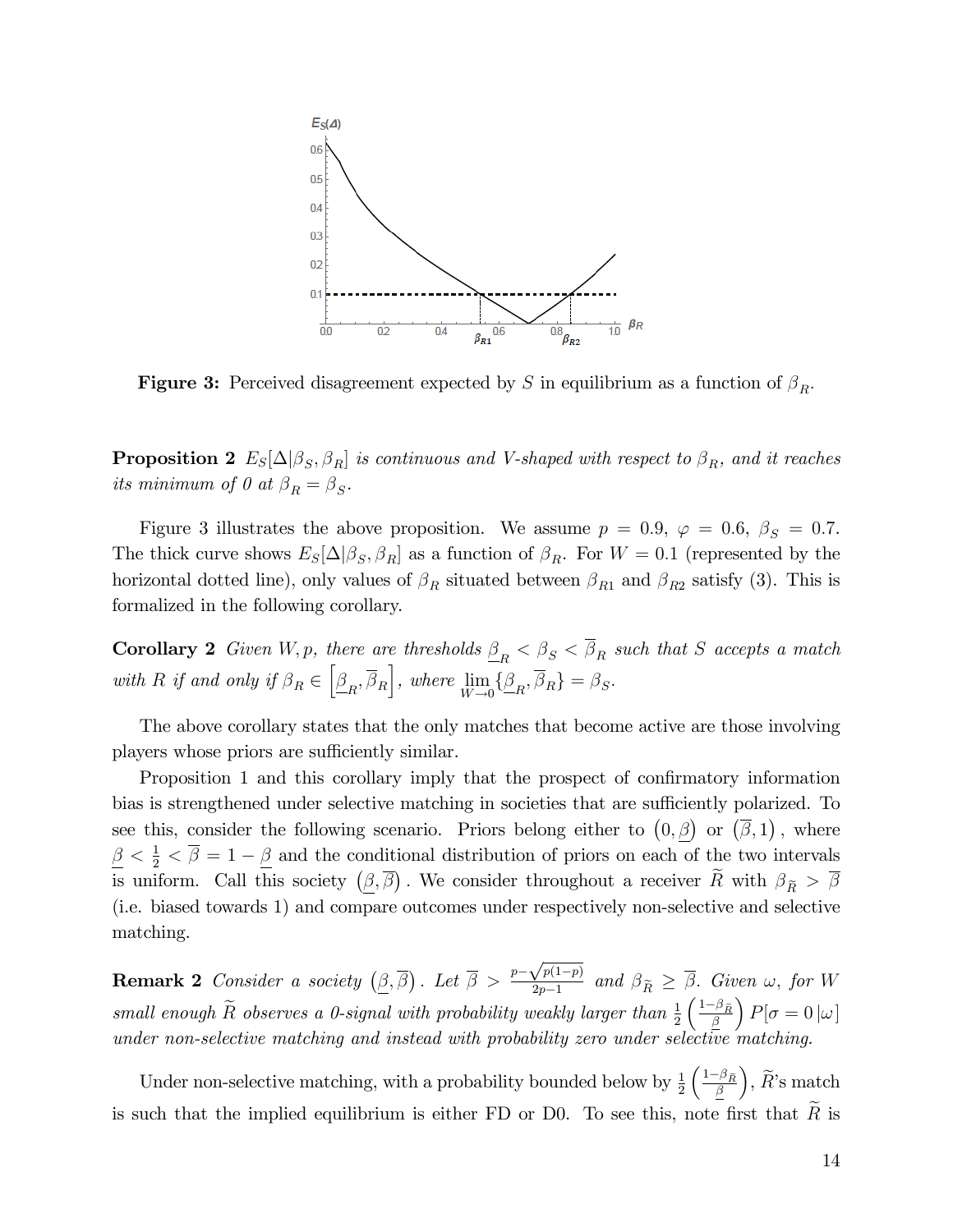**Figure 3:** Perceived disagreement expected by $S$ in equilibrium as a function of $\beta_R$.

**Proposition 2** *$E_S[\Delta|\beta_S, \beta_R]$ is continuous and V-shaped with respect to $\beta_R$, and it reaches its minimum of 0 at $\beta_R = \beta_S$.*

Figure 3 illustrates the above proposition. We assume $p = 0.9$, $\varphi = 0.6$, $\beta_S = 0.7$. The thick curve shows $E_S[\Delta|\beta_S, \beta_R]$ as a function of $\beta_R$. For $W = 0.1$ (represented by the horizontal dotted line), only values of $\beta_R$ situated between $\beta_{R1}$ and $\beta_{R2}$ satisfy (3). This is formalized in the following corollary.

**Corollary 2** *Given $W, p$, there are thresholds $\underline{\beta}_R < \beta_S < \overline{\beta}_R$ such that $S$ accepts a match with $R$ if and only if $\beta_R \in \left[\underline{\beta}_R, \overline{\beta}_R\right]$, where $\lim_{W \to 0} \{\underline{\beta}_R, \overline{\beta}_R\} = \beta_S$.*

The above corollary states that the only matches that become active are those involving players whose priors are sufficiently similar.

Proposition 1 and this corollary imply that the prospect of confirmatory information bias is strengthened under selective matching in societies that are sufficiently polarized. To see this, consider the following scenario. Priors belong either to $\left(0, \underline{\beta}\right)$ or $\left(\overline{\beta}, 1\right)$, where $\underline{\beta} < \frac{1}{2} < \overline{\beta} = 1 - \underline{\beta}$ and the conditional distribution of priors on each of the two intervals is uniform. Call this society $\left(\underline{\beta}, \overline{\beta}\right)$. We consider throughout a receiver $\widetilde{R}$ with $\beta_{\widetilde{R}} > \overline{\beta}$ (i.e. biased towards 1) and compare outcomes under respectively non-selective and selective matching.

**Remark 2** *Consider a society $\left(\underline{\beta}, \overline{\beta}\right)$. Let $\overline{\beta} > \frac{p - \sqrt{p(1-p)}}{2p-1}$ and $\beta_{\widetilde{R}} \geq \overline{\beta}$. Given $\omega$, for $W$ small enough $\widetilde{R}$ observes a 0-signal with probability weakly larger than $\frac{1}{2}\left(\frac{1-\beta_{\widetilde{R}}}{\underline{\beta}}\right) P[\sigma = 0\,|\omega]$ under non-selective matching and instead with probability zero under selective matching.*

Under non-selective matching, with a probability bounded below by $\frac{1}{2}\left(\frac{1-\beta_{\widetilde{R}}}{\underline{\beta}}\right)$, $\widetilde{R}$'s match is such that the implied equilibrium is either FD or D0. To see this, note first that $\widetilde{R}$ is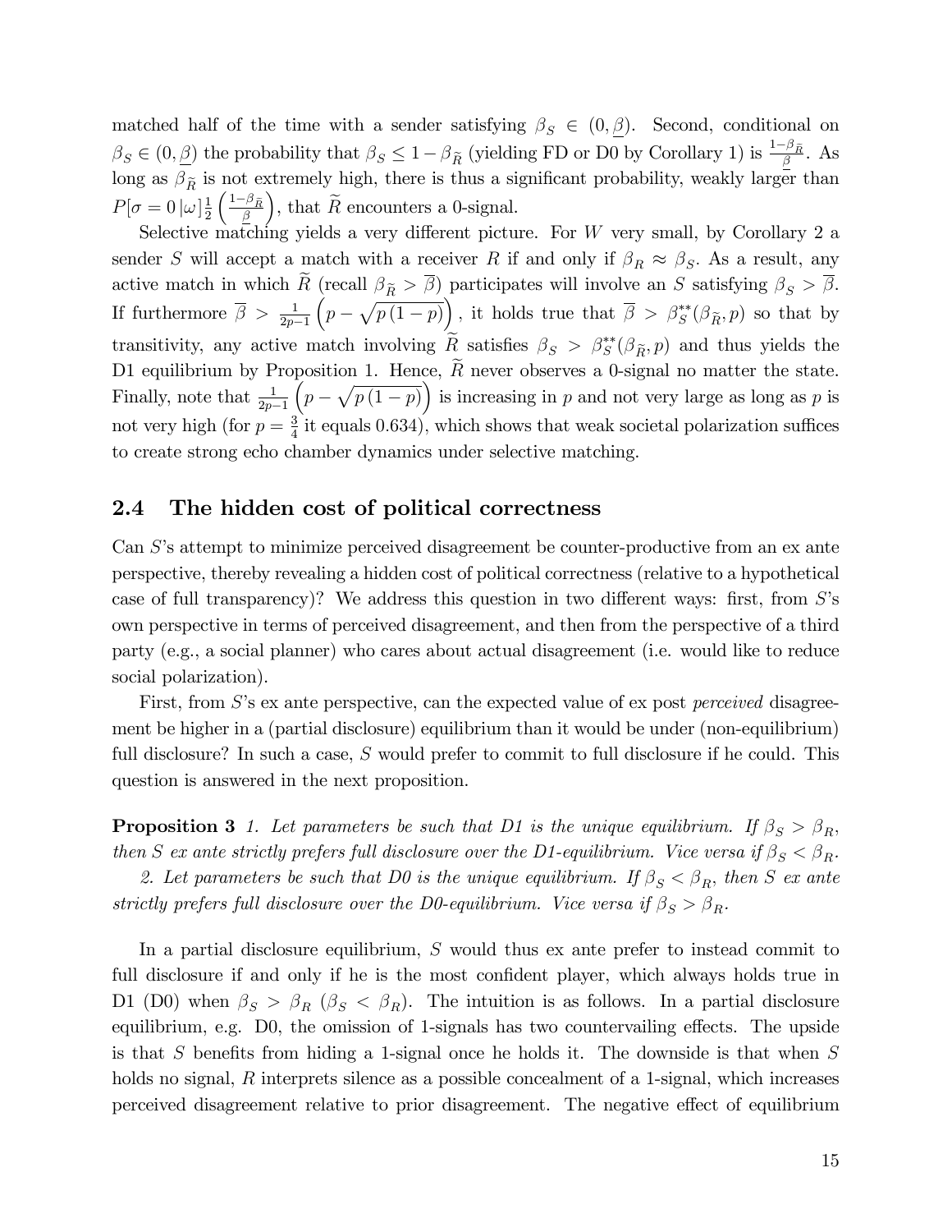matched half of the time with a sender satisfying $\beta_S \in (0, \underline{\beta})$. Second, conditional on $\beta_S \in (0, \underline{\beta})$ the probability that $\beta_S \leq 1 - \beta_{\widetilde{R}}$ (yielding FD or D0 by Corollary 1) is $\frac{1-\beta_{\widetilde{R}}}{\underline{\beta}}$. As long as $\beta_{\widetilde{R}}$ is not extremely high, there is thus a significant probability, weakly larger than $P[\sigma = 0 \,|\omega] \frac{1}{2} \left( \frac{1-\beta_{\widetilde{R}}}{\underline{\beta}} \right)$, that $\widetilde{R}$ encounters a 0-signal.

Selective matching yields a very different picture. For $W$ very small, by Corollary 2 a sender $S$ will accept a match with a receiver $R$ if and only if $\beta_R \approx \beta_S$. As a result, any active match in which $\widetilde{R}$ (recall $\beta_{\widetilde{R}} > \overline{\beta}$) participates will involve an $S$ satisfying $\beta_S > \overline{\beta}$. If furthermore $\overline{\beta} > \frac{1}{2p-1} \left( p - \sqrt{p(1-p)} \right)$, it holds true that $\overline{\beta} > \beta_S^{**}(\beta_{\widetilde{R}}, p)$ so that by transitivity, any active match involving $\widetilde{R}$ satisfies $\beta_S > \beta_S^{**}(\beta_{\widetilde{R}}, p)$ and thus yields the D1 equilibrium by Proposition 1. Hence, $\widetilde{R}$ never observes a 0-signal no matter the state. Finally, note that $\frac{1}{2p-1} \left( p - \sqrt{p(1-p)} \right)$ is increasing in $p$ and not very large as long as $p$ is not very high (for $p = \frac{3}{4}$ it equals 0.634), which shows that weak societal polarization suffices to create strong echo chamber dynamics under selective matching.

## 2.4 The hidden cost of political correctness

Can $S$'s attempt to minimize perceived disagreement be counter-productive from an ex ante perspective, thereby revealing a hidden cost of political correctness (relative to a hypothetical case of full transparency)? We address this question in two different ways: first, from $S$'s own perspective in terms of perceived disagreement, and then from the perspective of a third party (e.g., a social planner) who cares about actual disagreement (i.e. would like to reduce social polarization).

First, from $S$'s ex ante perspective, can the expected value of ex post *perceived* disagreement be higher in a (partial disclosure) equilibrium than it would be under (non-equilibrium) full disclosure? In such a case, $S$ would prefer to commit to full disclosure if he could. This question is answered in the next proposition.

**Proposition 3** *1. Let parameters be such that D1 is the unique equilibrium. If $\beta_S > \beta_R$, then $S$ ex ante strictly prefers full disclosure over the D1-equilibrium. Vice versa if $\beta_S < \beta_R$.*

*2. Let parameters be such that D0 is the unique equilibrium. If $\beta_S < \beta_R$, then $S$ ex ante strictly prefers full disclosure over the D0-equilibrium. Vice versa if $\beta_S > \beta_R$.*

In a partial disclosure equilibrium, $S$ would thus ex ante prefer to instead commit to full disclosure if and only if he is the most confident player, which always holds true in D1 (D0) when $\beta_S > \beta_R$ ($\beta_S < \beta_R$). The intuition is as follows. In a partial disclosure equilibrium, e.g. D0, the omission of 1-signals has two countervailing effects. The upside is that $S$ benefits from hiding a 1-signal once he holds it. The downside is that when $S$ holds no signal, $R$ interprets silence as a possible concealment of a 1-signal, which increases perceived disagreement relative to prior disagreement. The negative effect of equilibrium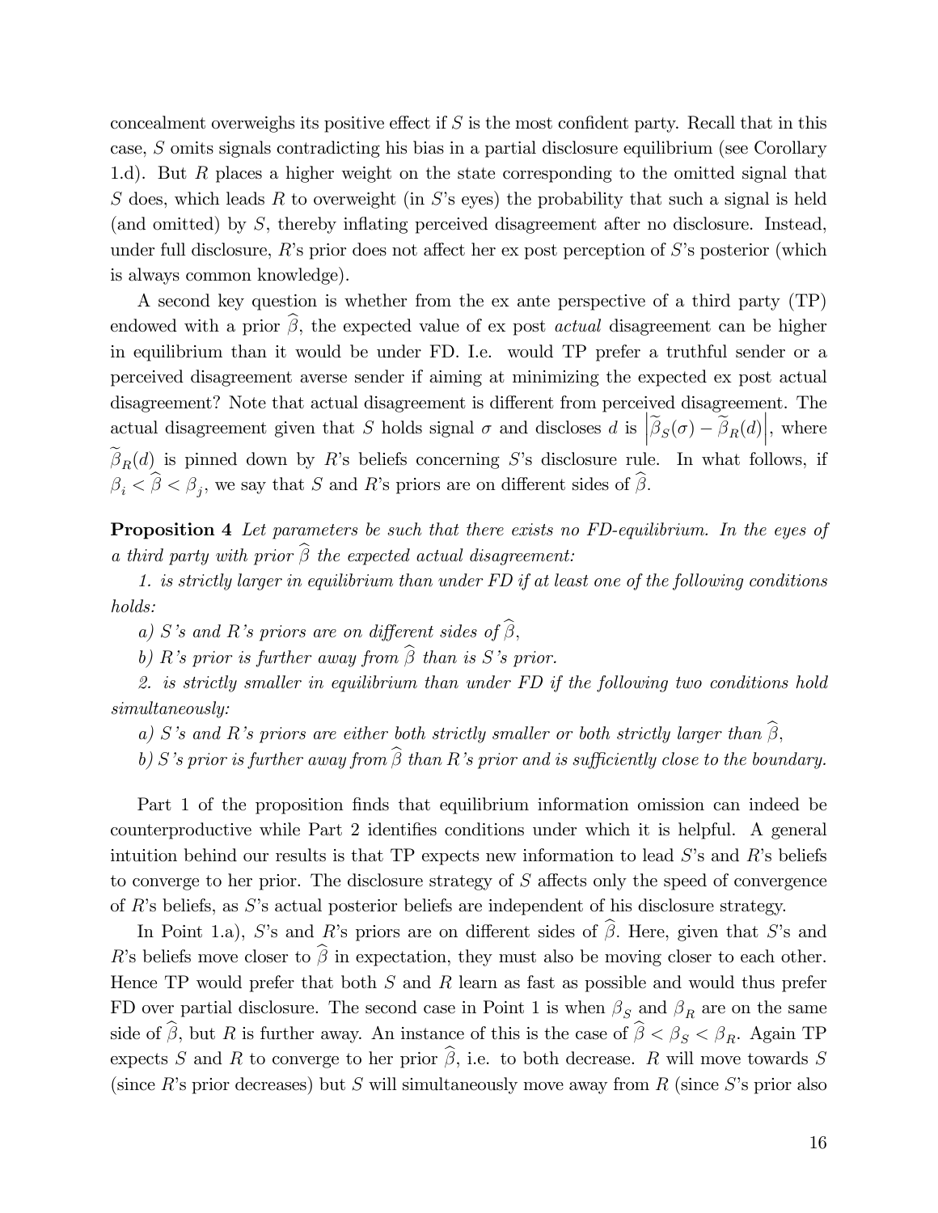concealment overweighs its positive effect if $S$ is the most confident party. Recall that in this case, $S$ omits signals contradicting his bias in a partial disclosure equilibrium (see Corollary 1.d). But $R$ places a higher weight on the state corresponding to the omitted signal that $S$ does, which leads $R$ to overweight (in $S$'s eyes) the probability that such a signal is held (and omitted) by $S$, thereby inflating perceived disagreement after no disclosure. Instead, under full disclosure, $R$'s prior does not affect her ex post perception of $S$'s posterior (which is always common knowledge).

A second key question is whether from the ex ante perspective of a third party (TP) endowed with a prior $\widehat{\beta}$, the expected value of ex post *actual* disagreement can be higher in equilibrium than it would be under FD. I.e. would TP prefer a truthful sender or a perceived disagreement averse sender if aiming at minimizing the expected ex post actual disagreement? Note that actual disagreement is different from perceived disagreement. The actual disagreement given that $S$ holds signal $\sigma$ and discloses $d$ is $\left|\widetilde{\beta}_S(\sigma) - \widetilde{\beta}_R(d)\right|$, where $\widetilde{\beta}_R(d)$ is pinned down by $R$'s beliefs concerning $S$'s disclosure rule. In what follows, if $\beta_i < \widehat{\beta} < \beta_j$, we say that $S$ and $R$'s priors are on different sides of $\widehat{\beta}$.

**Proposition 4** *Let parameters be such that there exists no FD-equilibrium. In the eyes of a third party with prior $\widehat{\beta}$ the expected actual disagreement:*

*1. is strictly larger in equilibrium than under FD if at least one of the following conditions holds:*

*a) $S$'s and $R$'s priors are on different sides of $\widehat{\beta}$,*

*b) $R$'s prior is further away from $\widehat{\beta}$ than is $S$'s prior.*

*2. is strictly smaller in equilibrium than under FD if the following two conditions hold simultaneously:*

*a) $S$'s and $R$'s priors are either both strictly smaller or both strictly larger than $\widehat{\beta}$,*

*b) $S$'s prior is further away from $\widehat{\beta}$ than $R$'s prior and is sufficiently close to the boundary.*

Part 1 of the proposition finds that equilibrium information omission can indeed be counterproductive while Part 2 identifies conditions under which it is helpful. A general intuition behind our results is that TP expects new information to lead $S$'s and $R$'s beliefs to converge to her prior. The disclosure strategy of $S$ affects only the speed of convergence of $R$'s beliefs, as $S$'s actual posterior beliefs are independent of his disclosure strategy.

In Point 1.a), $S$'s and $R$'s priors are on different sides of $\widehat{\beta}$. Here, given that $S$'s and $R$'s beliefs move closer to $\widehat{\beta}$ in expectation, they must also be moving closer to each other. Hence TP would prefer that both $S$ and $R$ learn as fast as possible and would thus prefer FD over partial disclosure. The second case in Point 1 is when $\beta_S$ and $\beta_R$ are on the same side of $\widehat{\beta}$, but $R$ is further away. An instance of this is the case of $\widehat{\beta} < \beta_S < \beta_R$. Again TP expects $S$ and $R$ to converge to her prior $\widehat{\beta}$, i.e. to both decrease. $R$ will move towards $S$ (since $R$'s prior decreases) but $S$ will simultaneously move away from $R$ (since $S$'s prior also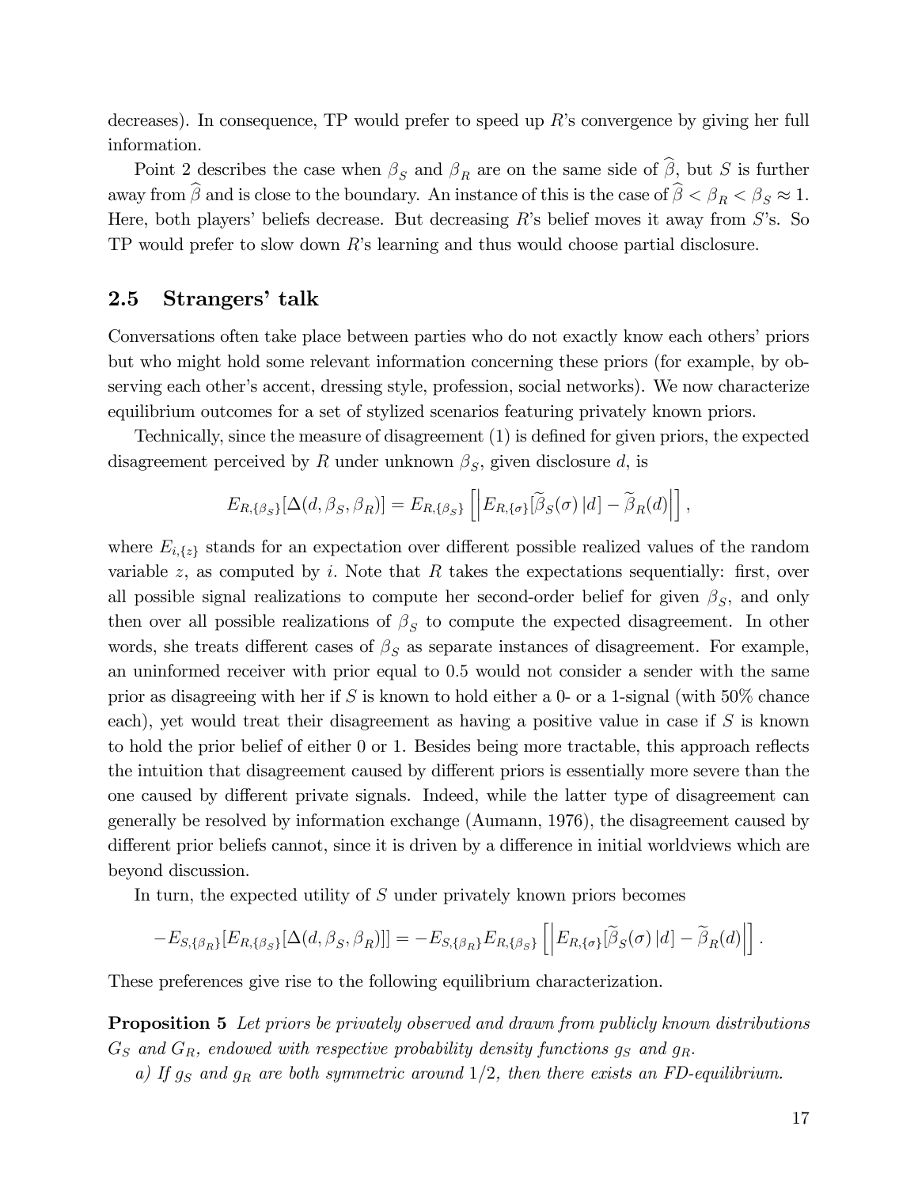decreases). In consequence, TP would prefer to speed up $R$'s convergence by giving her full information.

Point 2 describes the case when $\beta_S$ and $\beta_R$ are on the same side of $\widehat{\beta}$, but $S$ is further away from $\widehat{\beta}$ and is close to the boundary. An instance of this is the case of $\widehat{\beta} < \beta_R < \beta_S \approx 1$. Here, both players' beliefs decrease. But decreasing $R$'s belief moves it away from $S$'s. So TP would prefer to slow down $R$'s learning and thus would choose partial disclosure.

## 2.5 Strangers' talk

Conversations often take place between parties who do not exactly know each others' priors but who might hold some relevant information concerning these priors (for example, by observing each other's accent, dressing style, profession, social networks). We now characterize equilibrium outcomes for a set of stylized scenarios featuring privately known priors.

Technically, since the measure of disagreement (1) is defined for given priors, the expected disagreement perceived by $R$ under unknown $\beta_S$, given disclosure $d$, is

$$E_{R,\{\beta_S\}}[\Delta(d,\beta_S,\beta_R)] = E_{R,\{\beta_S\}}\left[\left|E_{R,\{\sigma\}}[\widetilde{\beta}_S(\sigma)\,|d] - \widetilde{\beta}_R(d)\right|\right],$$

where $E_{i,\{z\}}$ stands for an expectation over different possible realized values of the random variable $z$, as computed by $i$. Note that $R$ takes the expectations sequentially: first, over all possible signal realizations to compute her second-order belief for given $\beta_S$, and only then over all possible realizations of $\beta_S$ to compute the expected disagreement. In other words, she treats different cases of $\beta_S$ as separate instances of disagreement. For example, an uninformed receiver with prior equal to 0.5 would not consider a sender with the same prior as disagreeing with her if $S$ is known to hold either a 0- or a 1-signal (with 50% chance each), yet would treat their disagreement as having a positive value in case if $S$ is known to hold the prior belief of either 0 or 1. Besides being more tractable, this approach reflects the intuition that disagreement caused by different priors is essentially more severe than the one caused by different private signals. Indeed, while the latter type of disagreement can generally be resolved by information exchange (Aumann, 1976), the disagreement caused by different prior beliefs cannot, since it is driven by a difference in initial worldviews which are beyond discussion.

In turn, the expected utility of $S$ under privately known priors becomes

$$-E_{S,\{\beta_R\}}[E_{R,\{\beta_S\}}[\Delta(d,\beta_S,\beta_R)]] = -E_{S,\{\beta_R\}}E_{R,\{\beta_S\}}\left[\left|E_{R,\{\sigma\}}[\widetilde{\beta}_S(\sigma)\,|d] - \widetilde{\beta}_R(d)\right|\right].$$

These preferences give rise to the following equilibrium characterization.

**Proposition 5** *Let priors be privately observed and drawn from publicly known distributions $G_S$ and $G_R$, endowed with respective probability density functions $g_S$ and $g_R$.*

*a) If $g_S$ and $g_R$ are both symmetric around $1/2$, then there exists an FD-equilibrium.*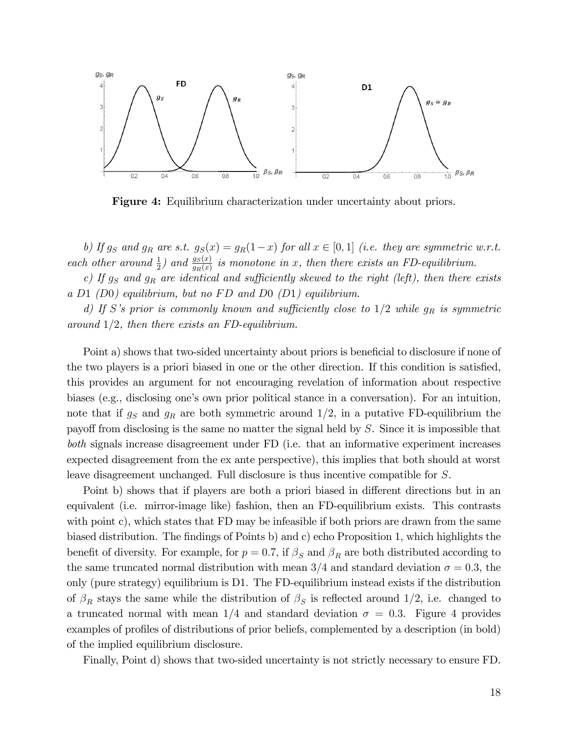**Figure 4:** Equilibrium characterization under uncertainty about priors.

*b) If $g_S$ and $g_R$ are s.t. $g_S(x) = g_R(1-x)$ for all $x \in [0,1]$ (i.e. they are symmetric w.r.t. each other around $\frac{1}{2}$) and $\frac{g_S(x)}{g_R(x)}$ is monotone in $x$, then there exists an FD-equilibrium.*

*c) If $g_S$ and $g_R$ are identical and sufficiently skewed to the right (left), then there exists a D1 (D0) equilibrium, but no FD and D0 (D1) equilibrium.*

*d) If S's prior is commonly known and sufficiently close to 1/2 while $g_R$ is symmetric around 1/2, then there exists an FD-equilibrium.*

Point a) shows that two-sided uncertainty about priors is beneficial to disclosure if none of the two players is a priori biased in one or the other direction. If this condition is satisfied, this provides an argument for not encouraging revelation of information about respective biases (e.g., disclosing one's own prior political stance in a conversation). For an intuition, note that if $g_S$ and $g_R$ are both symmetric around 1/2, in a putative FD-equilibrium the payoff from disclosing is the same no matter the signal held by $S$. Since it is impossible that *both* signals increase disagreement under FD (i.e. that an informative experiment increases expected disagreement from the ex ante perspective), this implies that both should at worst leave disagreement unchanged. Full disclosure is thus incentive compatible for $S$.

Point b) shows that if players are both a priori biased in different directions but in an equivalent (i.e. mirror-image like) fashion, then an FD-equilibrium exists. This contrasts with point c), which states that FD may be infeasible if both priors are drawn from the same biased distribution. The findings of Points b) and c) echo Proposition 1, which highlights the benefit of diversity. For example, for $p = 0.7$, if $\beta_S$ and $\beta_R$ are both distributed according to the same truncated normal distribution with mean 3/4 and standard deviation $\sigma = 0.3$, the only (pure strategy) equilibrium is D1. The FD-equilibrium instead exists if the distribution of $\beta_R$ stays the same while the distribution of $\beta_S$ is reflected around 1/2, i.e. changed to a truncated normal with mean 1/4 and standard deviation $\sigma = 0.3$. Figure 4 provides examples of profiles of distributions of prior beliefs, complemented by a description (in bold) of the implied equilibrium disclosure.

Finally, Point d) shows that two-sided uncertainty is not strictly necessary to ensure FD.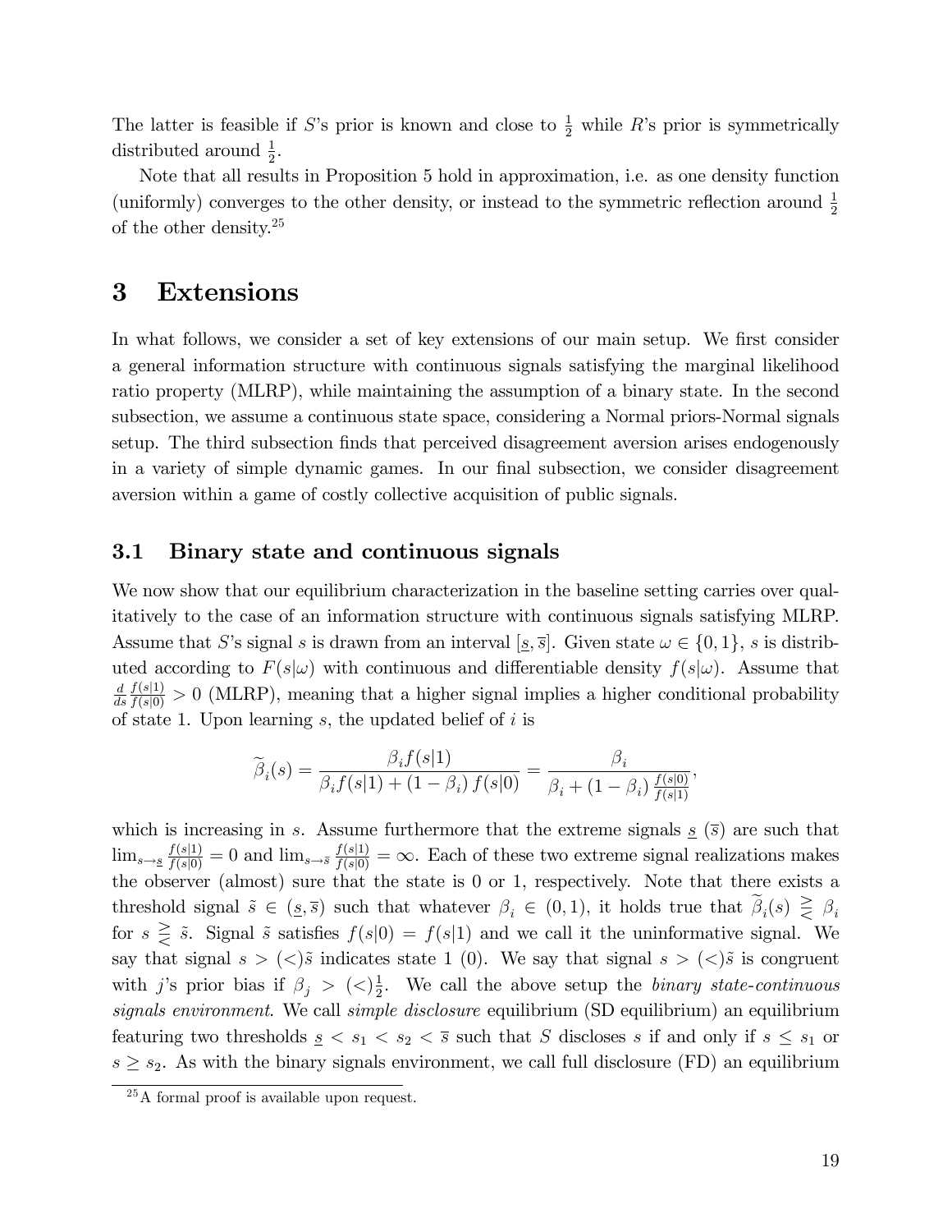The latter is feasible if $S$'s prior is known and close to $\frac{1}{2}$ while $R$'s prior is symmetrically distributed around $\frac{1}{2}$.

Note that all results in Proposition 5 hold in approximation, i.e. as one density function (uniformly) converges to the other density, or instead to the symmetric reflection around $\frac{1}{2}$ of the other density.[25]

# 3 Extensions

In what follows, we consider a set of key extensions of our main setup. We first consider a general information structure with continuous signals satisfying the marginal likelihood ratio property (MLRP), while maintaining the assumption of a binary state. In the second subsection, we assume a continuous state space, considering a Normal priors-Normal signals setup. The third subsection finds that perceived disagreement aversion arises endogenously in a variety of simple dynamic games. In our final subsection, we consider disagreement aversion within a game of costly collective acquisition of public signals.

## 3.1 Binary state and continuous signals

We now show that our equilibrium characterization in the baseline setting carries over qualitatively to the case of an information structure with continuous signals satisfying MLRP. Assume that $S$'s signal $s$ is drawn from an interval $[\underline{s}, \overline{s}]$. Given state $\omega \in \{0, 1\}$, $s$ is distributed according to $F(s|\omega)$ with continuous and differentiable density $f(s|\omega)$. Assume that $\frac{d}{ds}\frac{f(s|1)}{f(s|0)} > 0$ (MLRP), meaning that a higher signal implies a higher conditional probability of state 1. Upon learning $s$, the updated belief of $i$ is

$$\widetilde{\beta}_i(s) = \frac{\beta_i f(s|1)}{\beta_i f(s|1) + (1 - \beta_i) f(s|0)} = \frac{\beta_i}{\beta_i + (1 - \beta_i) \frac{f(s|0)}{f(s|1)}},$$

which is increasing in $s$. Assume furthermore that the extreme signals $\underline{s}$ ($\overline{s}$) are such that $\lim_{s \to \underline{s}} \frac{f(s|1)}{f(s|0)} = 0$ and $\lim_{s \to \overline{s}} \frac{f(s|1)}{f(s|0)} = \infty$. Each of these two extreme signal realizations makes the observer (almost) sure that the state is 0 or 1, respectively. Note that there exists a threshold signal $\tilde{s} \in (\underline{s}, \overline{s})$ such that whatever $\beta_i \in (0, 1)$, it holds true that $\widetilde{\beta}_i(s) \gtreqless \beta_i$ for $s \gtreqless \tilde{s}$. Signal $\tilde{s}$ satisfies $f(s|0) = f(s|1)$ and we call it the uninformative signal. We say that signal $s > (<) \tilde{s}$ indicates state 1 (0). We say that signal $s > (<) \tilde{s}$ is congruent with $j$'s prior bias if $\beta_j > (<) \frac{1}{2}$. We call the above setup the *binary state-continuous signals environment*. We call *simple disclosure* equilibrium (SD equilibrium) an equilibrium featuring two thresholds $\underline{s} < s_1 < s_2 < \overline{s}$ such that $S$ discloses $s$ if and only if $s \leq s_1$ or $s \geq s_2$. As with the binary signals environment, we call full disclosure (FD) an equilibrium

[25] A formal proof is available upon request.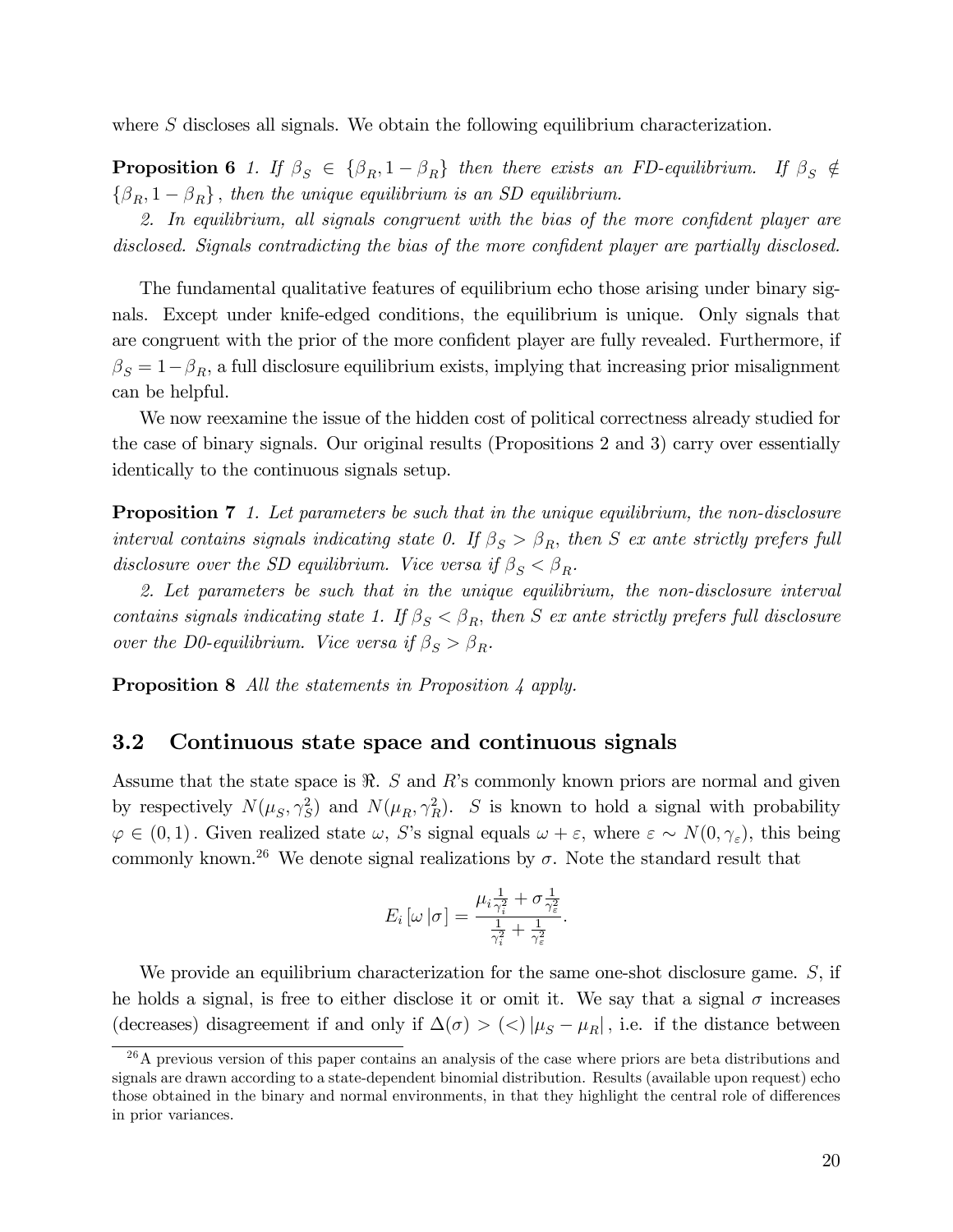where $S$ discloses all signals. We obtain the following equilibrium characterization.

**Proposition 6** *1. If $\beta_S \in \{\beta_R, 1-\beta_R\}$ then there exists an FD-equilibrium. If $\beta_S \notin \{\beta_R, 1-\beta_R\}$, then the unique equilibrium is an SD equilibrium.*

*2. In equilibrium, all signals congruent with the bias of the more confident player are disclosed. Signals contradicting the bias of the more confident player are partially disclosed.*

The fundamental qualitative features of equilibrium echo those arising under binary signals. Except under knife-edged conditions, the equilibrium is unique. Only signals that are congruent with the prior of the more confident player are fully revealed. Furthermore, if $\beta_S = 1-\beta_R$, a full disclosure equilibrium exists, implying that increasing prior misalignment can be helpful.

We now reexamine the issue of the hidden cost of political correctness already studied for the case of binary signals. Our original results (Propositions 2 and 3) carry over essentially identically to the continuous signals setup.

**Proposition 7** *1. Let parameters be such that in the unique equilibrium, the non-disclosure interval contains signals indicating state 0. If $\beta_S > \beta_R$, then $S$ ex ante strictly prefers full disclosure over the SD equilibrium. Vice versa if $\beta_S < \beta_R$.*

*2. Let parameters be such that in the unique equilibrium, the non-disclosure interval contains signals indicating state 1. If $\beta_S < \beta_R$, then $S$ ex ante strictly prefers full disclosure over the D0-equilibrium. Vice versa if $\beta_S > \beta_R$.*

**Proposition 8** *All the statements in Proposition 4 apply.*

## 3.2 Continuous state space and continuous signals

Assume that the state space is $\Re$. $S$ and $R$'s commonly known priors are normal and given by respectively $N(\mu_S, \gamma_S^2)$ and $N(\mu_R, \gamma_R^2)$. $S$ is known to hold a signal with probability $\varphi \in (0,1)$. Given realized state $\omega$, $S$'s signal equals $\omega + \varepsilon$, where $\varepsilon \sim N(0, \gamma_\varepsilon)$, this being commonly known.[26] We denote signal realizations by $\sigma$. Note the standard result that

$$E_i[\omega \,|\sigma] = \frac{\mu_i \frac{1}{\gamma_i^2} + \sigma \frac{1}{\gamma_\varepsilon^2}}{\frac{1}{\gamma_i^2} + \frac{1}{\gamma_\varepsilon^2}}.$$

We provide an equilibrium characterization for the same one-shot disclosure game. $S$, if he holds a signal, is free to either disclose it or omit it. We say that a signal $\sigma$ increases (decreases) disagreement if and only if $\Delta(\sigma) > (<) \, |\mu_S - \mu_R|$, i.e. if the distance between

[26] A previous version of this paper contains an analysis of the case where priors are beta distributions and signals are drawn according to a state-dependent binomial distribution. Results (available upon request) echo those obtained in the binary and normal environments, in that they highlight the central role of differences in prior variances.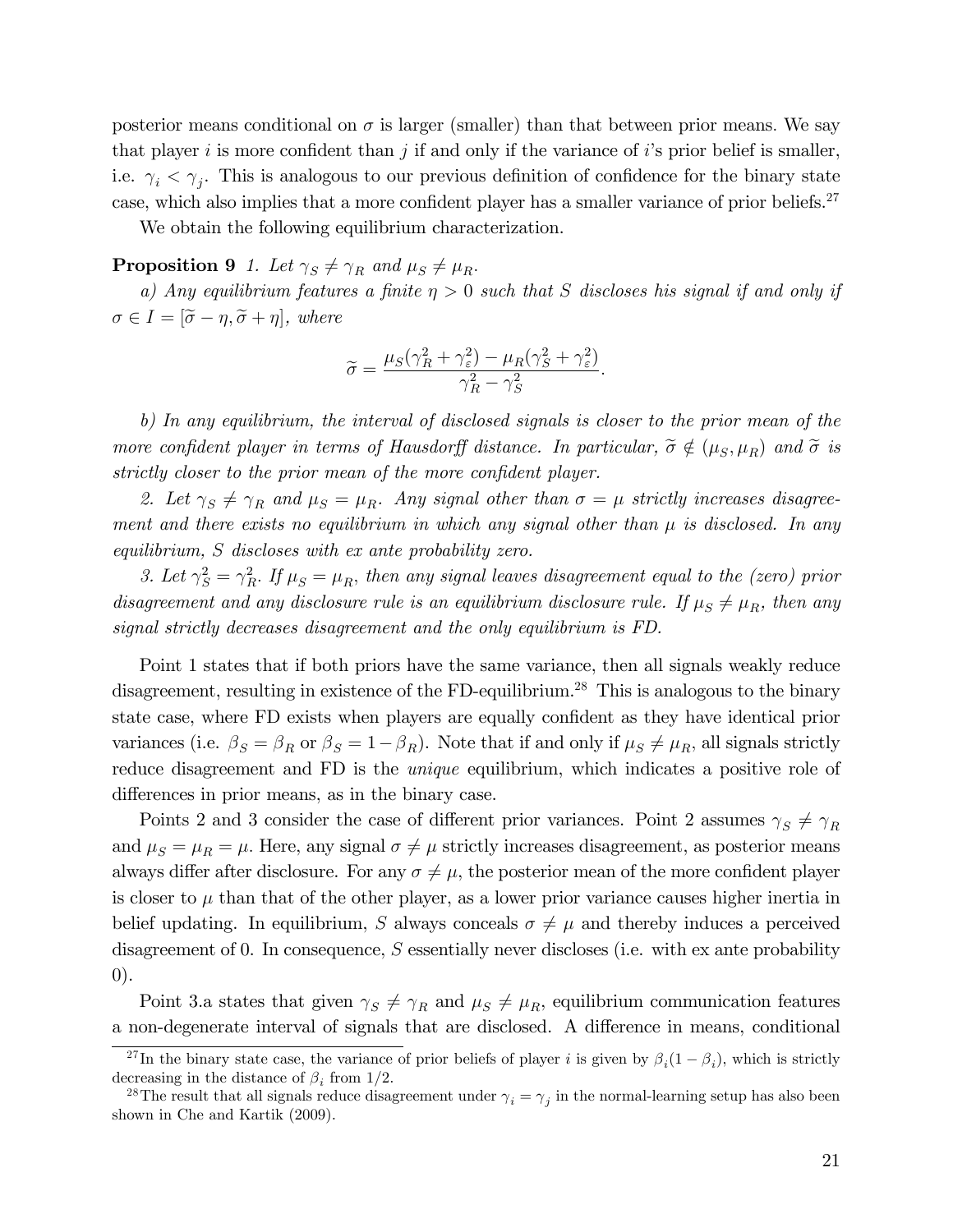posterior means conditional on $\sigma$ is larger (smaller) than that between prior means. We say that player $i$ is more confident than $j$ if and only if the variance of $i$'s prior belief is smaller, i.e. $\gamma_i < \gamma_j$. This is analogous to our previous definition of confidence for the binary state case, which also implies that a more confident player has a smaller variance of prior beliefs.[27]

We obtain the following equilibrium characterization.

**Proposition 9** *1. Let $\gamma_S \neq \gamma_R$ and $\mu_S \neq \mu_R$.*

*a) Any equilibrium features a finite $\eta > 0$ such that $S$ discloses his signal if and only if $\sigma \in I = [\widetilde{\sigma} - \eta, \widetilde{\sigma} + \eta]$, where*

$$\widetilde{\sigma} = \frac{\mu_S(\gamma_R^2 + \gamma_\varepsilon^2) - \mu_R(\gamma_S^2 + \gamma_\varepsilon^2)}{\gamma_R^2 - \gamma_S^2}.$$

*b) In any equilibrium, the interval of disclosed signals is closer to the prior mean of the more confident player in terms of Hausdorff distance. In particular, $\widetilde{\sigma} \notin (\mu_S, \mu_R)$ and $\widetilde{\sigma}$ is strictly closer to the prior mean of the more confident player.*

*2. Let $\gamma_S \neq \gamma_R$ and $\mu_S = \mu_R$. Any signal other than $\sigma = \mu$ strictly increases disagreement and there exists no equilibrium in which any signal other than $\mu$ is disclosed. In any equilibrium, $S$ discloses with ex ante probability zero.*

*3. Let $\gamma_S^2 = \gamma_R^2$. If $\mu_S = \mu_R$, then any signal leaves disagreement equal to the (zero) prior disagreement and any disclosure rule is an equilibrium disclosure rule. If $\mu_S \neq \mu_R$, then any signal strictly decreases disagreement and the only equilibrium is FD.*

Point 1 states that if both priors have the same variance, then all signals weakly reduce disagreement, resulting in existence of the FD-equilibrium.[28] This is analogous to the binary state case, where FD exists when players are equally confident as they have identical prior variances (i.e. $\beta_S = \beta_R$ or $\beta_S = 1 - \beta_R$). Note that if and only if $\mu_S \neq \mu_R$, all signals strictly reduce disagreement and FD is the *unique* equilibrium, which indicates a positive role of differences in prior means, as in the binary case.

Points 2 and 3 consider the case of different prior variances. Point 2 assumes $\gamma_S \neq \gamma_R$ and $\mu_S = \mu_R = \mu$. Here, any signal $\sigma \neq \mu$ strictly increases disagreement, as posterior means always differ after disclosure. For any $\sigma \neq \mu$, the posterior mean of the more confident player is closer to $\mu$ than that of the other player, as a lower prior variance causes higher inertia in belief updating. In equilibrium, $S$ always conceals $\sigma \neq \mu$ and thereby induces a perceived disagreement of 0. In consequence, $S$ essentially never discloses (i.e. with ex ante probability 0).

Point 3.a states that given $\gamma_S \neq \gamma_R$ and $\mu_S \neq \mu_R$, equilibrium communication features a non-degenerate interval of signals that are disclosed. A difference in means, conditional

[27] In the binary state case, the variance of prior beliefs of player $i$ is given by $\beta_i(1 - \beta_i)$, which is strictly decreasing in the distance of $\beta_i$ from 1/2.

[28] The result that all signals reduce disagreement under $\gamma_i = \gamma_j$ in the normal-learning setup has also been shown in Che and Kartik (2009).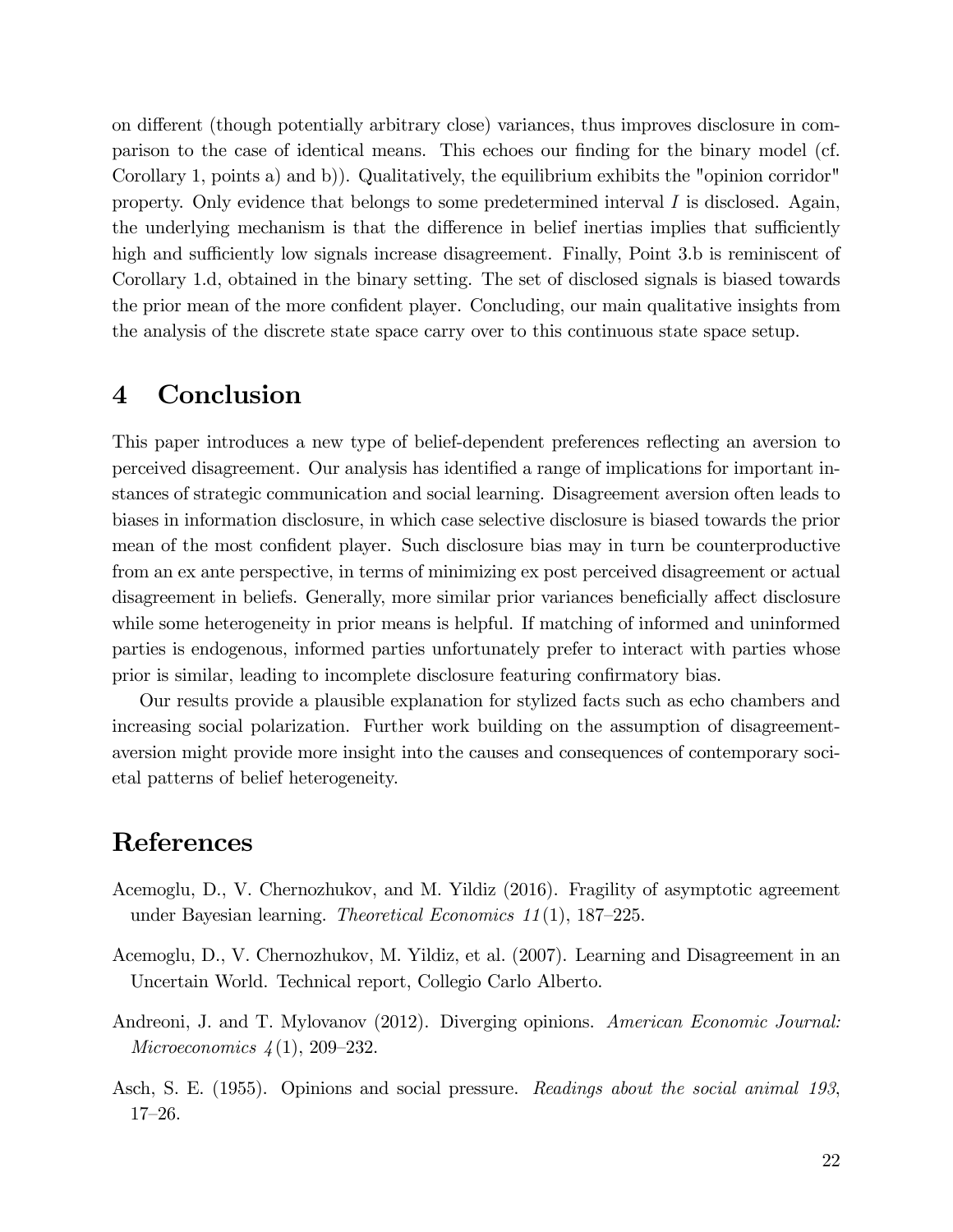on different (though potentially arbitrary close) variances, thus improves disclosure in comparison to the case of identical means. This echoes our finding for the binary model (cf. Corollary 1, points a) and b)). Qualitatively, the equilibrium exhibits the "opinion corridor" property. Only evidence that belongs to some predetermined interval $I$ is disclosed. Again, the underlying mechanism is that the difference in belief inertias implies that sufficiently high and sufficiently low signals increase disagreement. Finally, Point 3.b is reminiscent of Corollary 1.d, obtained in the binary setting. The set of disclosed signals is biased towards the prior mean of the more confident player. Concluding, our main qualitative insights from the analysis of the discrete state space carry over to this continuous state space setup.

# 4 Conclusion

This paper introduces a new type of belief-dependent preferences reflecting an aversion to perceived disagreement. Our analysis has identified a range of implications for important instances of strategic communication and social learning. Disagreement aversion often leads to biases in information disclosure, in which case selective disclosure is biased towards the prior mean of the most confident player. Such disclosure bias may in turn be counterproductive from an ex ante perspective, in terms of minimizing ex post perceived disagreement or actual disagreement in beliefs. Generally, more similar prior variances beneficially affect disclosure while some heterogeneity in prior means is helpful. If matching of informed and uninformed parties is endogenous, informed parties unfortunately prefer to interact with parties whose prior is similar, leading to incomplete disclosure featuring confirmatory bias.

Our results provide a plausible explanation for stylized facts such as echo chambers and increasing social polarization. Further work building on the assumption of disagreement-aversion might provide more insight into the causes and consequences of contemporary societal patterns of belief heterogeneity.

# References

Acemoglu, D., V. Chernozhukov, and M. Yildiz (2016). Fragility of asymptotic agreement under Bayesian learning. *Theoretical Economics 11*(1), 187–225.

Acemoglu, D., V. Chernozhukov, M. Yildiz, et al. (2007). Learning and Disagreement in an Uncertain World. Technical report, Collegio Carlo Alberto.

Andreoni, J. and T. Mylovanov (2012). Diverging opinions. *American Economic Journal: Microeconomics 4*(1), 209–232.

Asch, S. E. (1955). Opinions and social pressure. *Readings about the social animal 193*, 17–26.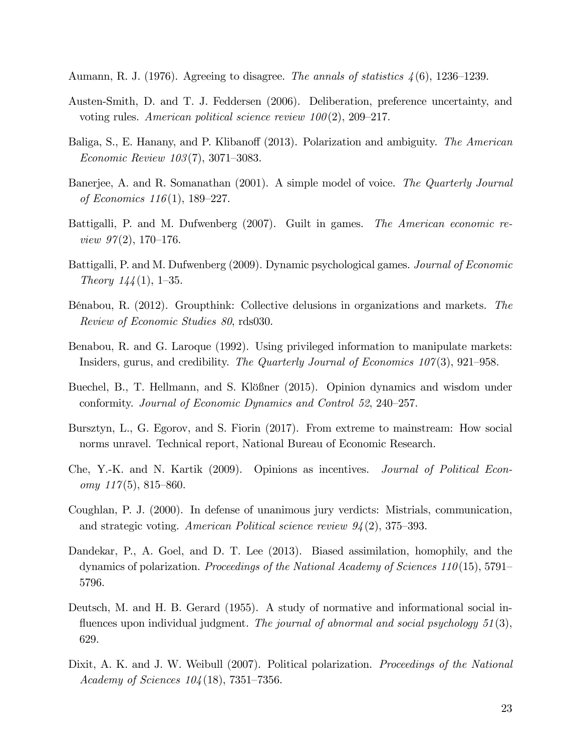Aumann, R. J. (1976). Agreeing to disagree. *The annals of statistics 4*(6), 1236–1239.

Austen-Smith, D. and T. J. Feddersen (2006). Deliberation, preference uncertainty, and voting rules. *American political science review 100*(2), 209–217.

Baliga, S., E. Hanany, and P. Klibanoff (2013). Polarization and ambiguity. *The American Economic Review 103*(7), 3071–3083.

Banerjee, A. and R. Somanathan (2001). A simple model of voice. *The Quarterly Journal of Economics 116*(1), 189–227.

Battigalli, P. and M. Dufwenberg (2007). Guilt in games. *The American economic review 97*(2), 170–176.

Battigalli, P. and M. Dufwenberg (2009). Dynamic psychological games. *Journal of Economic Theory 144*(1), 1–35.

Bénabou, R. (2012). Groupthink: Collective delusions in organizations and markets. *The Review of Economic Studies 80*, rds030.

Benabou, R. and G. Laroque (1992). Using privileged information to manipulate markets: Insiders, gurus, and credibility. *The Quarterly Journal of Economics 107*(3), 921–958.

Buechel, B., T. Hellmann, and S. Klößner (2015). Opinion dynamics and wisdom under conformity. *Journal of Economic Dynamics and Control 52*, 240–257.

Bursztyn, L., G. Egorov, and S. Fiorin (2017). From extreme to mainstream: How social norms unravel. Technical report, National Bureau of Economic Research.

Che, Y.-K. and N. Kartik (2009). Opinions as incentives. *Journal of Political Economy 117*(5), 815–860.

Coughlan, P. J. (2000). In defense of unanimous jury verdicts: Mistrials, communication, and strategic voting. *American Political science review 94*(2), 375–393.

Dandekar, P., A. Goel, and D. T. Lee (2013). Biased assimilation, homophily, and the dynamics of polarization. *Proceedings of the National Academy of Sciences 110*(15), 5791–5796.

Deutsch, M. and H. B. Gerard (1955). A study of normative and informational social influences upon individual judgment. *The journal of abnormal and social psychology 51*(3), 629.

Dixit, A. K. and J. W. Weibull (2007). Political polarization. *Proceedings of the National Academy of Sciences 104*(18), 7351–7356.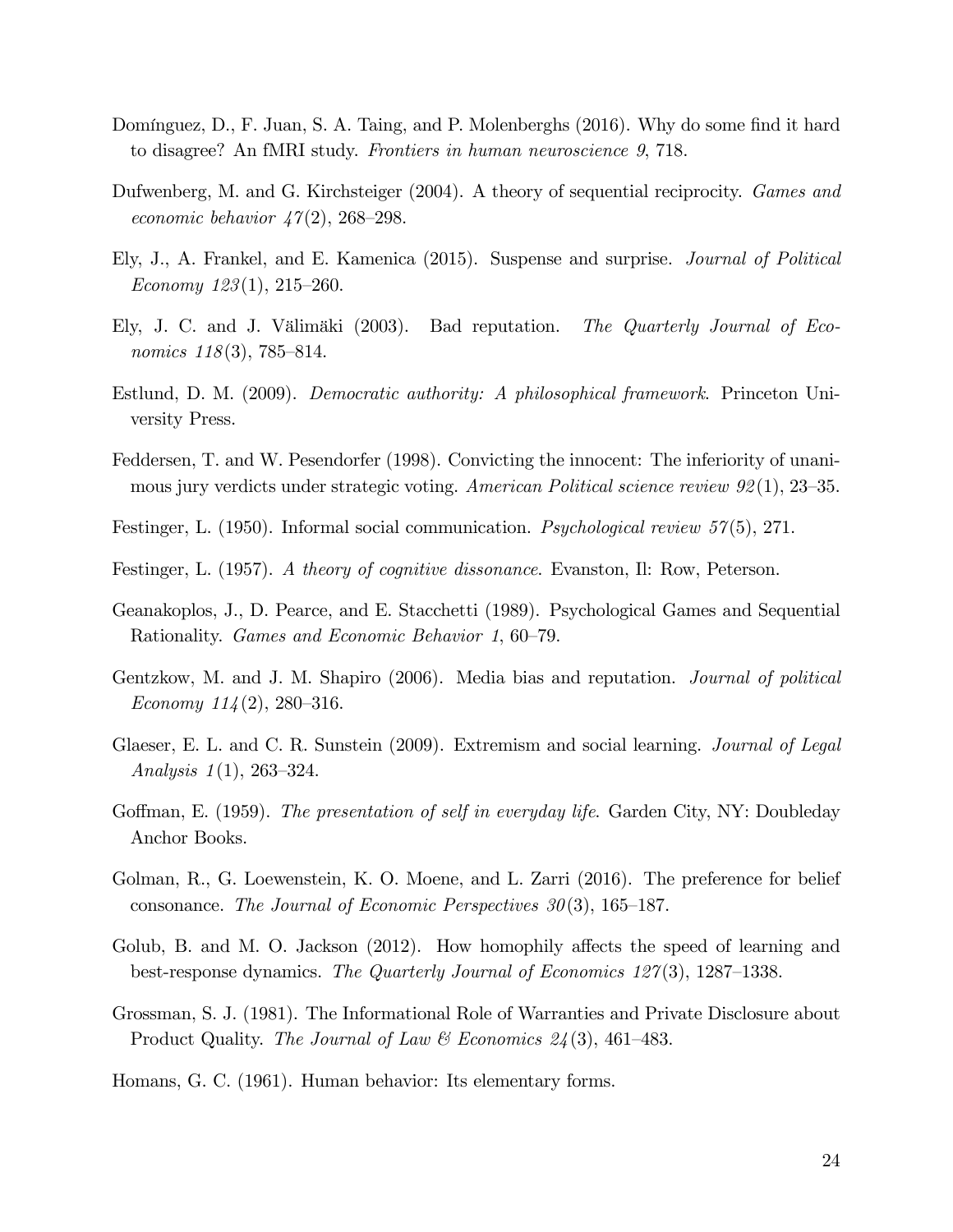Domínguez, D., F. Juan, S. A. Taing, and P. Molenberghs (2016). Why do some find it hard to disagree? An fMRI study. *Frontiers in human neuroscience 9*, 718.

Dufwenberg, M. and G. Kirchsteiger (2004). A theory of sequential reciprocity. *Games and economic behavior 47*(2), 268–298.

Ely, J., A. Frankel, and E. Kamenica (2015). Suspense and surprise. *Journal of Political Economy 123*(1), 215–260.

Ely, J. C. and J. Välimäki (2003). Bad reputation. *The Quarterly Journal of Economics 118*(3), 785–814.

Estlund, D. M. (2009). *Democratic authority: A philosophical framework*. Princeton University Press.

Feddersen, T. and W. Pesendorfer (1998). Convicting the innocent: The inferiority of unanimous jury verdicts under strategic voting. *American Political science review 92*(1), 23–35.

Festinger, L. (1950). Informal social communication. *Psychological review 57*(5), 271.

Festinger, L. (1957). *A theory of cognitive dissonance*. Evanston, Il: Row, Peterson.

Geanakoplos, J., D. Pearce, and E. Stacchetti (1989). Psychological Games and Sequential Rationality. *Games and Economic Behavior 1*, 60–79.

Gentzkow, M. and J. M. Shapiro (2006). Media bias and reputation. *Journal of political Economy 114*(2), 280–316.

Glaeser, E. L. and C. R. Sunstein (2009). Extremism and social learning. *Journal of Legal Analysis 1*(1), 263–324.

Goffman, E. (1959). *The presentation of self in everyday life*. Garden City, NY: Doubleday Anchor Books.

Golman, R., G. Loewenstein, K. O. Moene, and L. Zarri (2016). The preference for belief consonance. *The Journal of Economic Perspectives 30*(3), 165–187.

Golub, B. and M. O. Jackson (2012). How homophily affects the speed of learning and best-response dynamics. *The Quarterly Journal of Economics 127*(3), 1287–1338.

Grossman, S. J. (1981). The Informational Role of Warranties and Private Disclosure about Product Quality. *The Journal of Law & Economics 24*(3), 461–483.

Homans, G. C. (1961). Human behavior: Its elementary forms.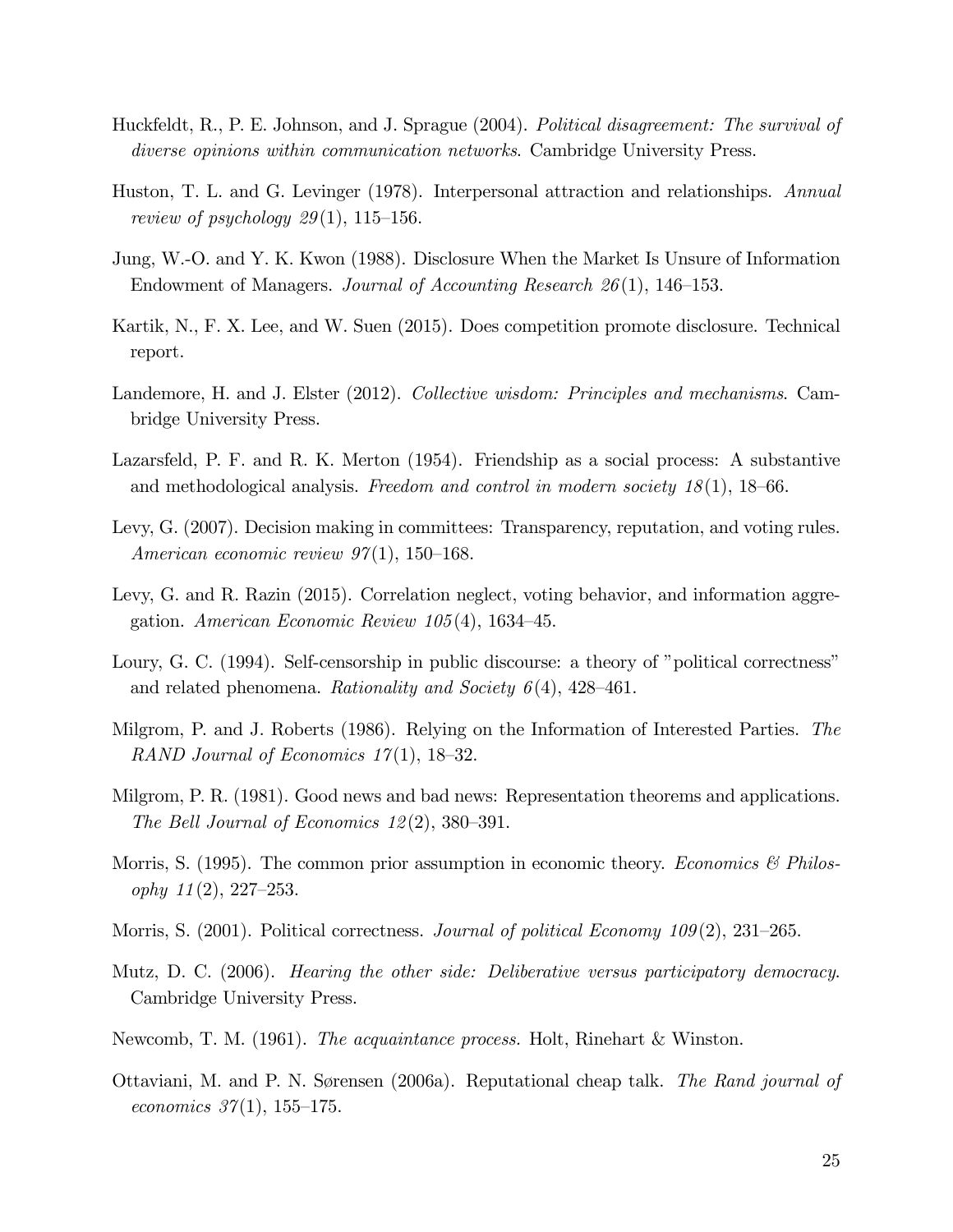Huckfeldt, R., P. E. Johnson, and J. Sprague (2004). *Political disagreement: The survival of diverse opinions within communication networks*. Cambridge University Press.

Huston, T. L. and G. Levinger (1978). Interpersonal attraction and relationships. *Annual review of psychology 29*(1), 115–156.

Jung, W.-O. and Y. K. Kwon (1988). Disclosure When the Market Is Unsure of Information Endowment of Managers. *Journal of Accounting Research 26*(1), 146–153.

Kartik, N., F. X. Lee, and W. Suen (2015). Does competition promote disclosure. Technical report.

Landemore, H. and J. Elster (2012). *Collective wisdom: Principles and mechanisms*. Cambridge University Press.

Lazarsfeld, P. F. and R. K. Merton (1954). Friendship as a social process: A substantive and methodological analysis. *Freedom and control in modern society 18*(1), 18–66.

Levy, G. (2007). Decision making in committees: Transparency, reputation, and voting rules. *American economic review 97*(1), 150–168.

Levy, G. and R. Razin (2015). Correlation neglect, voting behavior, and information aggregation. *American Economic Review 105*(4), 1634–45.

Loury, G. C. (1994). Self-censorship in public discourse: a theory of "political correctness" and related phenomena. *Rationality and Society 6*(4), 428–461.

Milgrom, P. and J. Roberts (1986). Relying on the Information of Interested Parties. *The RAND Journal of Economics 17*(1), 18–32.

Milgrom, P. R. (1981). Good news and bad news: Representation theorems and applications. *The Bell Journal of Economics 12*(2), 380–391.

Morris, S. (1995). The common prior assumption in economic theory. *Economics & Philosophy 11*(2), 227–253.

Morris, S. (2001). Political correctness. *Journal of political Economy 109*(2), 231–265.

Mutz, D. C. (2006). *Hearing the other side: Deliberative versus participatory democracy*. Cambridge University Press.

Newcomb, T. M. (1961). *The acquaintance process.* Holt, Rinehart & Winston.

Ottaviani, M. and P. N. Sørensen (2006a). Reputational cheap talk. *The Rand journal of economics 37*(1), 155–175.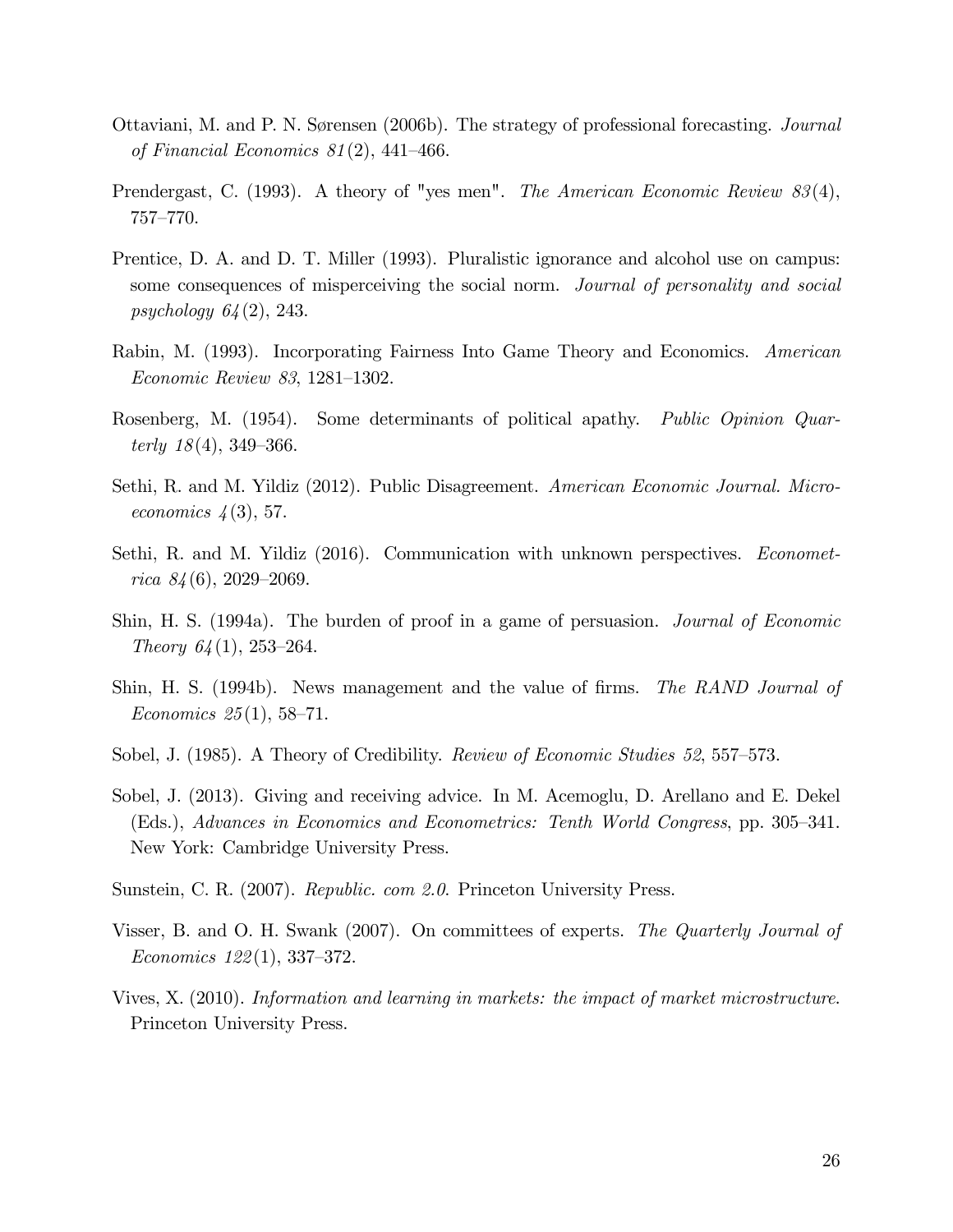Ottaviani, M. and P. N. Sørensen (2006b). The strategy of professional forecasting. *Journal of Financial Economics 81*(2), 441–466.

Prendergast, C. (1993). A theory of "yes men". *The American Economic Review 83*(4), 757–770.

Prentice, D. A. and D. T. Miller (1993). Pluralistic ignorance and alcohol use on campus: some consequences of misperceiving the social norm. *Journal of personality and social psychology 64*(2), 243.

Rabin, M. (1993). Incorporating Fairness Into Game Theory and Economics. *American Economic Review 83*, 1281–1302.

Rosenberg, M. (1954). Some determinants of political apathy. *Public Opinion Quarterly 18*(4), 349–366.

Sethi, R. and M. Yildiz (2012). Public Disagreement. *American Economic Journal. Microeconomics 4*(3), 57.

Sethi, R. and M. Yildiz (2016). Communication with unknown perspectives. *Econometrica 84*(6), 2029–2069.

Shin, H. S. (1994a). The burden of proof in a game of persuasion. *Journal of Economic Theory 64*(1), 253–264.

Shin, H. S. (1994b). News management and the value of firms. *The RAND Journal of Economics 25*(1), 58–71.

Sobel, J. (1985). A Theory of Credibility. *Review of Economic Studies 52*, 557–573.

Sobel, J. (2013). Giving and receiving advice. In M. Acemoglu, D. Arellano and E. Dekel (Eds.), *Advances in Economics and Econometrics: Tenth World Congress*, pp. 305–341. New York: Cambridge University Press.

Sunstein, C. R. (2007). *Republic. com 2.0.* Princeton University Press.

Visser, B. and O. H. Swank (2007). On committees of experts. *The Quarterly Journal of Economics 122*(1), 337–372.

Vives, X. (2010). *Information and learning in markets: the impact of market microstructure.* Princeton University Press.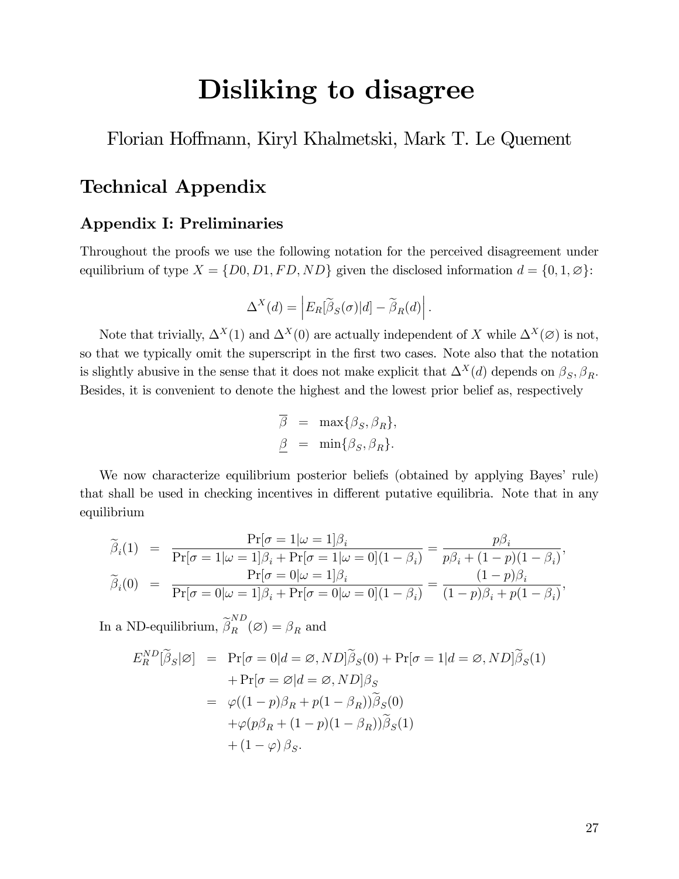# Disliking to disagree

Florian Hoffmann, Kiryl Khalmetski, Mark T. Le Quement

## Technical Appendix

### Appendix I: Preliminaries

Throughout the proofs we use the following notation for the perceived disagreement under equilibrium of type $X = \{D0, D1, FD, ND\}$ given the disclosed information $d = \{0, 1, \varnothing\}$:

$$\Delta^X(d) = \left| E_R[\widetilde{\beta}_S(\sigma)|d] - \widetilde{\beta}_R(d) \right|.$$

Note that trivially, $\Delta^X(1)$ and $\Delta^X(0)$ are actually independent of $X$ while $\Delta^X(\varnothing)$ is not, so that we typically omit the superscript in the first two cases. Note also that the notation is slightly abusive in the sense that it does not make explicit that $\Delta^X(d)$ depends on $\beta_S, \beta_R$. Besides, it is convenient to denote the highest and the lowest prior belief as, respectively

$$\begin{aligned}
\overline{\beta} &= \max\{\beta_S, \beta_R\}, \\
\underline{\beta} &= \min\{\beta_S, \beta_R\}.
\end{aligned}$$

We now characterize equilibrium posterior beliefs (obtained by applying Bayes' rule) that shall be used in checking incentives in different putative equilibria. Note that in any equilibrium

$$\begin{aligned}
\widetilde{\beta}_i(1) &= \frac{\Pr[\sigma = 1|\omega = 1]\beta_i}{\Pr[\sigma = 1|\omega = 1]\beta_i + \Pr[\sigma = 1|\omega = 0](1 - \beta_i)} = \frac{p\beta_i}{p\beta_i + (1-p)(1-\beta_i)}, \\
\widetilde{\beta}_i(0) &= \frac{\Pr[\sigma = 0|\omega = 1]\beta_i}{\Pr[\sigma = 0|\omega = 1]\beta_i + \Pr[\sigma = 0|\omega = 0](1 - \beta_i)} = \frac{(1-p)\beta_i}{(1-p)\beta_i + p(1-\beta_i)},
\end{aligned}$$

In a ND-equilibrium, $\widetilde{\beta}_R^{ND}(\varnothing) = \beta_R$ and

$$\begin{aligned}
E_R^{ND}[\widetilde{\beta}_S|\varnothing] &= \Pr[\sigma = 0|d = \varnothing, ND]\widetilde{\beta}_S(0) + \Pr[\sigma = 1|d = \varnothing, ND]\widetilde{\beta}_S(1) \\
&\quad + \Pr[\sigma = \varnothing|d = \varnothing, ND]\beta_S \\
&= \varphi((1-p)\beta_R + p(1-\beta_R))\widetilde{\beta}_S(0) \\
&\quad + \varphi(p\beta_R + (1-p)(1-\beta_R))\widetilde{\beta}_S(1) \\
&\quad + (1-\varphi)\beta_S.
\end{aligned}$$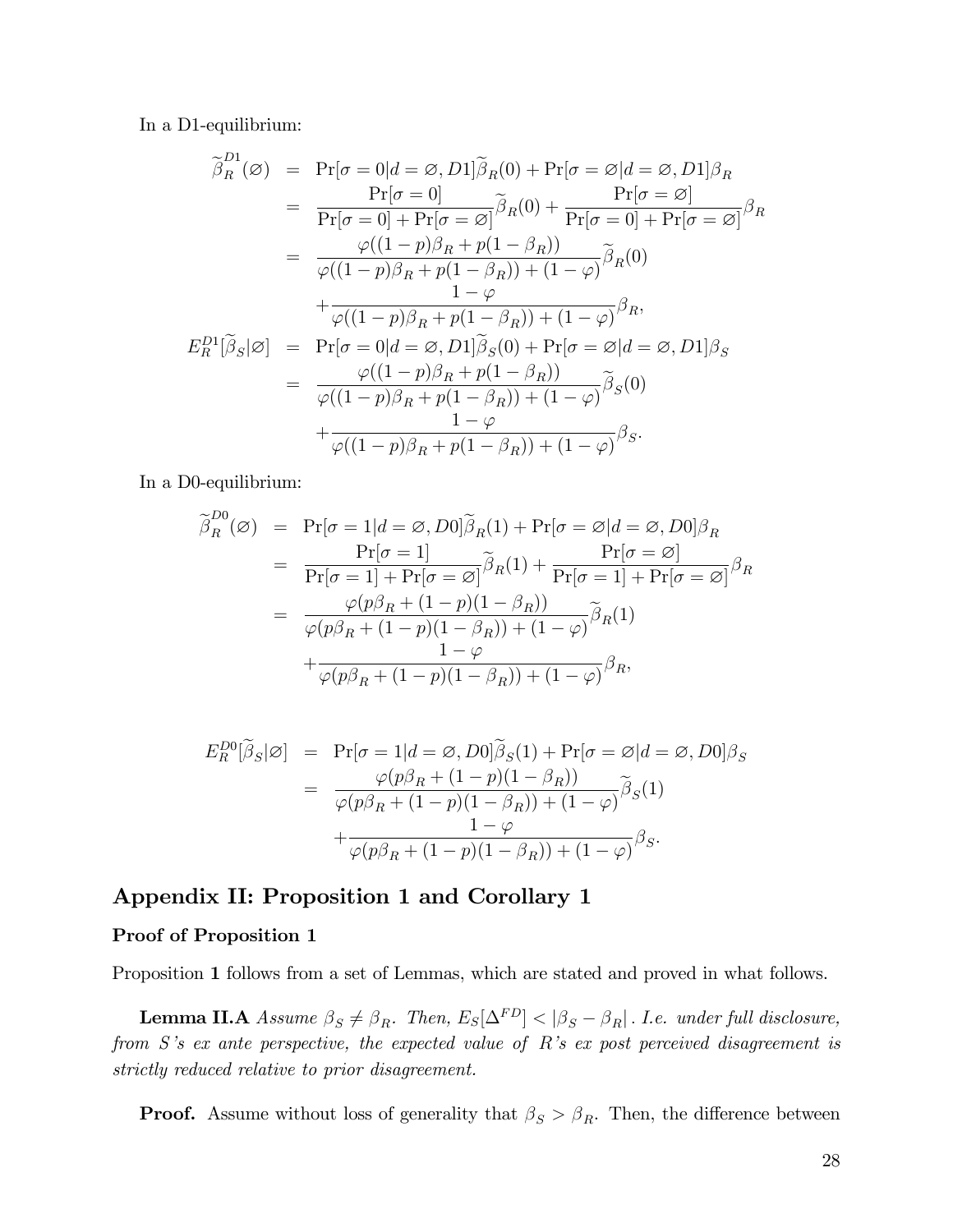In a D1-equilibrium:

$$
\begin{aligned}
\widetilde{\beta}_R^{D1}(\varnothing) &= \Pr[\sigma=0|d=\varnothing,D1]\widetilde{\beta}_R(0)+\Pr[\sigma=\varnothing|d=\varnothing,D1]\beta_R \\
&= \frac{\Pr[\sigma=0]}{\Pr[\sigma=0]+\Pr[\sigma=\varnothing]}\widetilde{\beta}_R(0)+\frac{\Pr[\sigma=\varnothing]}{\Pr[\sigma=0]+\Pr[\sigma=\varnothing]}\beta_R \\
&= \frac{\varphi((1-p)\beta_R+p(1-\beta_R))}{\varphi((1-p)\beta_R+p(1-\beta_R))+(1-\varphi)}\widetilde{\beta}_R(0) \\
&\quad +\frac{1-\varphi}{\varphi((1-p)\beta_R+p(1-\beta_R))+(1-\varphi)}\beta_R, \\
E_R^{D1}[\widetilde{\beta}_S|\varnothing] &= \Pr[\sigma=0|d=\varnothing,D1]\widetilde{\beta}_S(0)+\Pr[\sigma=\varnothing|d=\varnothing,D1]\beta_S \\
&= \frac{\varphi((1-p)\beta_R+p(1-\beta_R))}{\varphi((1-p)\beta_R+p(1-\beta_R))+(1-\varphi)}\widetilde{\beta}_S(0) \\
&\quad +\frac{1-\varphi}{\varphi((1-p)\beta_R+p(1-\beta_R))+(1-\varphi)}\beta_S.
\end{aligned}
$$

In a D0-equilibrium:

$$
\begin{aligned}
\widetilde{\beta}_R^{D0}(\varnothing) &= \Pr[\sigma=1|d=\varnothing,D0]\widetilde{\beta}_R(1)+\Pr[\sigma=\varnothing|d=\varnothing,D0]\beta_R \\
&= \frac{\Pr[\sigma=1]}{\Pr[\sigma=1]+\Pr[\sigma=\varnothing]}\widetilde{\beta}_R(1)+\frac{\Pr[\sigma=\varnothing]}{\Pr[\sigma=1]+\Pr[\sigma=\varnothing]}\beta_R \\
&= \frac{\varphi(p\beta_R+(1-p)(1-\beta_R))}{\varphi(p\beta_R+(1-p)(1-\beta_R))+(1-\varphi)}\widetilde{\beta}_R(1) \\
&\quad +\frac{1-\varphi}{\varphi(p\beta_R+(1-p)(1-\beta_R))+(1-\varphi)}\beta_R,
\end{aligned}
$$

$$
\begin{aligned}
E_R^{D0}[\widetilde{\beta}_S|\varnothing] &= \Pr[\sigma=1|d=\varnothing,D0]\widetilde{\beta}_S(1)+\Pr[\sigma=\varnothing|d=\varnothing,D0]\beta_S \\
&= \frac{\varphi(p\beta_R+(1-p)(1-\beta_R))}{\varphi(p\beta_R+(1-p)(1-\beta_R))+(1-\varphi)}\widetilde{\beta}_S(1) \\
&\quad +\frac{1-\varphi}{\varphi(p\beta_R+(1-p)(1-\beta_R))+(1-\varphi)}\beta_S.
\end{aligned}
$$

## Appendix II: Proposition 1 and Corollary 1

### Proof of Proposition 1

Proposition **1** follows from a set of Lemmas, which are stated and proved in what follows.

**Lemma II.A** *Assume $\beta_S \neq \beta_R$. Then, $E_S[\Delta^{FD}] < |\beta_S - \beta_R|$. I.e. under full disclosure, from S's ex ante perspective, the expected value of R's ex post perceived disagreement is strictly reduced relative to prior disagreement.*

**Proof.** Assume without loss of generality that $\beta_S > \beta_R$. Then, the difference between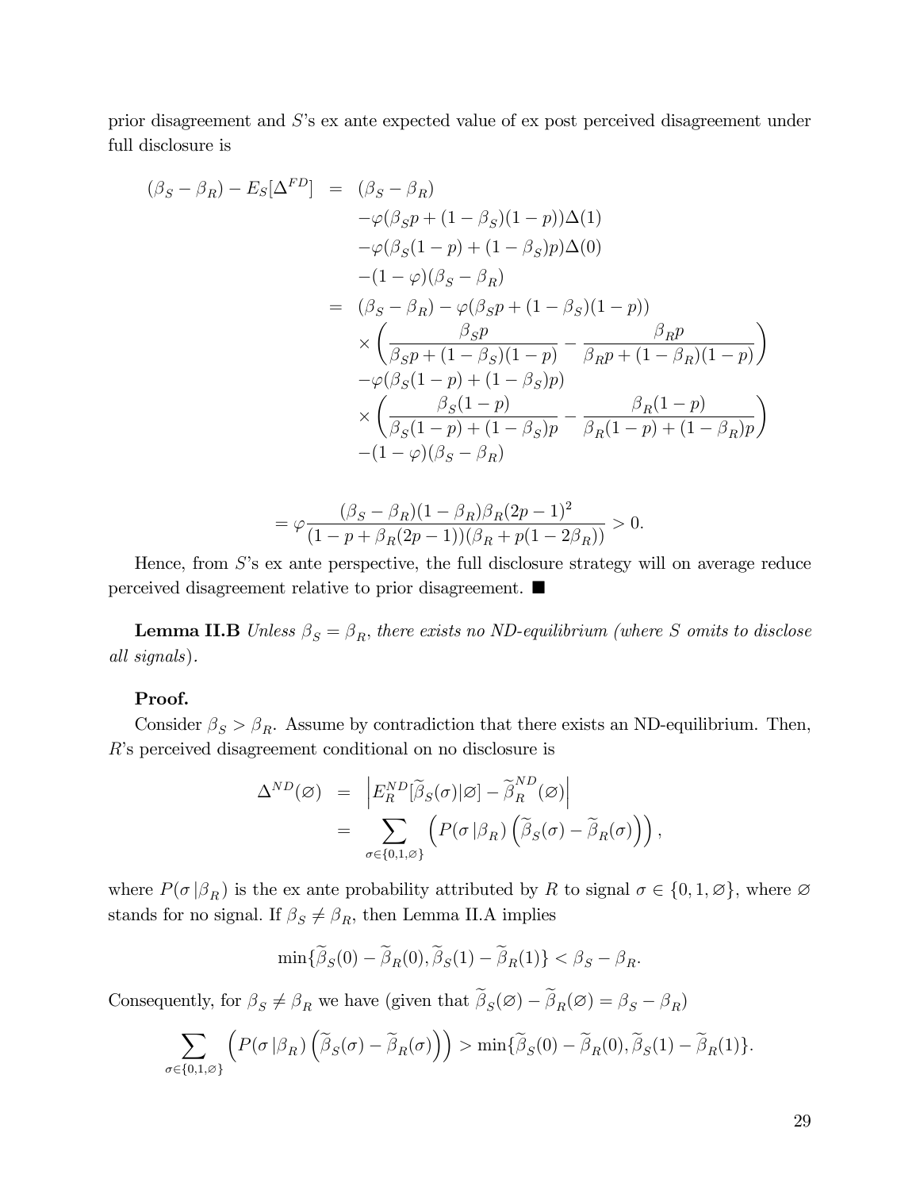prior disagreement and $S$'s ex ante expected value of ex post perceived disagreement under full disclosure is

$$
\begin{aligned}
(\beta_S - \beta_R) - E_S[\Delta^{FD}] &= (\beta_S - \beta_R) \\
&\quad -\varphi(\beta_S p + (1-\beta_S)(1-p))\Delta(1) \\
&\quad -\varphi(\beta_S(1-p) + (1-\beta_S)p)\Delta(0) \\
&\quad -(1-\varphi)(\beta_S - \beta_R) \\
&= (\beta_S - \beta_R) - \varphi(\beta_S p + (1-\beta_S)(1-p)) \\
&\quad \times \left( \frac{\beta_S p}{\beta_S p + (1-\beta_S)(1-p)} - \frac{\beta_R p}{\beta_R p + (1-\beta_R)(1-p)} \right) \\
&\quad -\varphi(\beta_S(1-p) + (1-\beta_S)p) \\
&\quad \times \left( \frac{\beta_S(1-p)}{\beta_S(1-p) + (1-\beta_S)p} - \frac{\beta_R(1-p)}{\beta_R(1-p) + (1-\beta_R)p} \right) \\
&\quad -(1-\varphi)(\beta_S - \beta_R)
\end{aligned}
$$

$$
= \varphi \frac{(\beta_S - \beta_R)(1-\beta_R)\beta_R(2p-1)^2}{(1-p+\beta_R(2p-1))(\beta_R + p(1-2\beta_R))} > 0.
$$

Hence, from $S$'s ex ante perspective, the full disclosure strategy will on average reduce perceived disagreement relative to prior disagreement. ■

**Lemma II.B** *Unless $\beta_S = \beta_R$, there exists no ND-equilibrium (where $S$ omits to disclose all signals).*

**Proof.**

Consider $\beta_S > \beta_R$. Assume by contradiction that there exists an ND-equilibrium. Then, $R$'s perceived disagreement conditional on no disclosure is

$$
\begin{aligned}
\Delta^{ND}(\varnothing) &= \left| E_R^{ND}[\widetilde{\beta}_S(\sigma)|\varnothing] - \widetilde{\beta}_R^{ND}(\varnothing) \right| \\
&= \sum_{\sigma \in \{0,1,\varnothing\}} \left( P(\sigma \,|\beta_R) \left( \widetilde{\beta}_S(\sigma) - \widetilde{\beta}_R(\sigma) \right) \right),
\end{aligned}
$$

where $P(\sigma \,|\beta_R)$ is the ex ante probability attributed by $R$ to signal $\sigma \in \{0, 1, \varnothing\}$, where $\varnothing$ stands for no signal. If $\beta_S \neq \beta_R$, then Lemma II.A implies

$$
\min\{\widetilde{\beta}_S(0) - \widetilde{\beta}_R(0), \widetilde{\beta}_S(1) - \widetilde{\beta}_R(1)\} < \beta_S - \beta_R.
$$

Consequently, for $\beta_S \neq \beta_R$ we have (given that $\widetilde{\beta}_S(\varnothing) - \widetilde{\beta}_R(\varnothing) = \beta_S - \beta_R$)

$$
\sum_{\sigma \in \{0,1,\varnothing\}} \left( P(\sigma \,|\beta_R) \left( \widetilde{\beta}_S(\sigma) - \widetilde{\beta}_R(\sigma) \right) \right) > \min\{\widetilde{\beta}_S(0) - \widetilde{\beta}_R(0), \widetilde{\beta}_S(1) - \widetilde{\beta}_R(1)\}.
$$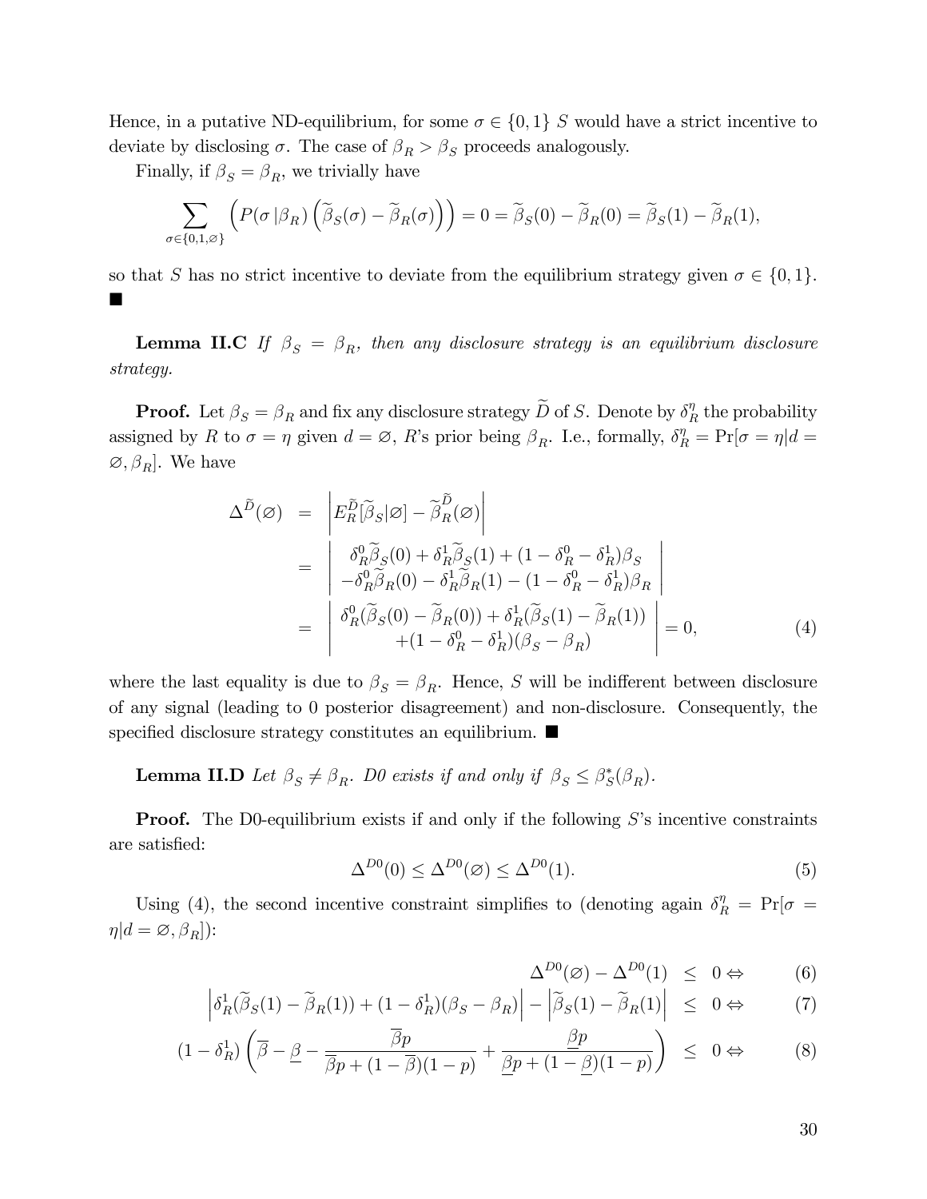Hence, in a putative ND-equilibrium, for some $\sigma \in \{0,1\}$ $S$ would have a strict incentive to deviate by disclosing $\sigma$. The case of $\beta_R > \beta_S$ proceeds analogously.

Finally, if $\beta_S = \beta_R$, we trivially have

$$\sum_{\sigma \in \{0,1,\varnothing\}} \left( P(\sigma \,|\beta_R) \left( \widetilde{\beta}_S(\sigma) - \widetilde{\beta}_R(\sigma) \right) \right) = 0 = \widetilde{\beta}_S(0) - \widetilde{\beta}_R(0) = \widetilde{\beta}_S(1) - \widetilde{\beta}_R(1),$$

so that $S$ has no strict incentive to deviate from the equilibrium strategy given $\sigma \in \{0,1\}$. ■

**Lemma II.C** *If $\beta_S = \beta_R$, then any disclosure strategy is an equilibrium disclosure strategy.*

**Proof.** Let $\beta_S = \beta_R$ and fix any disclosure strategy $\widetilde{D}$ of $S$. Denote by $\delta_R^\eta$ the probability assigned by $R$ to $\sigma = \eta$ given $d = \varnothing$, $R$'s prior being $\beta_R$. I.e., formally, $\delta_R^\eta = \Pr[\sigma = \eta | d = \varnothing, \beta_R]$. We have

$$\begin{aligned}
\Delta^{\widetilde{D}}(\varnothing) &= \left| E_R^{\widetilde{D}}[\widetilde{\beta}_S | \varnothing] - \widetilde{\beta}_R^{\widetilde{D}}(\varnothing) \right| \\
&= \left| \begin{array}{c} \delta_R^0 \widetilde{\beta}_S(0) + \delta_R^1 \widetilde{\beta}_S(1) + (1 - \delta_R^0 - \delta_R^1)\beta_S \\ -\delta_R^0 \widetilde{\beta}_R(0) - \delta_R^1 \widetilde{\beta}_R(1) - (1 - \delta_R^0 - \delta_R^1)\beta_R \end{array} \right| \\
&= \left| \begin{array}{c} \delta_R^0(\widetilde{\beta}_S(0) - \widetilde{\beta}_R(0)) + \delta_R^1(\widetilde{\beta}_S(1) - \widetilde{\beta}_R(1)) \\ +(1 - \delta_R^0 - \delta_R^1)(\beta_S - \beta_R) \end{array} \right| = 0, \qquad (4)
\end{aligned}$$

where the last equality is due to $\beta_S = \beta_R$. Hence, $S$ will be indifferent between disclosure of any signal (leading to 0 posterior disagreement) and non-disclosure. Consequently, the specified disclosure strategy constitutes an equilibrium. ■

**Lemma II.D** *Let $\beta_S \neq \beta_R$. D0 exists if and only if $\beta_S \leq \beta_S^*(\beta_R)$.*

**Proof.** The D0-equilibrium exists if and only if the following $S$'s incentive constraints are satisfied:

$$\Delta^{D0}(0) \leq \Delta^{D0}(\varnothing) \leq \Delta^{D0}(1). \qquad (5)$$

Using (4), the second incentive constraint simplifies to (denoting again $\delta_R^\eta = \Pr[\sigma = \eta | d = \varnothing, \beta_R]$):

$$\begin{aligned}
\Delta^{D0}(\varnothing) - \Delta^{D0}(1) &\leq 0 \Leftrightarrow &(6)\\
\left| \delta_R^1(\widetilde{\beta}_S(1) - \widetilde{\beta}_R(1)) + (1 - \delta_R^1)(\beta_S - \beta_R) \right| - \left| \widetilde{\beta}_S(1) - \widetilde{\beta}_R(1) \right| &\leq 0 \Leftrightarrow &(7)\\
(1 - \delta_R^1) \left( \overline{\beta} - \underline{\beta} - \frac{\overline{\beta} p}{\overline{\beta} p + (1 - \overline{\beta})(1 - p)} + \frac{\underline{\beta} p}{\underline{\beta} p + (1 - \underline{\beta})(1 - p)} \right) &\leq 0 \Leftrightarrow &(8)
\end{aligned}$$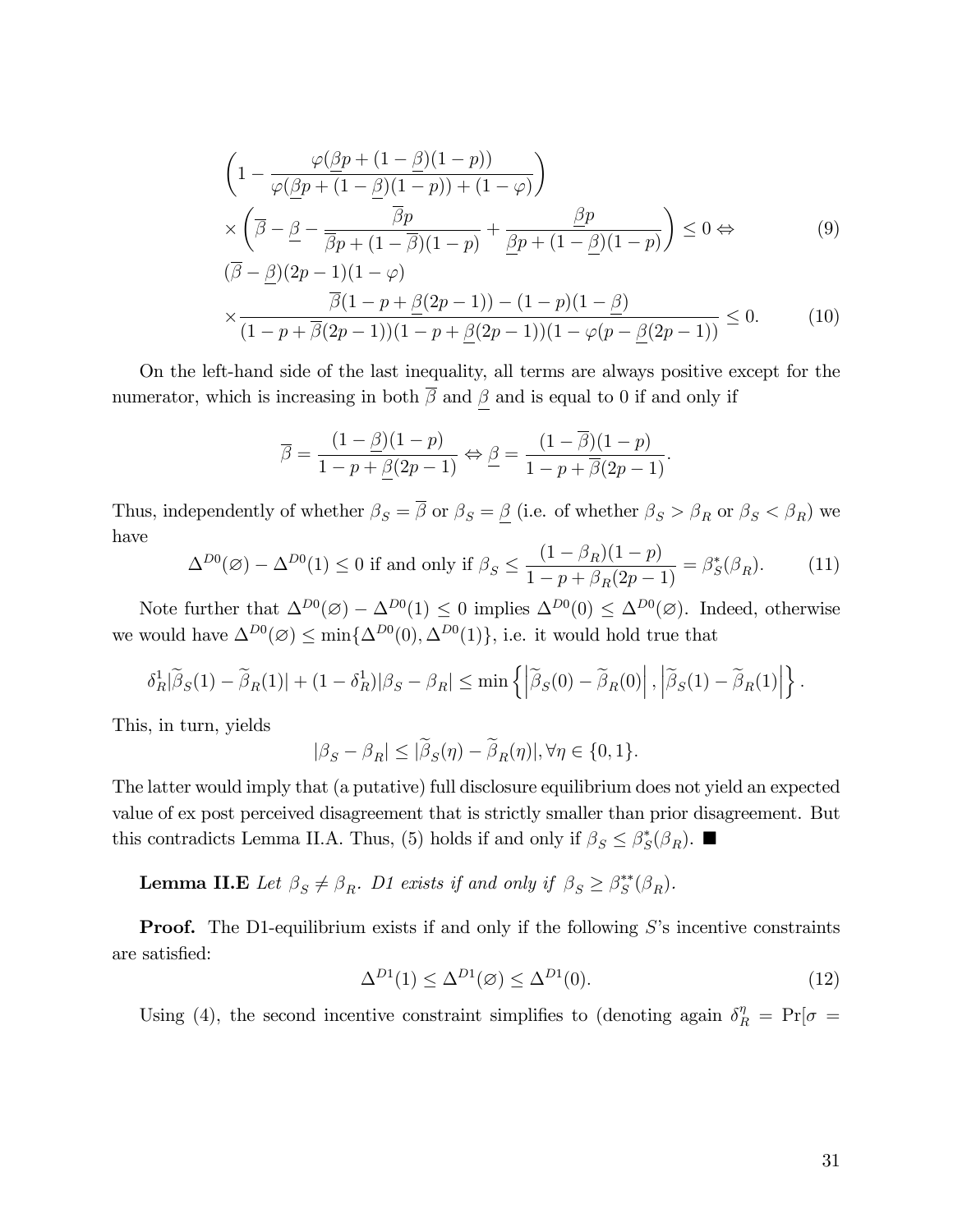$$
\begin{aligned}
&\left(1 - \frac{\varphi(\underline{\beta}p + (1-\underline{\beta})(1-p))}{\varphi(\underline{\beta}p + (1-\underline{\beta})(1-p)) + (1-\varphi)}\right) \\
&\times \left(\overline{\beta} - \underline{\beta} - \frac{\overline{\beta}p}{\overline{\beta}p + (1-\overline{\beta})(1-p)} + \frac{\underline{\beta}p}{\underline{\beta}p + (1-\underline{\beta})(1-p)}\right) \leq 0 \Leftrightarrow \qquad (9) \\
&(\overline{\beta} - \underline{\beta})(2p-1)(1-\varphi) \\
&\times \frac{\overline{\beta}(1-p+\underline{\beta}(2p-1)) - (1-p)(1-\underline{\beta})}{(1-p+\overline{\beta}(2p-1))(1-p+\underline{\beta}(2p-1))(1-\varphi(p-\underline{\beta}(2p-1))} \leq 0. \qquad (10)
\end{aligned}
$$

On the left-hand side of the last inequality, all terms are always positive except for the numerator, which is increasing in both $\overline{\beta}$ and $\underline{\beta}$ and is equal to 0 if and only if

$$
\overline{\beta} = \frac{(1-\underline{\beta})(1-p)}{1-p+\underline{\beta}(2p-1)} \Leftrightarrow \underline{\beta} = \frac{(1-\overline{\beta})(1-p)}{1-p+\overline{\beta}(2p-1)}.
$$

Thus, independently of whether $\beta_S = \overline{\beta}$ or $\beta_S = \underline{\beta}$ (i.e. of whether $\beta_S > \beta_R$ or $\beta_S < \beta_R$) we have

$$
\Delta^{D0}(\varnothing) - \Delta^{D0}(1) \leq 0 \text{ if and only if } \beta_S \leq \frac{(1-\beta_R)(1-p)}{1-p+\beta_R(2p-1)} = \beta_S^*(\beta_R). \qquad (11)
$$

Note further that $\Delta^{D0}(\varnothing) - \Delta^{D0}(1) \leq 0$ implies $\Delta^{D0}(0) \leq \Delta^{D0}(\varnothing)$. Indeed, otherwise we would have $\Delta^{D0}(\varnothing) \leq \min\{\Delta^{D0}(0), \Delta^{D0}(1)\}$, i.e. it would hold true that

$$
\delta_R^1|\widetilde{\beta}_S(1) - \widetilde{\beta}_R(1)| + (1-\delta_R^1)|\beta_S - \beta_R| \leq \min\left\{\left|\widetilde{\beta}_S(0) - \widetilde{\beta}_R(0)\right|, \left|\widetilde{\beta}_S(1) - \widetilde{\beta}_R(1)\right|\right\}.
$$

This, in turn, yields

$$
|\beta_S - \beta_R| \leq |\widetilde{\beta}_S(\eta) - \widetilde{\beta}_R(\eta)|, \forall \eta \in \{0,1\}.
$$

The latter would imply that (a putative) full disclosure equilibrium does not yield an expected value of ex post perceived disagreement that is strictly smaller than prior disagreement. But this contradicts Lemma II.A. Thus, (5) holds if and only if $\beta_S \leq \beta_S^*(\beta_R)$. ■

**Lemma II.E** *Let $\beta_S \neq \beta_R$. D1 exists if and only if $\beta_S \geq \beta_S^{**}(\beta_R)$.*

**Proof.** The D1-equilibrium exists if and only if the following $S$'s incentive constraints are satisfied:

$$
\Delta^{D1}(1) \leq \Delta^{D1}(\varnothing) \leq \Delta^{D1}(0). \qquad (12)
$$

Using (4), the second incentive constraint simplifies to (denoting again $\delta_R^\eta = \Pr[\sigma =$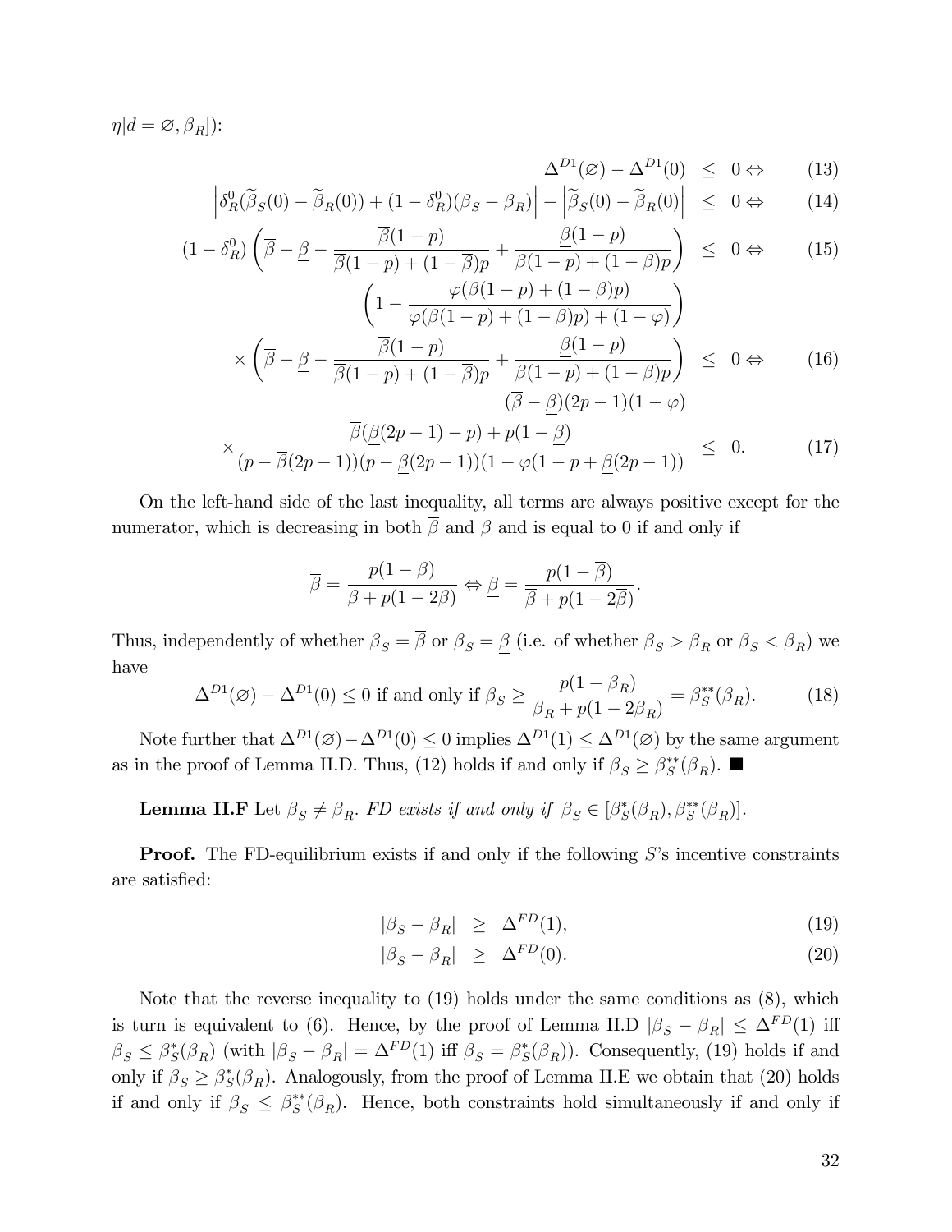$\eta | d = \varnothing, \beta_R]$):

$$
\begin{aligned}
\Delta^{D1}(\varnothing) - \Delta^{D1}(0) &\leq 0 \Leftrightarrow && (13)\\
\left|\delta_R^0(\widetilde{\beta}_S(0) - \widetilde{\beta}_R(0)) + (1-\delta_R^0)(\beta_S - \beta_R)\right| - \left|\widetilde{\beta}_S(0) - \widetilde{\beta}_R(0)\right| &\leq 0 \Leftrightarrow && (14)\\
(1-\delta_R^0)\left(\overline{\beta} - \underline{\beta} - \frac{\overline{\beta}(1-p)}{\overline{\beta}(1-p)+(1-\overline{\beta})p} + \frac{\underline{\beta}(1-p)}{\underline{\beta}(1-p)+(1-\underline{\beta})p}\right) &\leq 0 \Leftrightarrow && (15)\\
\left(1 - \frac{\varphi(\underline{\beta}(1-p)+(1-\underline{\beta})p)}{\varphi(\underline{\beta}(1-p)+(1-\underline{\beta})p)+(1-\varphi)}\right) & && \\
\times \left(\overline{\beta} - \underline{\beta} - \frac{\overline{\beta}(1-p)}{\overline{\beta}(1-p)+(1-\overline{\beta})p} + \frac{\underline{\beta}(1-p)}{\underline{\beta}(1-p)+(1-\underline{\beta})p}\right) &\leq 0 \Leftrightarrow && (16)\\
(\overline{\beta} - \underline{\beta})(2p-1)(1-\varphi) & && \\
\times \frac{\overline{\beta}(\underline{\beta}(2p-1)-p)+p(1-\underline{\beta})}{(p-\overline{\beta}(2p-1))(p-\underline{\beta}(2p-1))(1-\varphi(1-p+\underline{\beta}(2p-1))} &\leq 0. && (17)
\end{aligned}
$$

On the left-hand side of the last inequality, all terms are always positive except for the numerator, which is decreasing in both $\overline{\beta}$ and $\underline{\beta}$ and is equal to 0 if and only if

$$
\overline{\beta} = \frac{p(1-\underline{\beta})}{\underline{\beta} + p(1-2\underline{\beta})} \Leftrightarrow \underline{\beta} = \frac{p(1-\overline{\beta})}{\overline{\beta} + p(1-2\overline{\beta})}.
$$

Thus, independently of whether $\beta_S = \overline{\beta}$ or $\beta_S = \underline{\beta}$ (i.e. of whether $\beta_S > \beta_R$ or $\beta_S < \beta_R$) we have

$$
\Delta^{D1}(\varnothing) - \Delta^{D1}(0) \leq 0 \text{ if and only if } \beta_S \geq \frac{p(1-\beta_R)}{\beta_R + p(1-2\beta_R)} = \beta_S^{**}(\beta_R). \tag{18}
$$

Note further that $\Delta^{D1}(\varnothing) - \Delta^{D1}(0) \leq 0$ implies $\Delta^{D1}(1) \leq \Delta^{D1}(\varnothing)$ by the same argument as in the proof of Lemma II.D. Thus, (12) holds if and only if $\beta_S \geq \beta_S^{**}(\beta_R)$. ■

**Lemma II.F** Let $\beta_S \neq \beta_R$. *FD exists if and only if* $\beta_S \in [\beta_S^*(\beta_R), \beta_S^{**}(\beta_R)]$.

**Proof.** The FD-equilibrium exists if and only if the following $S$'s incentive constraints are satisfied:

$$
|\beta_S - \beta_R| \geq \Delta^{FD}(1), \tag{19}
$$

$$
|\beta_S - \beta_R| \geq \Delta^{FD}(0). \tag{20}
$$

Note that the reverse inequality to (19) holds under the same conditions as (8), which is turn is equivalent to (6). Hence, by the proof of Lemma II.D $|\beta_S - \beta_R| \leq \Delta^{FD}(1)$ iff $\beta_S \leq \beta_S^*(\beta_R)$ (with $|\beta_S - \beta_R| = \Delta^{FD}(1)$ iff $\beta_S = \beta_S^*(\beta_R)$). Consequently, (19) holds if and only if $\beta_S \geq \beta_S^*(\beta_R)$. Analogously, from the proof of Lemma II.E we obtain that (20) holds if and only if $\beta_S \leq \beta_S^{**}(\beta_R)$. Hence, both constraints hold simultaneously if and only if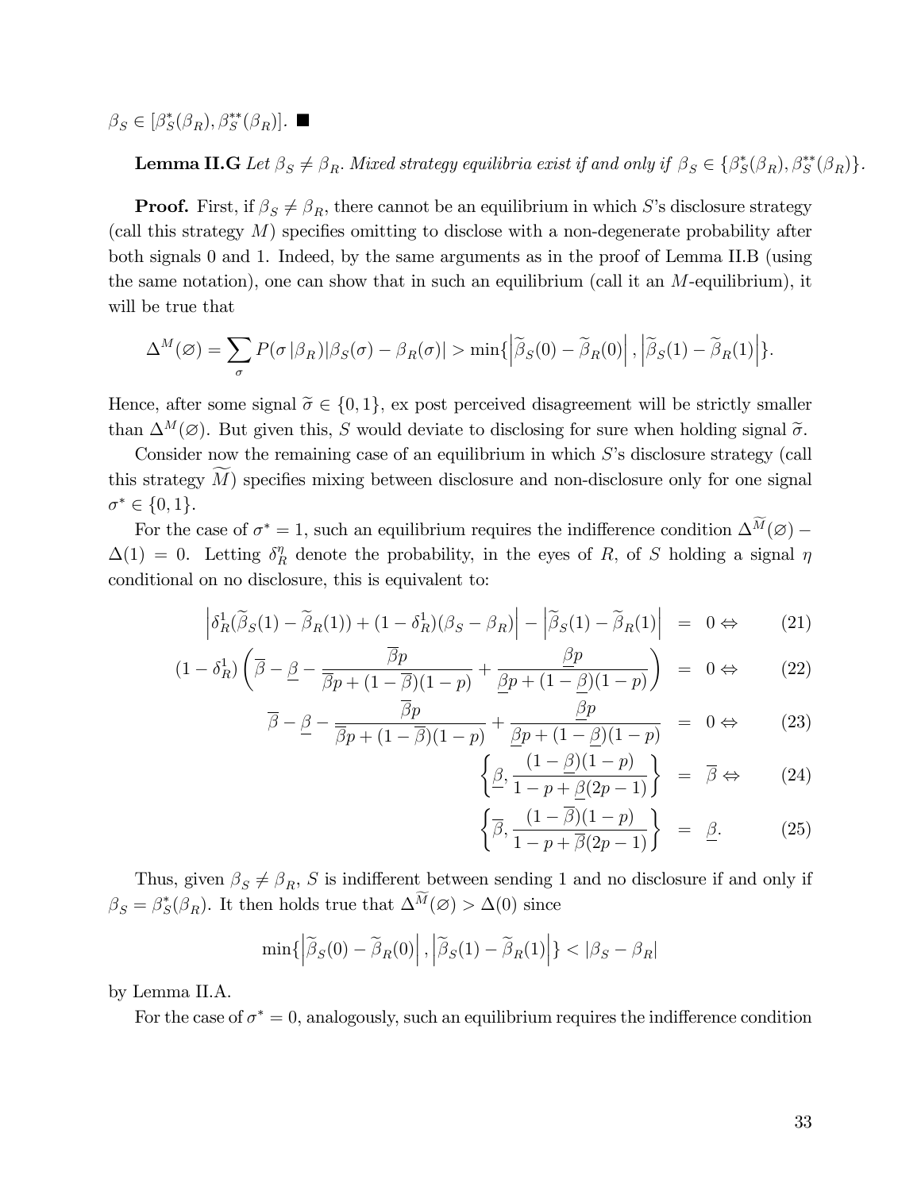$\beta_S \in [\beta_S^*(\beta_R), \beta_S^{**}(\beta_R)]$. ■

**Lemma II.G** *Let $\beta_S \neq \beta_R$. Mixed strategy equilibria exist if and only if $\beta_S \in \{\beta_S^*(\beta_R), \beta_S^{**}(\beta_R)\}$.*

**Proof.** First, if $\beta_S \neq \beta_R$, there cannot be an equilibrium in which $S$'s disclosure strategy (call this strategy $M$) specifies omitting to disclose with a non-degenerate probability after both signals 0 and 1. Indeed, by the same arguments as in the proof of Lemma II.B (using the same notation), one can show that in such an equilibrium (call it an $M$-equilibrium), it will be true that

$$\Delta^M(\varnothing) = \sum_\sigma P(\sigma\,|\beta_R)|\beta_S(\sigma) - \beta_R(\sigma)| > \min\{\left|\widetilde{\beta}_S(0) - \widetilde{\beta}_R(0)\right|, \left|\widetilde{\beta}_S(1) - \widetilde{\beta}_R(1)\right|\}.$$

Hence, after some signal $\widetilde{\sigma} \in \{0, 1\}$, ex post perceived disagreement will be strictly smaller than $\Delta^M(\varnothing)$. But given this, $S$ would deviate to disclosing for sure when holding signal $\widetilde{\sigma}$.

Consider now the remaining case of an equilibrium in which $S$'s disclosure strategy (call this strategy $\widetilde{M}$) specifies mixing between disclosure and non-disclosure only for one signal $\sigma^* \in \{0, 1\}$.

For the case of $\sigma^* = 1$, such an equilibrium requires the indifference condition $\Delta^{\widetilde{M}}(\varnothing) - \Delta(1) = 0$. Letting $\delta_R^\eta$ denote the probability, in the eyes of $R$, of $S$ holding a signal $\eta$ conditional on no disclosure, this is equivalent to:

$$\begin{aligned}
\left|\delta_R^1(\widetilde{\beta}_S(1) - \widetilde{\beta}_R(1)) + (1 - \delta_R^1)(\beta_S - \beta_R)\right| - \left|\widetilde{\beta}_S(1) - \widetilde{\beta}_R(1)\right| &= 0 \Leftrightarrow &(21)\\
(1 - \delta_R^1)\left(\overline{\beta} - \underline{\beta} - \frac{\overline{\beta}p}{\overline{\beta}p + (1 - \overline{\beta})(1 - p)} + \frac{\underline{\beta}p}{\underline{\beta}p + (1 - \underline{\beta})(1 - p)}\right) &= 0 \Leftrightarrow &(22)\\
\overline{\beta} - \underline{\beta} - \frac{\overline{\beta}p}{\overline{\beta}p + (1 - \overline{\beta})(1 - p)} + \frac{\underline{\beta}p}{\underline{\beta}p + (1 - \underline{\beta})(1 - p)} &= 0 \Leftrightarrow &(23)\\
\left\{\underline{\beta}, \frac{(1 - \underline{\beta})(1 - p)}{1 - p + \underline{\beta}(2p - 1)}\right\} &= \overline{\beta} \Leftrightarrow &(24)\\
\left\{\overline{\beta}, \frac{(1 - \overline{\beta})(1 - p)}{1 - p + \overline{\beta}(2p - 1)}\right\} &= \underline{\beta}. &(25)
\end{aligned}$$

Thus, given $\beta_S \neq \beta_R$, $S$ is indifferent between sending 1 and no disclosure if and only if $\beta_S = \beta_S^*(\beta_R)$. It then holds true that $\Delta^{\widetilde{M}}(\varnothing) > \Delta(0)$ since

$$\min\{\left|\widetilde{\beta}_S(0) - \widetilde{\beta}_R(0)\right|, \left|\widetilde{\beta}_S(1) - \widetilde{\beta}_R(1)\right|\} < |\beta_S - \beta_R|$$

by Lemma II.A.

For the case of $\sigma^* = 0$, analogously, such an equilibrium requires the indifference condition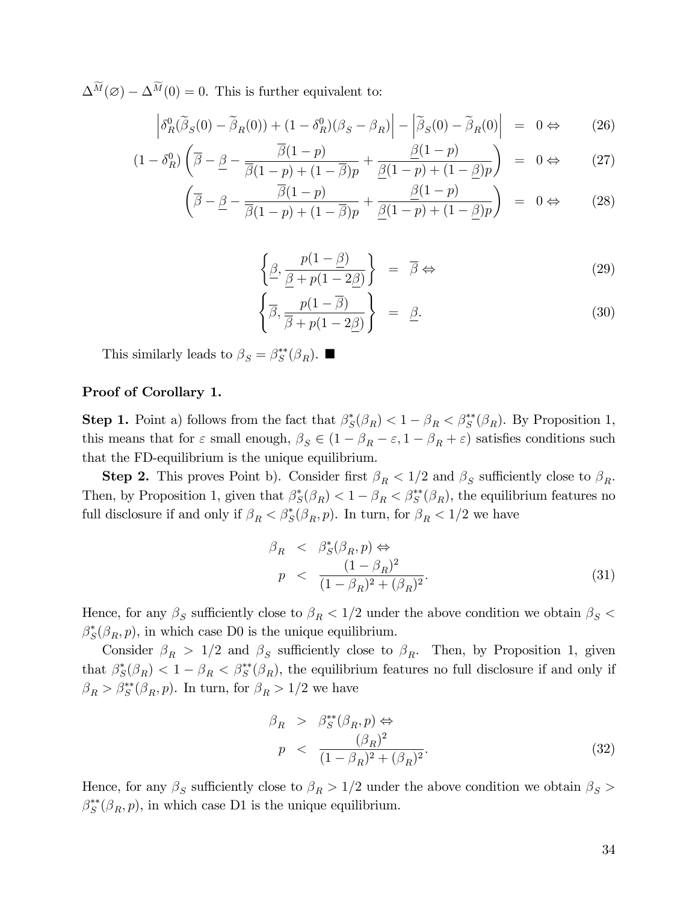$\Delta^{\widetilde{M}}(\varnothing) - \Delta^{\widetilde{M}}(0) = 0$. This is further equivalent to:

$$
\begin{aligned}
\left|\delta_R^0(\widetilde{\beta}_S(0) - \widetilde{\beta}_R(0)) + (1-\delta_R^0)(\beta_S - \beta_R)\right| - \left|\widetilde{\beta}_S(0) - \widetilde{\beta}_R(0)\right| &= 0 \Leftrightarrow & (26)\\
(1-\delta_R^0)\left(\overline{\beta} - \underline{\beta} - \frac{\overline{\beta}(1-p)}{\overline{\beta}(1-p) + (1-\overline{\beta})p} + \frac{\underline{\beta}(1-p)}{\underline{\beta}(1-p) + (1-\underline{\beta})p}\right) &= 0 \Leftrightarrow & (27)\\
\left(\overline{\beta} - \underline{\beta} - \frac{\overline{\beta}(1-p)}{\overline{\beta}(1-p) + (1-\overline{\beta})p} + \frac{\underline{\beta}(1-p)}{\underline{\beta}(1-p) + (1-\underline{\beta})p}\right) &= 0 \Leftrightarrow & (28)
\end{aligned}
$$

$$
\begin{aligned}
\left\{\underline{\beta}, \frac{p(1-\underline{\beta})}{\underline{\beta} + p(1-2\underline{\beta})}\right\} &= \overline{\beta} \Leftrightarrow & (29)\\
\left\{\overline{\beta}, \frac{p(1-\overline{\beta})}{\overline{\beta} + p(1-2\underline{\beta})}\right\} &= \underline{\beta}. & (30)
\end{aligned}
$$

This similarly leads to $\beta_S = \beta_S^{**}(\beta_R)$. ■

**Proof of Corollary 1.**

**Step 1.** Point a) follows from the fact that $\beta_S^*(\beta_R) < 1 - \beta_R < \beta_S^{**}(\beta_R)$. By Proposition 1, this means that for $\varepsilon$ small enough, $\beta_S \in (1 - \beta_R - \varepsilon, 1 - \beta_R + \varepsilon)$ satisfies conditions such that the FD-equilibrium is the unique equilibrium.

**Step 2.** This proves Point b). Consider first $\beta_R < 1/2$ and $\beta_S$ sufficiently close to $\beta_R$. Then, by Proposition 1, given that $\beta_S^*(\beta_R) < 1 - \beta_R < \beta_S^{**}(\beta_R)$, the equilibrium features no full disclosure if and only if $\beta_R < \beta_S^*(\beta_R, p)$. In turn, for $\beta_R < 1/2$ we have

$$
\begin{aligned}
\beta_R &< \beta_S^*(\beta_R, p) \Leftrightarrow \\
p &< \frac{(1-\beta_R)^2}{(1-\beta_R)^2 + (\beta_R)^2}. & (31)
\end{aligned}
$$

Hence, for any $\beta_S$ sufficiently close to $\beta_R < 1/2$ under the above condition we obtain $\beta_S < \beta_S^*(\beta_R, p)$, in which case D0 is the unique equilibrium.

Consider $\beta_R > 1/2$ and $\beta_S$ sufficiently close to $\beta_R$. Then, by Proposition 1, given that $\beta_S^*(\beta_R) < 1 - \beta_R < \beta_S^{**}(\beta_R)$, the equilibrium features no full disclosure if and only if $\beta_R > \beta_S^{**}(\beta_R, p)$. In turn, for $\beta_R > 1/2$ we have

$$
\begin{aligned}
\beta_R &> \beta_S^{**}(\beta_R, p) \Leftrightarrow \\
p &< \frac{(\beta_R)^2}{(1-\beta_R)^2 + (\beta_R)^2}. & (32)
\end{aligned}
$$

Hence, for any $\beta_S$ sufficiently close to $\beta_R > 1/2$ under the above condition we obtain $\beta_S > \beta_S^{**}(\beta_R, p)$, in which case D1 is the unique equilibrium.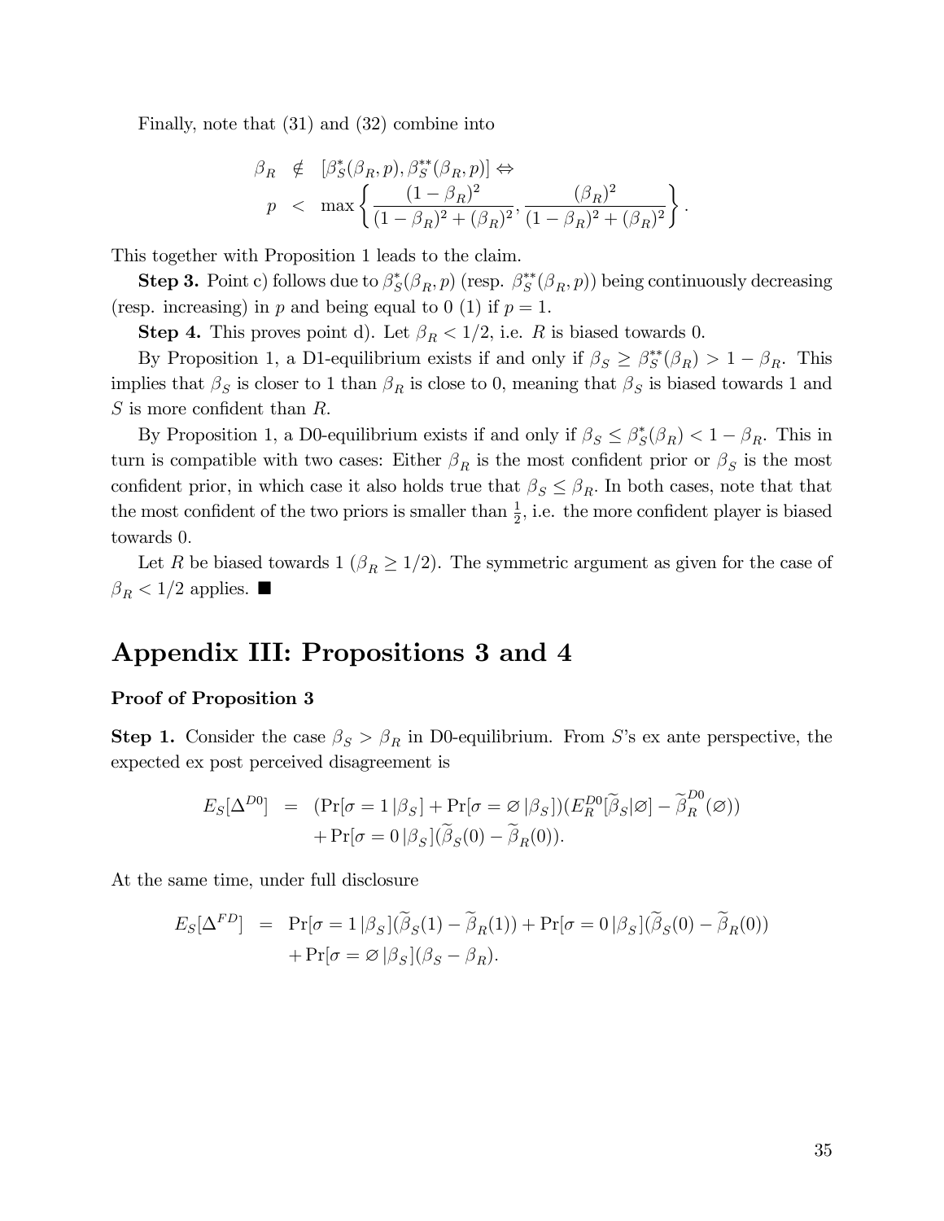Finally, note that (31) and (32) combine into

$$
\begin{aligned}
\beta_R &\notin [\beta_S^*(\beta_R, p), \beta_S^{**}(\beta_R, p)] \Leftrightarrow \\
p &< \max\left\{ \frac{(1-\beta_R)^2}{(1-\beta_R)^2 + (\beta_R)^2}, \frac{(\beta_R)^2}{(1-\beta_R)^2 + (\beta_R)^2} \right\}.
\end{aligned}
$$

This together with Proposition 1 leads to the claim.

**Step 3.** Point c) follows due to $\beta_S^*(\beta_R, p)$ (resp. $\beta_S^{**}(\beta_R, p)$) being continuously decreasing (resp. increasing) in $p$ and being equal to 0 (1) if $p = 1$.

**Step 4.** This proves point d). Let $\beta_R < 1/2$, i.e. $R$ is biased towards 0.

By Proposition 1, a D1-equilibrium exists if and only if $\beta_S \geq \beta_S^{**}(\beta_R) > 1 - \beta_R$. This implies that $\beta_S$ is closer to 1 than $\beta_R$ is close to 0, meaning that $\beta_S$ is biased towards 1 and $S$ is more confident than $R$.

By Proposition 1, a D0-equilibrium exists if and only if $\beta_S \leq \beta_S^*(\beta_R) < 1 - \beta_R$. This in turn is compatible with two cases: Either $\beta_R$ is the most confident prior or $\beta_S$ is the most confident prior, in which case it also holds true that $\beta_S \leq \beta_R$. In both cases, note that that the most confident of the two priors is smaller than $\frac{1}{2}$, i.e. the more confident player is biased towards 0.

Let $R$ be biased towards 1 ($\beta_R \geq 1/2$). The symmetric argument as given for the case of $\beta_R < 1/2$ applies. ■

# Appendix III: Propositions 3 and 4

### Proof of Proposition 3

**Step 1.** Consider the case $\beta_S > \beta_R$ in D0-equilibrium. From $S$'s ex ante perspective, the expected ex post perceived disagreement is

$$
\begin{aligned}
E_S[\Delta^{D0}] &= (\Pr[\sigma = 1 \,|\beta_S] + \Pr[\sigma = \varnothing \,|\beta_S])(E_R^{D0}[\widetilde{\beta}_S|\varnothing] - \widetilde{\beta}_R^{D0}(\varnothing)) \\
&\quad + \Pr[\sigma = 0 \,|\beta_S](\widetilde{\beta}_S(0) - \widetilde{\beta}_R(0)).
\end{aligned}
$$

At the same time, under full disclosure

$$
\begin{aligned}
E_S[\Delta^{FD}] &= \Pr[\sigma = 1 \,|\beta_S](\widetilde{\beta}_S(1) - \widetilde{\beta}_R(1)) + \Pr[\sigma = 0 \,|\beta_S](\widetilde{\beta}_S(0) - \widetilde{\beta}_R(0)) \\
&\quad + \Pr[\sigma = \varnothing \,|\beta_S](\beta_S - \beta_R).
\end{aligned}
$$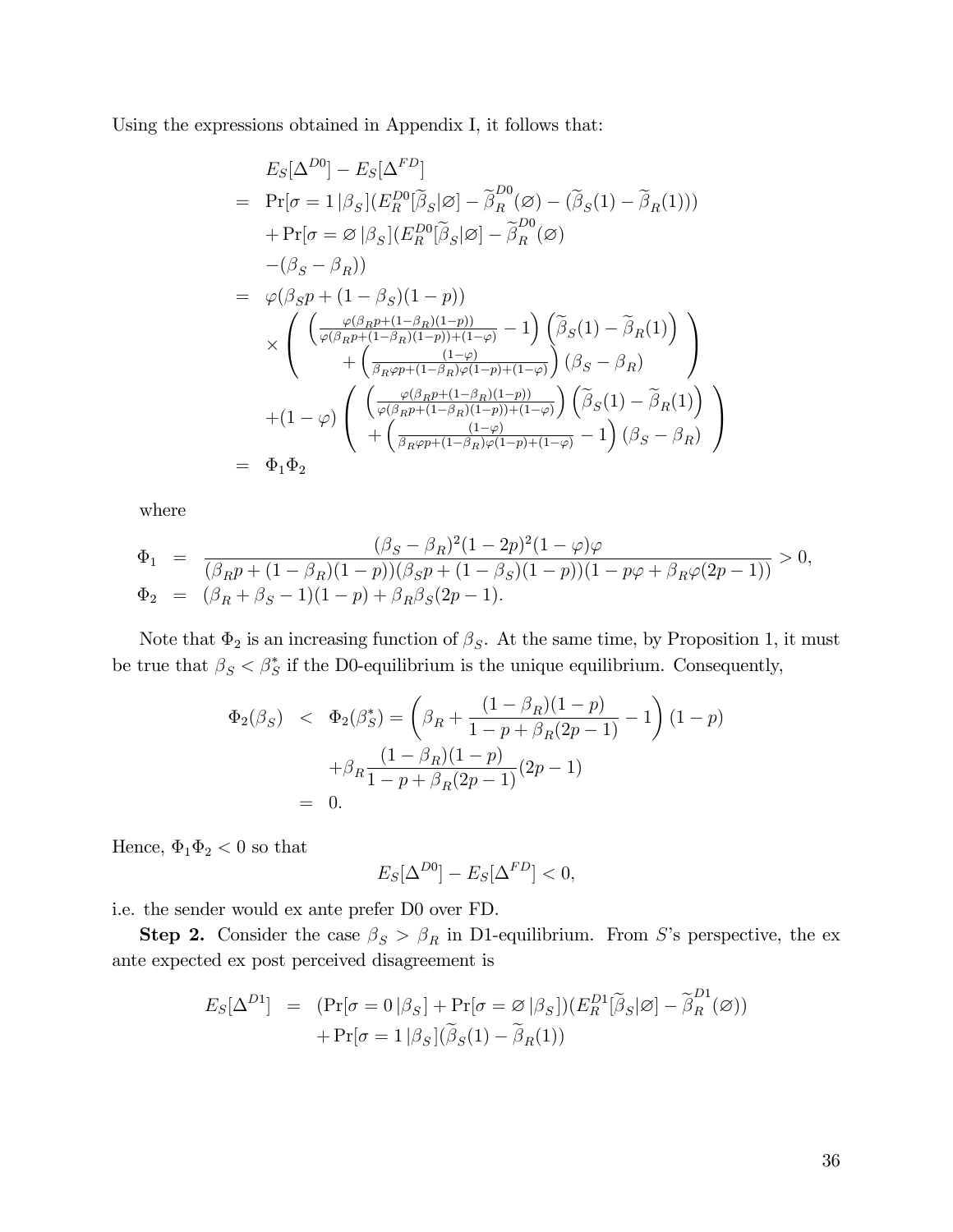Using the expressions obtained in Appendix I, it follows that:

$$
\begin{aligned}
& E_S[\Delta^{D0}] - E_S[\Delta^{FD}] \\
= \ & \Pr[\sigma = 1\,|\beta_S](E_R^{D0}[\widetilde{\beta}_S|\varnothing] - \widetilde{\beta}_R^{D0}(\varnothing) - (\widetilde{\beta}_S(1) - \widetilde{\beta}_R(1))) \\
& + \Pr[\sigma = \varnothing\,|\beta_S](E_R^{D0}[\widetilde{\beta}_S|\varnothing] - \widetilde{\beta}_R^{D0}(\varnothing) \\
& -(\beta_S - \beta_R)) \\
= \ & \varphi(\beta_S p + (1-\beta_S)(1-p)) \\
& \times \left( \begin{array}{c} \left(\frac{\varphi(\beta_R p + (1-\beta_R)(1-p))}{\varphi(\beta_R p + (1-\beta_R)(1-p)) + (1-\varphi)} - 1\right)\left(\widetilde{\beta}_S(1) - \widetilde{\beta}_R(1)\right) \\ + \left(\frac{(1-\varphi)}{\beta_R \varphi p + (1-\beta_R)\varphi(1-p) + (1-\varphi)}\right)(\beta_S - \beta_R) \end{array} \right) \\
& +(1-\varphi)\left( \begin{array}{c} \left(\frac{\varphi(\beta_R p + (1-\beta_R)(1-p))}{\varphi(\beta_R p + (1-\beta_R)(1-p)) + (1-\varphi)}\right)\left(\widetilde{\beta}_S(1) - \widetilde{\beta}_R(1)\right) \\ + \left(\frac{(1-\varphi)}{\beta_R \varphi p + (1-\beta_R)\varphi(1-p) + (1-\varphi)} - 1\right)(\beta_S - \beta_R) \end{array} \right) \\
= \ & \Phi_1 \Phi_2
\end{aligned}
$$

where

$$
\begin{aligned}
\Phi_1 &= \frac{(\beta_S - \beta_R)^2 (1-2p)^2 (1-\varphi)\varphi}{(\beta_R p + (1-\beta_R)(1-p))(\beta_S p + (1-\beta_S)(1-p))(1 - p\varphi + \beta_R \varphi(2p-1))} > 0, \\
\Phi_2 &= (\beta_R + \beta_S - 1)(1-p) + \beta_R \beta_S (2p-1).
\end{aligned}
$$

Note that $\Phi_2$ is an increasing function of $\beta_S$. At the same time, by Proposition 1, it must be true that $\beta_S < \beta_S^*$ if the D0-equilibrium is the unique equilibrium. Consequently,

$$
\begin{aligned}
\Phi_2(\beta_S) &< \Phi_2(\beta_S^*) = \left(\beta_R + \frac{(1-\beta_R)(1-p)}{1-p+\beta_R(2p-1)} - 1\right)(1-p) \\
& \quad + \beta_R \frac{(1-\beta_R)(1-p)}{1-p+\beta_R(2p-1)}(2p-1) \\
&= 0.
\end{aligned}
$$

Hence, $\Phi_1 \Phi_2 < 0$ so that

$$
E_S[\Delta^{D0}] - E_S[\Delta^{FD}] < 0,
$$

i.e. the sender would ex ante prefer D0 over FD.

**Step 2.** Consider the case $\beta_S > \beta_R$ in D1-equilibrium. From $S$'s perspective, the ex ante expected ex post perceived disagreement is

$$
\begin{aligned}
E_S[\Delta^{D1}] &= (\Pr[\sigma = 0\,|\beta_S] + \Pr[\sigma = \varnothing\,|\beta_S])(E_R^{D1}[\widetilde{\beta}_S|\varnothing] - \widetilde{\beta}_R^{D1}(\varnothing)) \\
& \quad + \Pr[\sigma = 1\,|\beta_S](\widetilde{\beta}_S(1) - \widetilde{\beta}_R(1))
\end{aligned}
$$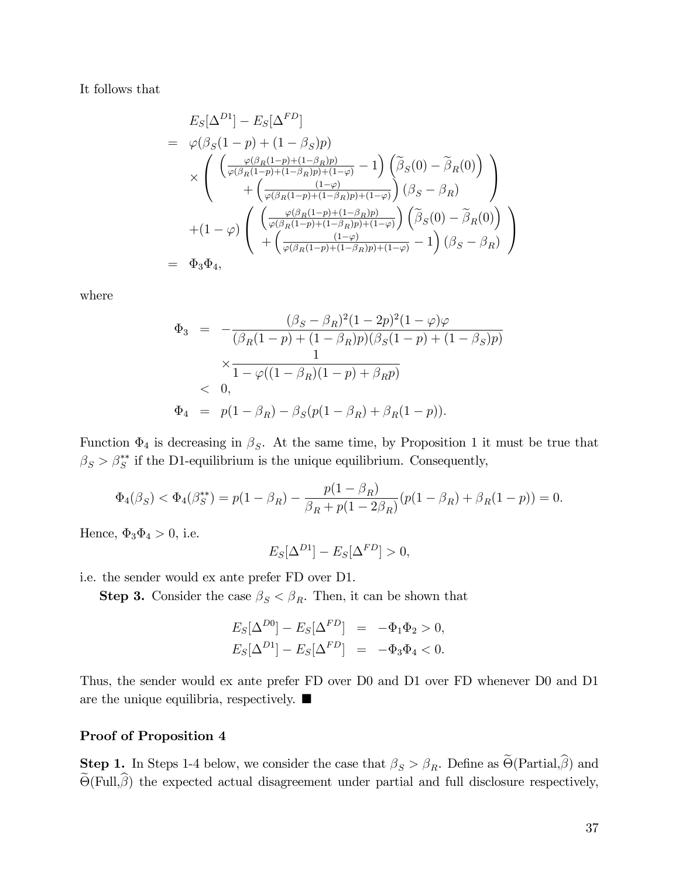It follows that

$$
\begin{aligned}
& E_S[\Delta^{D1}] - E_S[\Delta^{FD}] \\
= \; & \varphi(\beta_S(1-p) + (1-\beta_S)p) \\
& \times \left( \begin{array}{c} \left( \frac{\varphi(\beta_R(1-p)+(1-\beta_R)p)}{\varphi(\beta_R(1-p)+(1-\beta_R)p)+(1-\varphi)} - 1 \right) \left( \widetilde{\beta}_S(0) - \widetilde{\beta}_R(0) \right) \\ + \left( \frac{(1-\varphi)}{\varphi(\beta_R(1-p)+(1-\beta_R)p)+(1-\varphi)} \right) (\beta_S - \beta_R) \end{array} \right) \\
& + (1-\varphi) \left( \begin{array}{c} \left( \frac{\varphi(\beta_R(1-p)+(1-\beta_R)p)}{\varphi(\beta_R(1-p)+(1-\beta_R)p)+(1-\varphi)} \right) \left( \widetilde{\beta}_S(0) - \widetilde{\beta}_R(0) \right) \\ + \left( \frac{(1-\varphi)}{\varphi(\beta_R(1-p)+(1-\beta_R)p)+(1-\varphi)} - 1 \right) (\beta_S - \beta_R) \end{array} \right) \\
= \; & \Phi_3 \Phi_4,
\end{aligned}
$$

where

$$
\begin{aligned}
\Phi_3 &= -\frac{(\beta_S - \beta_R)^2 (1-2p)^2 (1-\varphi)\varphi}{(\beta_R(1-p) + (1-\beta_R)p)(\beta_S(1-p) + (1-\beta_S)p)} \\
& \quad \times \frac{1}{1 - \varphi((1-\beta_R)(1-p) + \beta_R p)} \\
& < 0, \\
\Phi_4 &= p(1-\beta_R) - \beta_S(p(1-\beta_R) + \beta_R(1-p)).
\end{aligned}
$$

Function $\Phi_4$ is decreasing in $\beta_S$. At the same time, by Proposition 1 it must be true that $\beta_S > \beta_S^{**}$ if the D1-equilibrium is the unique equilibrium. Consequently,

$$
\Phi_4(\beta_S) < \Phi_4(\beta_S^{**}) = p(1-\beta_R) - \frac{p(1-\beta_R)}{\beta_R + p(1-2\beta_R)}(p(1-\beta_R) + \beta_R(1-p)) = 0.
$$

Hence, $\Phi_3 \Phi_4 > 0$, i.e.

$$
E_S[\Delta^{D1}] - E_S[\Delta^{FD}] > 0,
$$

i.e. the sender would ex ante prefer FD over D1.

**Step 3.** Consider the case $\beta_S < \beta_R$. Then, it can be shown that

$$
\begin{aligned}
E_S[\Delta^{D0}] - E_S[\Delta^{FD}] &= -\Phi_1 \Phi_2 > 0, \\
E_S[\Delta^{D1}] - E_S[\Delta^{FD}] &= -\Phi_3 \Phi_4 < 0.
\end{aligned}
$$

Thus, the sender would ex ante prefer FD over D0 and D1 over FD whenever D0 and D1 are the unique equilibria, respectively. ■

**Proof of Proposition 4**

**Step 1.** In Steps 1-4 below, we consider the case that $\beta_S > \beta_R$. Define as $\widetilde{\Theta}(\text{Partial},\widehat{\beta})$ and $\widetilde{\Theta}(\text{Full},\widehat{\beta})$ the expected actual disagreement under partial and full disclosure respectively,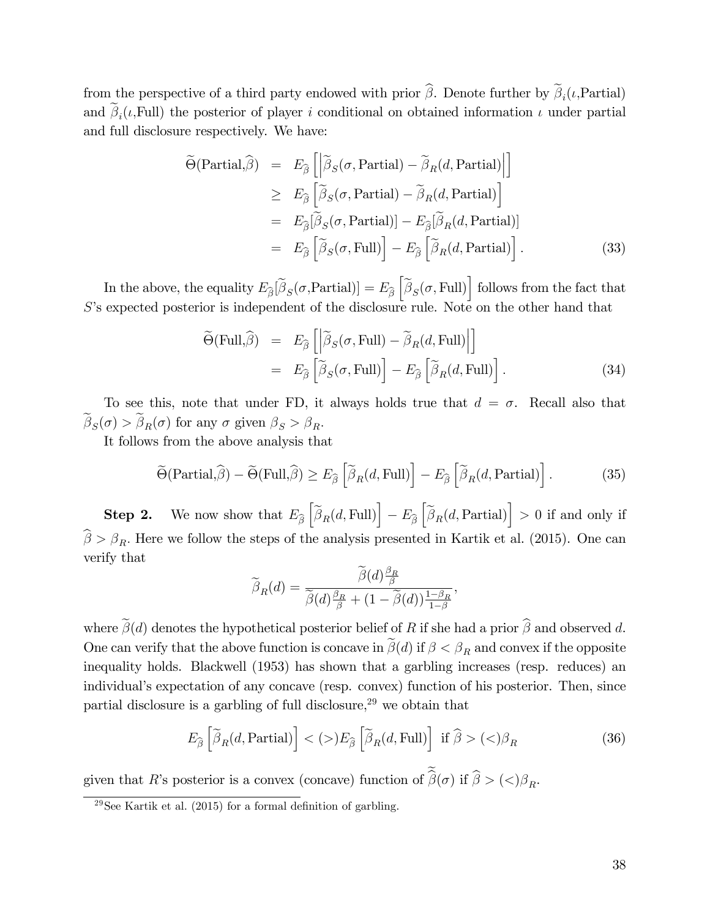from the perspective of a third party endowed with prior $\widehat{\beta}$. Denote further by $\widetilde{\beta}_i(\iota,\text{Partial})$ and $\widetilde{\beta}_i(\iota,\text{Full})$ the posterior of player $i$ conditional on obtained information $\iota$ under partial and full disclosure respectively. We have:

$$
\begin{aligned}
\widetilde{\Theta}(\text{Partial},\widehat{\beta}) &= E_{\widehat{\beta}}\left[\left|\widetilde{\beta}_S(\sigma,\text{Partial}) - \widetilde{\beta}_R(d,\text{Partial})\right|\right] \\
&\geq E_{\widehat{\beta}}\left[\widetilde{\beta}_S(\sigma,\text{Partial}) - \widetilde{\beta}_R(d,\text{Partial})\right] \\
&= E_{\widehat{\beta}}[\widetilde{\beta}_S(\sigma,\text{Partial})] - E_{\widehat{\beta}}[\widetilde{\beta}_R(d,\text{Partial})] \\
&= E_{\widehat{\beta}}\left[\widetilde{\beta}_S(\sigma,\text{Full})\right] - E_{\widehat{\beta}}\left[\widetilde{\beta}_R(d,\text{Partial})\right]. \qquad (33)
\end{aligned}
$$

In the above, the equality $E_{\widehat{\beta}}[\widetilde{\beta}_S(\sigma,\text{Partial})] = E_{\widehat{\beta}}\left[\widetilde{\beta}_S(\sigma,\text{Full})\right]$ follows from the fact that $S$'s expected posterior is independent of the disclosure rule. Note on the other hand that

$$
\begin{aligned}
\widetilde{\Theta}(\text{Full},\widehat{\beta}) &= E_{\widehat{\beta}}\left[\left|\widetilde{\beta}_S(\sigma,\text{Full}) - \widetilde{\beta}_R(d,\text{Full})\right|\right] \\
&= E_{\widehat{\beta}}\left[\widetilde{\beta}_S(\sigma,\text{Full})\right] - E_{\widehat{\beta}}\left[\widetilde{\beta}_R(d,\text{Full})\right]. \qquad (34)
\end{aligned}
$$

To see this, note that under FD, it always holds true that $d = \sigma$. Recall also that $\widetilde{\beta}_S(\sigma) > \widetilde{\beta}_R(\sigma)$ for any $\sigma$ given $\beta_S > \beta_R$.

It follows from the above analysis that

$$
\widetilde{\Theta}(\text{Partial},\widehat{\beta}) - \widetilde{\Theta}(\text{Full},\widehat{\beta}) \geq E_{\widehat{\beta}}\left[\widetilde{\beta}_R(d,\text{Full})\right] - E_{\widehat{\beta}}\left[\widetilde{\beta}_R(d,\text{Partial})\right]. \qquad (35)
$$

**Step 2.** We now show that $E_{\widehat{\beta}}\left[\widetilde{\beta}_R(d,\text{Full})\right] - E_{\widehat{\beta}}\left[\widetilde{\beta}_R(d,\text{Partial})\right] > 0$ if and only if $\widehat{\beta} > \beta_R$. Here we follow the steps of the analysis presented in Kartik et al. (2015). One can verify that

$$
\widetilde{\beta}_R(d) = \frac{\widetilde{\beta}(d)\frac{\beta_R}{\beta}}{\widetilde{\beta}(d)\frac{\beta_R}{\beta} + (1-\widetilde{\beta}(d))\frac{1-\beta_R}{1-\beta}},
$$

where $\widetilde{\beta}(d)$ denotes the hypothetical posterior belief of $R$ if she had a prior $\widehat{\beta}$ and observed $d$. One can verify that the above function is concave in $\widetilde{\beta}(d)$ if $\beta < \beta_R$ and convex if the opposite inequality holds. Blackwell (1953) has shown that a garbling increases (resp. reduces) an individual's expectation of any concave (resp. convex) function of his posterior. Then, since partial disclosure is a garbling of full disclosure,[29] we obtain that

$$
E_{\widehat{\beta}}\left[\widetilde{\beta}_R(d,\text{Partial})\right] < (>) E_{\widehat{\beta}}\left[\widetilde{\beta}_R(d,\text{Full})\right] \text{ if } \widehat{\beta} > (<)\beta_R \qquad (36)
$$

given that $R$'s posterior is a convex (concave) function of $\widetilde{\widetilde{\beta}}(\sigma)$ if $\widehat{\beta} > (<)\beta_R$.

[29] See Kartik et al. (2015) for a formal definition of garbling.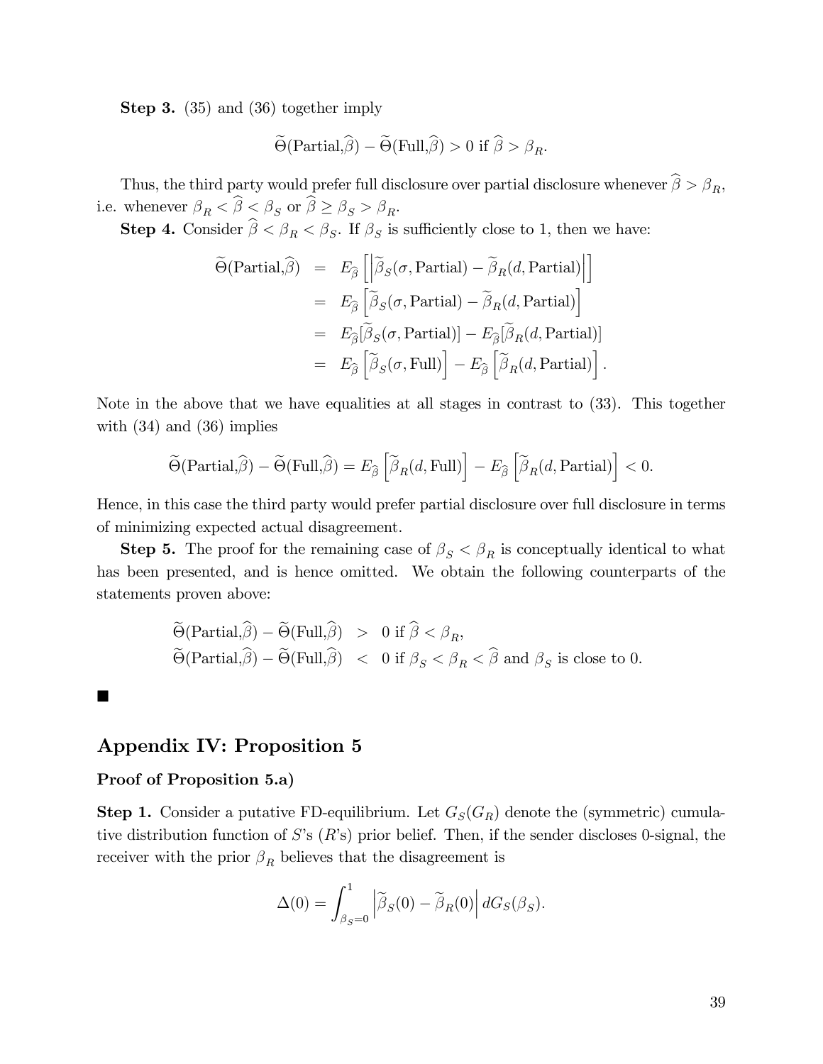**Step 3.** (35) and (36) together imply

$$\widetilde{\Theta}(\text{Partial},\widehat{\beta}) - \widetilde{\Theta}(\text{Full},\widehat{\beta}) > 0 \text{ if } \widehat{\beta} > \beta_R.$$

Thus, the third party would prefer full disclosure over partial disclosure whenever $\widehat{\beta} > \beta_R$, i.e. whenever $\beta_R < \widehat{\beta} < \beta_S$ or $\widehat{\beta} \geq \beta_S > \beta_R$.

**Step 4.** Consider $\widehat{\beta} < \beta_R < \beta_S$. If $\beta_S$ is sufficiently close to 1, then we have:

$$\begin{aligned}
\widetilde{\Theta}(\text{Partial},\widehat{\beta}) &= E_{\widehat{\beta}}\left[\left|\widetilde{\beta}_S(\sigma, \text{Partial}) - \widetilde{\beta}_R(d, \text{Partial})\right|\right] \\
&= E_{\widehat{\beta}}\left[\widetilde{\beta}_S(\sigma, \text{Partial}) - \widetilde{\beta}_R(d, \text{Partial})\right] \\
&= E_{\widehat{\beta}}[\widetilde{\beta}_S(\sigma, \text{Partial})] - E_{\widehat{\beta}}[\widetilde{\beta}_R(d, \text{Partial})] \\
&= E_{\widehat{\beta}}\left[\widetilde{\beta}_S(\sigma, \text{Full})\right] - E_{\widehat{\beta}}\left[\widetilde{\beta}_R(d, \text{Partial})\right].
\end{aligned}$$

Note in the above that we have equalities at all stages in contrast to (33). This together with (34) and (36) implies

$$\widetilde{\Theta}(\text{Partial},\widehat{\beta}) - \widetilde{\Theta}(\text{Full},\widehat{\beta}) = E_{\widehat{\beta}}\left[\widetilde{\beta}_R(d, \text{Full})\right] - E_{\widehat{\beta}}\left[\widetilde{\beta}_R(d, \text{Partial})\right] < 0.$$

Hence, in this case the third party would prefer partial disclosure over full disclosure in terms of minimizing expected actual disagreement.

**Step 5.** The proof for the remaining case of $\beta_S < \beta_R$ is conceptually identical to what has been presented, and is hence omitted. We obtain the following counterparts of the statements proven above:

$$\begin{aligned}
\widetilde{\Theta}(\text{Partial},\widehat{\beta}) - \widetilde{\Theta}(\text{Full},\widehat{\beta}) &> 0 \text{ if } \widehat{\beta} < \beta_R, \\
\widetilde{\Theta}(\text{Partial},\widehat{\beta}) - \widetilde{\Theta}(\text{Full},\widehat{\beta}) &< 0 \text{ if } \beta_S < \beta_R < \widehat{\beta} \text{ and } \beta_S \text{ is close to 0.}
\end{aligned}$$

■

## Appendix IV: Proposition 5

**Proof of Proposition 5.a)**

**Step 1.** Consider a putative FD-equilibrium. Let $G_S(G_R)$ denote the (symmetric) cumulative distribution function of $S$'s ($R$'s) prior belief. Then, if the sender discloses 0-signal, the receiver with the prior $\beta_R$ believes that the disagreement is

$$\Delta(0) = \int_{\beta_S=0}^{1} \left|\widetilde{\beta}_S(0) - \widetilde{\beta}_R(0)\right| dG_S(\beta_S).$$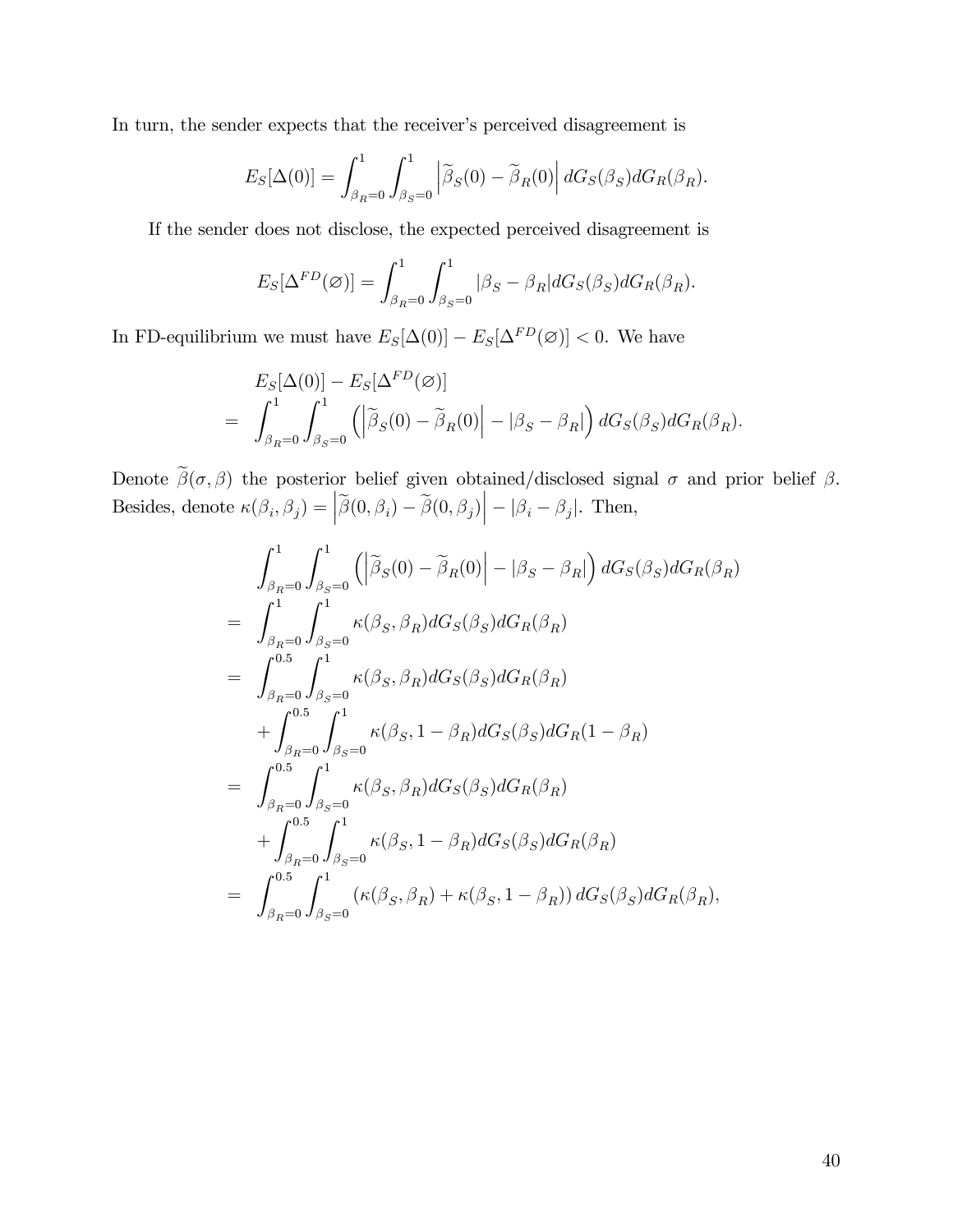In turn, the sender expects that the receiver's perceived disagreement is

$$E_S[\Delta(0)] = \int_{\beta_R=0}^{1}\int_{\beta_S=0}^{1}\left|\widetilde{\beta}_S(0)-\widetilde{\beta}_R(0)\right| dG_S(\beta_S)dG_R(\beta_R).$$

If the sender does not disclose, the expected perceived disagreement is

$$E_S[\Delta^{FD}(\varnothing)] = \int_{\beta_R=0}^{1}\int_{\beta_S=0}^{1}|\beta_S-\beta_R|dG_S(\beta_S)dG_R(\beta_R).$$

In FD-equilibrium we must have $E_S[\Delta(0)] - E_S[\Delta^{FD}(\varnothing)] < 0$. We have

$$\begin{aligned}
& E_S[\Delta(0)] - E_S[\Delta^{FD}(\varnothing)] \\
= \; & \int_{\beta_R=0}^{1}\int_{\beta_S=0}^{1}\left(\left|\widetilde{\beta}_S(0)-\widetilde{\beta}_R(0)\right| - |\beta_S-\beta_R|\right) dG_S(\beta_S)dG_R(\beta_R).
\end{aligned}$$

Denote $\widetilde{\beta}(\sigma,\beta)$ the posterior belief given obtained/disclosed signal $\sigma$ and prior belief $\beta$. Besides, denote $\kappa(\beta_i,\beta_j) = \left|\widetilde{\beta}(0,\beta_i)-\widetilde{\beta}(0,\beta_j)\right| - |\beta_i-\beta_j|$. Then,

$$\begin{aligned}
& \int_{\beta_R=0}^{1}\int_{\beta_S=0}^{1}\left(\left|\widetilde{\beta}_S(0)-\widetilde{\beta}_R(0)\right| - |\beta_S-\beta_R|\right) dG_S(\beta_S)dG_R(\beta_R) \\
= \; & \int_{\beta_R=0}^{1}\int_{\beta_S=0}^{1}\kappa(\beta_S,\beta_R)dG_S(\beta_S)dG_R(\beta_R) \\
= \; & \int_{\beta_R=0}^{0.5}\int_{\beta_S=0}^{1}\kappa(\beta_S,\beta_R)dG_S(\beta_S)dG_R(\beta_R) \\
& + \int_{\beta_R=0}^{0.5}\int_{\beta_S=0}^{1}\kappa(\beta_S,1-\beta_R)dG_S(\beta_S)dG_R(1-\beta_R) \\
= \; & \int_{\beta_R=0}^{0.5}\int_{\beta_S=0}^{1}\kappa(\beta_S,\beta_R)dG_S(\beta_S)dG_R(\beta_R) \\
& + \int_{\beta_R=0}^{0.5}\int_{\beta_S=0}^{1}\kappa(\beta_S,1-\beta_R)dG_S(\beta_S)dG_R(\beta_R) \\
= \; & \int_{\beta_R=0}^{0.5}\int_{\beta_S=0}^{1}\left(\kappa(\beta_S,\beta_R)+\kappa(\beta_S,1-\beta_R)\right)dG_S(\beta_S)dG_R(\beta_R),
\end{aligned}$$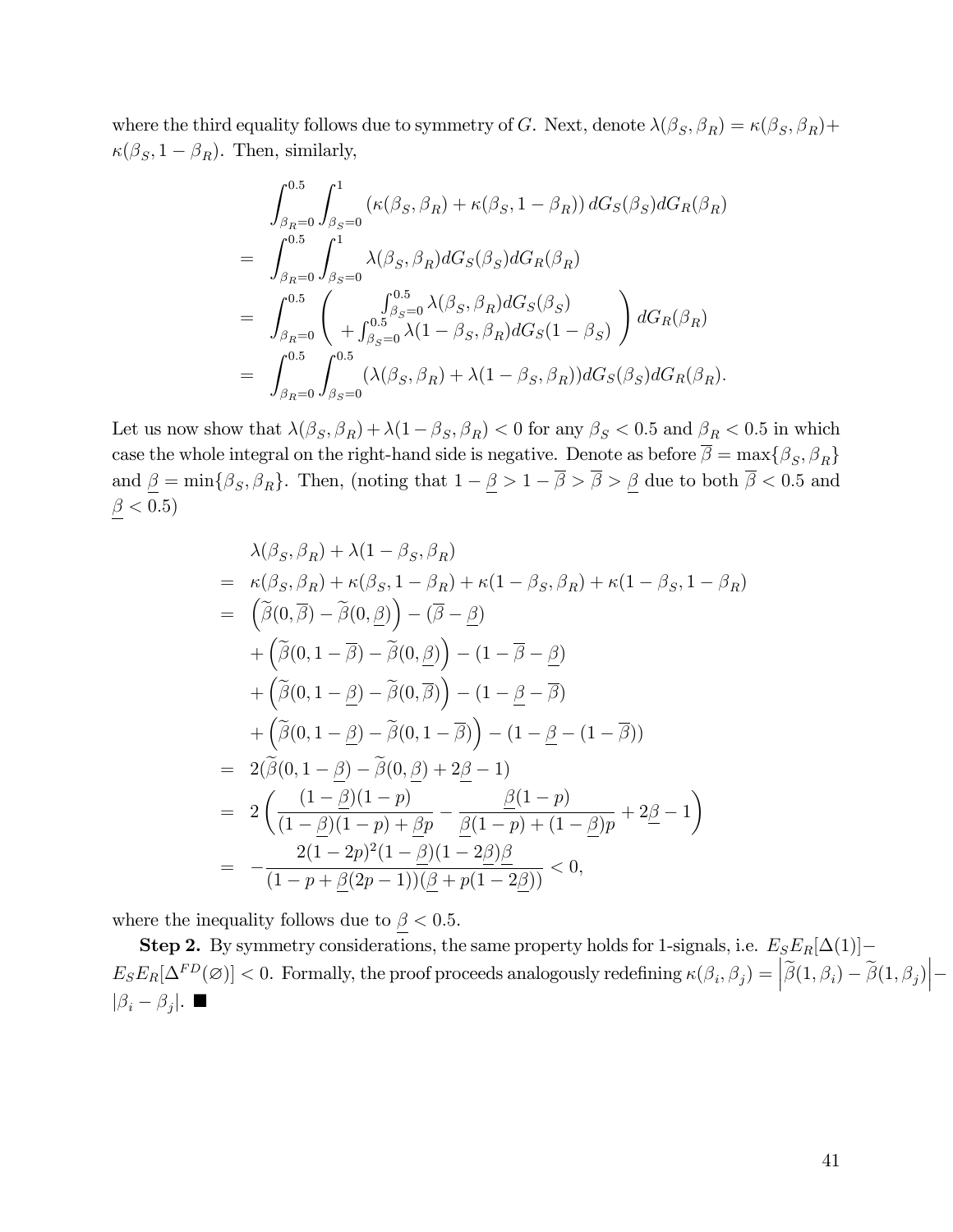where the third equality follows due to symmetry of $G$. Next, denote $\lambda(\beta_S, \beta_R) = \kappa(\beta_S, \beta_R) + \kappa(\beta_S, 1-\beta_R)$. Then, similarly,

$$
\begin{aligned}
& \int_{\beta_R=0}^{0.5} \int_{\beta_S=0}^{1} \left(\kappa(\beta_S, \beta_R) + \kappa(\beta_S, 1-\beta_R)\right) dG_S(\beta_S) dG_R(\beta_R) \\
= & \int_{\beta_R=0}^{0.5} \int_{\beta_S=0}^{1} \lambda(\beta_S, \beta_R) dG_S(\beta_S) dG_R(\beta_R) \\
= & \int_{\beta_R=0}^{0.5} \left( \begin{array}{c} \int_{\beta_S=0}^{0.5} \lambda(\beta_S, \beta_R) dG_S(\beta_S) \\ + \int_{\beta_S=0}^{0.5} \lambda(1-\beta_S, \beta_R) dG_S(1-\beta_S) \end{array} \right) dG_R(\beta_R) \\
= & \int_{\beta_R=0}^{0.5} \int_{\beta_S=0}^{0.5} (\lambda(\beta_S, \beta_R) + \lambda(1-\beta_S, \beta_R)) dG_S(\beta_S) dG_R(\beta_R).
\end{aligned}
$$

Let us now show that $\lambda(\beta_S, \beta_R) + \lambda(1-\beta_S, \beta_R) < 0$ for any $\beta_S < 0.5$ and $\beta_R < 0.5$ in which case the whole integral on the right-hand side is negative. Denote as before $\overline{\beta} = \max\{\beta_S, \beta_R\}$ and $\underline{\beta} = \min\{\beta_S, \beta_R\}$. Then, (noting that $1-\underline{\beta} > 1-\overline{\beta} > \overline{\beta} > \underline{\beta}$ due to both $\overline{\beta} < 0.5$ and $\underline{\beta} < 0.5$)

$$
\begin{aligned}
& \lambda(\beta_S, \beta_R) + \lambda(1-\beta_S, \beta_R) \\
= & \ \kappa(\beta_S, \beta_R) + \kappa(\beta_S, 1-\beta_R) + \kappa(1-\beta_S, \beta_R) + \kappa(1-\beta_S, 1-\beta_R) \\
= & \left(\widetilde{\beta}(0, \overline{\beta}) - \widetilde{\beta}(0, \underline{\beta})\right) - (\overline{\beta} - \underline{\beta}) \\
& + \left(\widetilde{\beta}(0, 1-\overline{\beta}) - \widetilde{\beta}(0, \underline{\beta})\right) - (1 - \overline{\beta} - \underline{\beta}) \\
& + \left(\widetilde{\beta}(0, 1-\underline{\beta}) - \widetilde{\beta}(0, \overline{\beta})\right) - (1 - \underline{\beta} - \overline{\beta}) \\
& + \left(\widetilde{\beta}(0, 1-\underline{\beta}) - \widetilde{\beta}(0, 1-\overline{\beta})\right) - (1 - \underline{\beta} - (1-\overline{\beta})) \\
= & \ 2(\widetilde{\beta}(0, 1-\underline{\beta}) - \widetilde{\beta}(0, \underline{\beta}) + 2\underline{\beta} - 1) \\
= & \ 2\left( \frac{(1-\underline{\beta})(1-p)}{(1-\underline{\beta})(1-p) + \underline{\beta}p} - \frac{\underline{\beta}(1-p)}{\underline{\beta}(1-p) + (1-\underline{\beta})p} + 2\underline{\beta} - 1 \right) \\
= & \ -\frac{2(1-2p)^2(1-\underline{\beta})(1-2\underline{\beta})\underline{\beta}}{(1-p+\underline{\beta}(2p-1))(\underline{\beta} + p(1-2\underline{\beta}))} < 0,
\end{aligned}
$$

where the inequality follows due to $\underline{\beta} < 0.5$.

**Step 2.** By symmetry considerations, the same property holds for 1-signals, i.e. $E_S E_R[\Delta(1)] - E_S E_R[\Delta^{FD}(\varnothing)] < 0$. Formally, the proof proceeds analogously redefining $\kappa(\beta_i, \beta_j) = \left|\widetilde{\beta}(1, \beta_i) - \widetilde{\beta}(1, \beta_j)\right| - |\beta_i - \beta_j|$. ■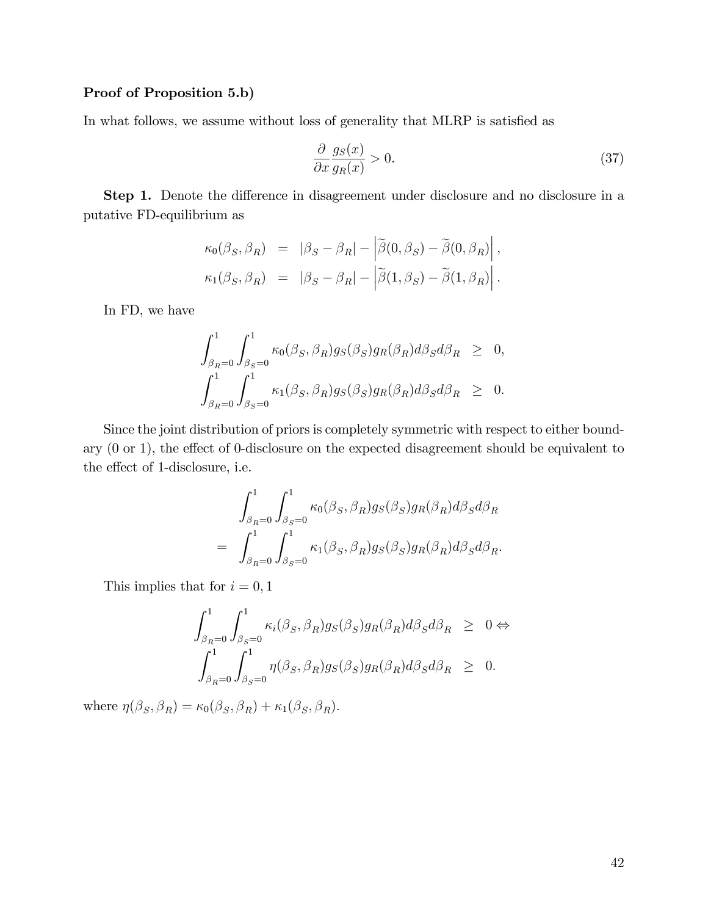**Proof of Proposition 5.b)**

In what follows, we assume without loss of generality that MLRP is satisfied as

$$\frac{\partial}{\partial x}\frac{g_S(x)}{g_R(x)} > 0. \tag{37}$$

**Step 1.** Denote the difference in disagreement under disclosure and no disclosure in a putative FD-equilibrium as

$$\begin{aligned}
\kappa_0(\beta_S, \beta_R) &= |\beta_S - \beta_R| - \left|\widetilde{\beta}(0, \beta_S) - \widetilde{\beta}(0, \beta_R)\right|, \\
\kappa_1(\beta_S, \beta_R) &= |\beta_S - \beta_R| - \left|\widetilde{\beta}(1, \beta_S) - \widetilde{\beta}(1, \beta_R)\right|.
\end{aligned}$$

In FD, we have

$$\begin{aligned}
\int_{\beta_R=0}^{1}\int_{\beta_S=0}^{1} \kappa_0(\beta_S, \beta_R) g_S(\beta_S) g_R(\beta_R) d\beta_S d\beta_R &\geq 0, \\
\int_{\beta_R=0}^{1}\int_{\beta_S=0}^{1} \kappa_1(\beta_S, \beta_R) g_S(\beta_S) g_R(\beta_R) d\beta_S d\beta_R &\geq 0.
\end{aligned}$$

Since the joint distribution of priors is completely symmetric with respect to either boundary (0 or 1), the effect of 0-disclosure on the expected disagreement should be equivalent to the effect of 1-disclosure, i.e.

$$\begin{aligned}
&\int_{\beta_R=0}^{1}\int_{\beta_S=0}^{1} \kappa_0(\beta_S, \beta_R) g_S(\beta_S) g_R(\beta_R) d\beta_S d\beta_R \\
= &\int_{\beta_R=0}^{1}\int_{\beta_S=0}^{1} \kappa_1(\beta_S, \beta_R) g_S(\beta_S) g_R(\beta_R) d\beta_S d\beta_R.
\end{aligned}$$

This implies that for $i = 0, 1$

$$\begin{aligned}
\int_{\beta_R=0}^{1}\int_{\beta_S=0}^{1} \kappa_i(\beta_S, \beta_R) g_S(\beta_S) g_R(\beta_R) d\beta_S d\beta_R &\geq 0 \Leftrightarrow \\
\int_{\beta_R=0}^{1}\int_{\beta_S=0}^{1} \eta(\beta_S, \beta_R) g_S(\beta_S) g_R(\beta_R) d\beta_S d\beta_R &\geq 0.
\end{aligned}$$

where $\eta(\beta_S, \beta_R) = \kappa_0(\beta_S, \beta_R) + \kappa_1(\beta_S, \beta_R)$.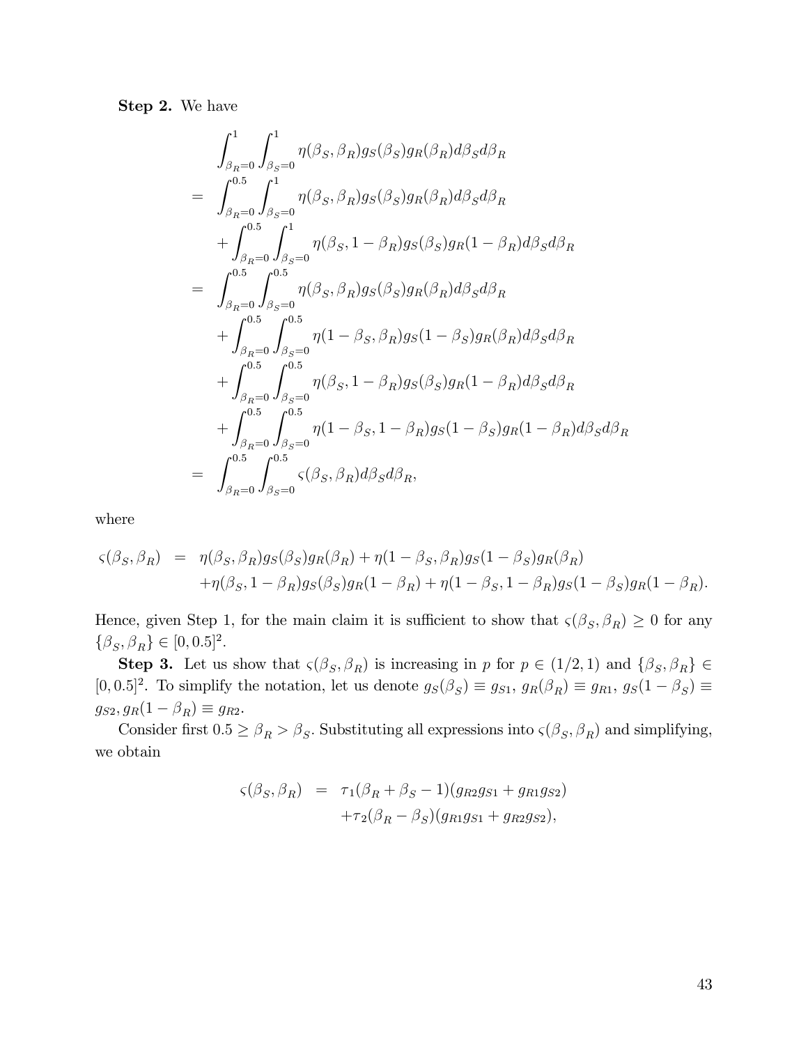**Step 2.** We have

$$
\begin{aligned}
& \int_{\beta_R=0}^{1} \int_{\beta_S=0}^{1} \eta(\beta_S, \beta_R) g_S(\beta_S) g_R(\beta_R) d\beta_S d\beta_R \\
= & \int_{\beta_R=0}^{0.5} \int_{\beta_S=0}^{1} \eta(\beta_S, \beta_R) g_S(\beta_S) g_R(\beta_R) d\beta_S d\beta_R \\
& + \int_{\beta_R=0}^{0.5} \int_{\beta_S=0}^{1} \eta(\beta_S, 1-\beta_R) g_S(\beta_S) g_R(1-\beta_R) d\beta_S d\beta_R \\
= & \int_{\beta_R=0}^{0.5} \int_{\beta_S=0}^{0.5} \eta(\beta_S, \beta_R) g_S(\beta_S) g_R(\beta_R) d\beta_S d\beta_R \\
& + \int_{\beta_R=0}^{0.5} \int_{\beta_S=0}^{0.5} \eta(1-\beta_S, \beta_R) g_S(1-\beta_S) g_R(\beta_R) d\beta_S d\beta_R \\
& + \int_{\beta_R=0}^{0.5} \int_{\beta_S=0}^{0.5} \eta(\beta_S, 1-\beta_R) g_S(\beta_S) g_R(1-\beta_R) d\beta_S d\beta_R \\
& + \int_{\beta_R=0}^{0.5} \int_{\beta_S=0}^{0.5} \eta(1-\beta_S, 1-\beta_R) g_S(1-\beta_S) g_R(1-\beta_R) d\beta_S d\beta_R \\
= & \int_{\beta_R=0}^{0.5} \int_{\beta_S=0}^{0.5} \varsigma(\beta_S, \beta_R) d\beta_S d\beta_R,
\end{aligned}
$$

where

$$
\begin{aligned}
\varsigma(\beta_S, \beta_R) = & \ \eta(\beta_S, \beta_R) g_S(\beta_S) g_R(\beta_R) + \eta(1-\beta_S, \beta_R) g_S(1-\beta_S) g_R(\beta_R) \\
& + \eta(\beta_S, 1-\beta_R) g_S(\beta_S) g_R(1-\beta_R) + \eta(1-\beta_S, 1-\beta_R) g_S(1-\beta_S) g_R(1-\beta_R).
\end{aligned}
$$

Hence, given Step 1, for the main claim it is sufficient to show that $\varsigma(\beta_S, \beta_R) \geq 0$ for any $\{\beta_S, \beta_R\} \in [0, 0.5]^2$.

**Step 3.** Let us show that $\varsigma(\beta_S, \beta_R)$ is increasing in $p$ for $p \in (1/2, 1)$ and $\{\beta_S, \beta_R\} \in [0, 0.5]^2$. To simplify the notation, let us denote $g_S(\beta_S) \equiv g_{S1}$, $g_R(\beta_R) \equiv g_{R1}$, $g_S(1-\beta_S) \equiv g_{S2}, g_R(1-\beta_R) \equiv g_{R2}$.

Consider first $0.5 \geq \beta_R > \beta_S$. Substituting all expressions into $\varsigma(\beta_S, \beta_R)$ and simplifying, we obtain

$$
\begin{aligned}
\varsigma(\beta_S, \beta_R) = & \ \tau_1(\beta_R + \beta_S - 1)(g_{R2} g_{S1} + g_{R1} g_{S2}) \\
& + \tau_2(\beta_R - \beta_S)(g_{R1} g_{S1} + g_{R2} g_{S2}),
\end{aligned}
$$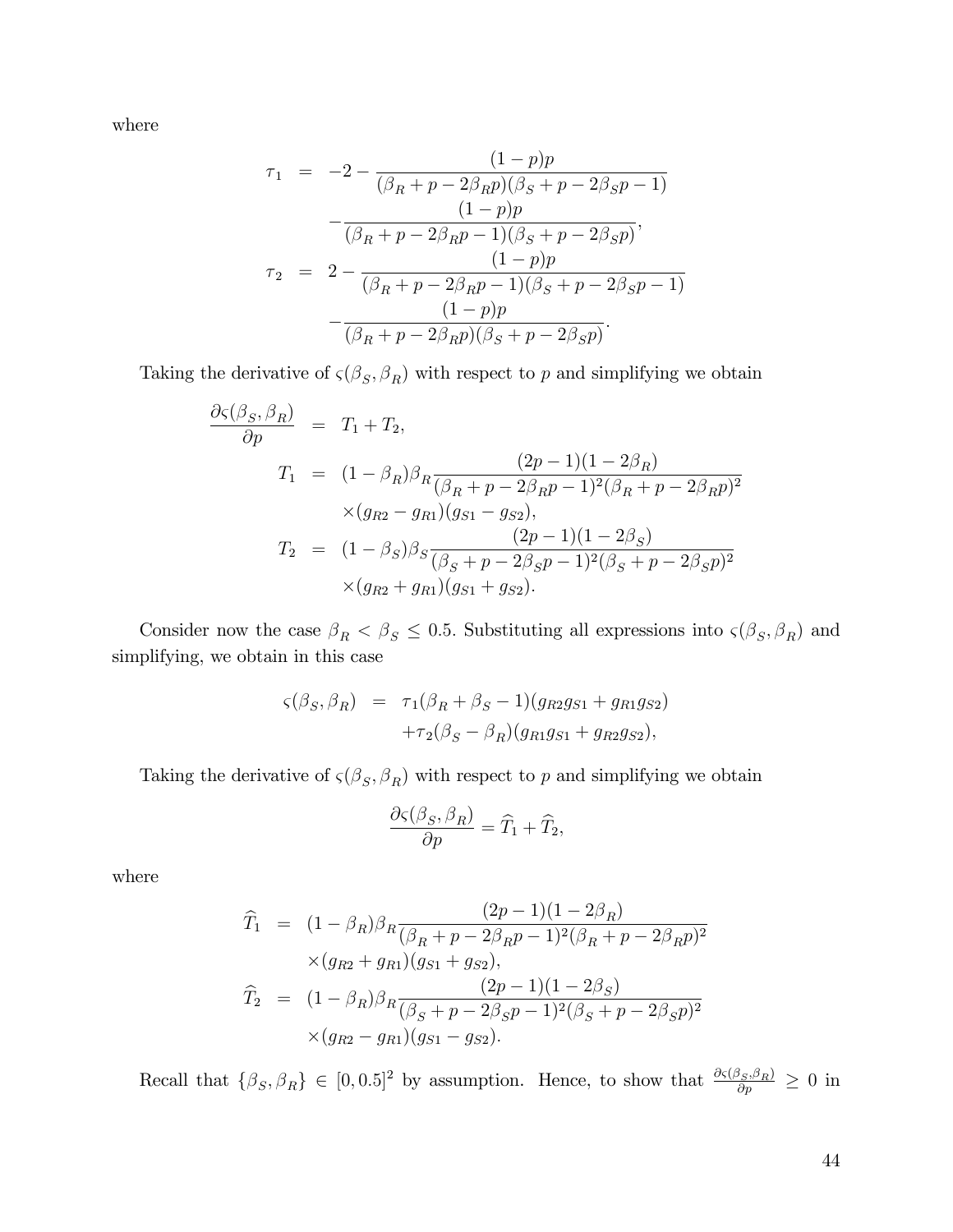where

$$
\begin{aligned}
\tau_1 &= -2 - \frac{(1-p)p}{(\beta_R + p - 2\beta_R p)(\beta_S + p - 2\beta_S p - 1)} \\
&\quad - \frac{(1-p)p}{(\beta_R + p - 2\beta_R p - 1)(\beta_S + p - 2\beta_S p)}, \\
\tau_2 &= 2 - \frac{(1-p)p}{(\beta_R + p - 2\beta_R p - 1)(\beta_S + p - 2\beta_S p - 1)} \\
&\quad - \frac{(1-p)p}{(\beta_R + p - 2\beta_R p)(\beta_S + p - 2\beta_S p)}.
\end{aligned}
$$

Taking the derivative of $\varsigma(\beta_S, \beta_R)$ with respect to $p$ and simplifying we obtain

$$
\begin{aligned}
\frac{\partial \varsigma(\beta_S, \beta_R)}{\partial p} &= T_1 + T_2, \\
T_1 &= (1-\beta_R)\beta_R \frac{(2p-1)(1-2\beta_R)}{(\beta_R + p - 2\beta_R p - 1)^2(\beta_R + p - 2\beta_R p)^2} \\
&\quad \times (g_{R2} - g_{R1})(g_{S1} - g_{S2}), \\
T_2 &= (1-\beta_S)\beta_S \frac{(2p-1)(1-2\beta_S)}{(\beta_S + p - 2\beta_S p - 1)^2(\beta_S + p - 2\beta_S p)^2} \\
&\quad \times (g_{R2} + g_{R1})(g_{S1} + g_{S2}).
\end{aligned}
$$

Consider now the case $\beta_R < \beta_S \leq 0.5$. Substituting all expressions into $\varsigma(\beta_S, \beta_R)$ and simplifying, we obtain in this case

$$
\begin{aligned}
\varsigma(\beta_S, \beta_R) &= \tau_1(\beta_R + \beta_S - 1)(g_{R2}g_{S1} + g_{R1}g_{S2}) \\
&\quad + \tau_2(\beta_S - \beta_R)(g_{R1}g_{S1} + g_{R2}g_{S2}),
\end{aligned}
$$

Taking the derivative of $\varsigma(\beta_S, \beta_R)$ with respect to $p$ and simplifying we obtain

$$
\frac{\partial \varsigma(\beta_S, \beta_R)}{\partial p} = \widehat{T}_1 + \widehat{T}_2,
$$

where

$$
\begin{aligned}
\widehat{T}_1 &= (1-\beta_R)\beta_R \frac{(2p-1)(1-2\beta_R)}{(\beta_R + p - 2\beta_R p - 1)^2(\beta_R + p - 2\beta_R p)^2} \\
&\quad \times (g_{R2} + g_{R1})(g_{S1} + g_{S2}), \\
\widehat{T}_2 &= (1-\beta_R)\beta_R \frac{(2p-1)(1-2\beta_S)}{(\beta_S + p - 2\beta_S p - 1)^2(\beta_S + p - 2\beta_S p)^2} \\
&\quad \times (g_{R2} - g_{R1})(g_{S1} - g_{S2}).
\end{aligned}
$$

Recall that $\{\beta_S, \beta_R\} \in [0, 0.5]^2$ by assumption. Hence, to show that $\frac{\partial \varsigma(\beta_S, \beta_R)}{\partial p} \geq 0$ in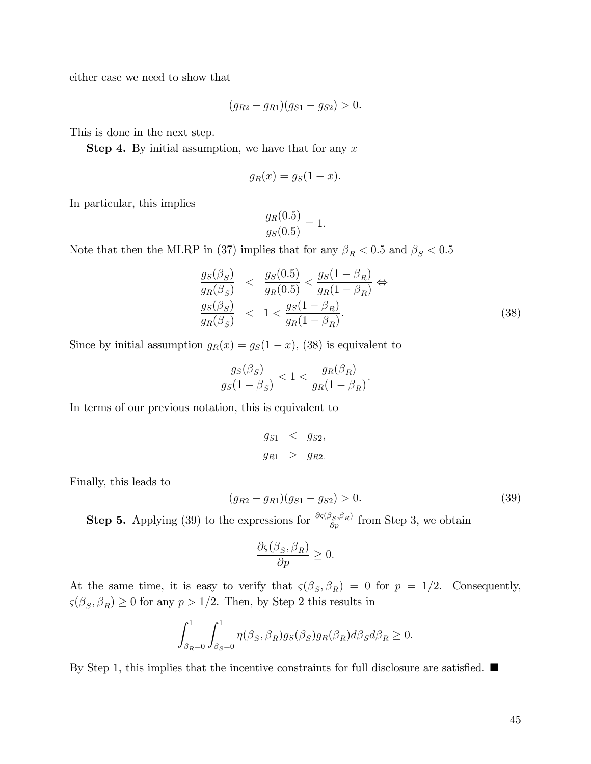either case we need to show that

$$(g_{R2} - g_{R1})(g_{S1} - g_{S2}) > 0.$$

This is done in the next step.

**Step 4.** By initial assumption, we have that for any $x$

$$g_R(x) = g_S(1-x).$$

In particular, this implies

$$\frac{g_R(0.5)}{g_S(0.5)} = 1.$$

Note that then the MLRP in (37) implies that for any $\beta_R < 0.5$ and $\beta_S < 0.5$

$$\begin{aligned}
\frac{g_S(\beta_S)}{g_R(\beta_S)} &< \frac{g_S(0.5)}{g_R(0.5)} < \frac{g_S(1-\beta_R)}{g_R(1-\beta_R)} \Leftrightarrow \\
\frac{g_S(\beta_S)}{g_R(\beta_S)} &< 1 < \frac{g_S(1-\beta_R)}{g_R(1-\beta_R)}.
\end{aligned} \tag{38}$$

Since by initial assumption $g_R(x) = g_S(1-x)$, (38) is equivalent to

$$\frac{g_S(\beta_S)}{g_S(1-\beta_S)} < 1 < \frac{g_R(\beta_R)}{g_R(1-\beta_R)}.$$

In terms of our previous notation, this is equivalent to

$$\begin{aligned}
g_{S1} &< g_{S2}, \\
g_{R1} &> g_{R2.}
\end{aligned}$$

Finally, this leads to

$$(g_{R2} - g_{R1})(g_{S1} - g_{S2}) > 0. \tag{39}$$

**Step 5.** Applying (39) to the expressions for $\frac{\partial \varsigma(\beta_S, \beta_R)}{\partial p}$ from Step 3, we obtain

$$\frac{\partial \varsigma(\beta_S, \beta_R)}{\partial p} \geq 0.$$

At the same time, it is easy to verify that $\varsigma(\beta_S, \beta_R) = 0$ for $p = 1/2$. Consequently, $\varsigma(\beta_S, \beta_R) \geq 0$ for any $p > 1/2$. Then, by Step 2 this results in

$$\int_{\beta_R=0}^{1} \int_{\beta_S=0}^{1} \eta(\beta_S, \beta_R) g_S(\beta_S) g_R(\beta_R) d\beta_S d\beta_R \geq 0.$$

By Step 1, this implies that the incentive constraints for full disclosure are satisfied. ■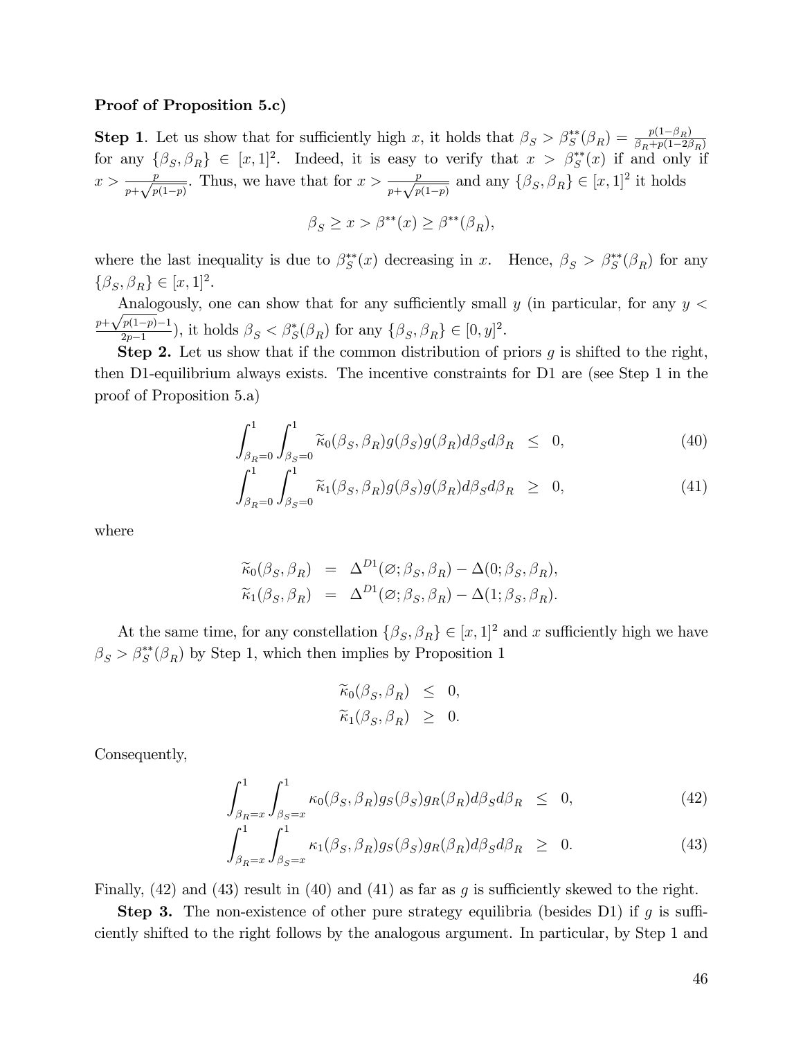**Proof of Proposition 5.c)**

**Step 1**. Let us show that for sufficiently high $x$, it holds that $\beta_S > \beta_S^{**}(\beta_R) = \frac{p(1-\beta_R)}{\beta_R + p(1-2\beta_R)}$ for any $\{\beta_S, \beta_R\} \in [x,1]^2$. Indeed, it is easy to verify that $x > \beta_S^{**}(x)$ if and only if $x > \frac{p}{p+\sqrt{p(1-p)}}$. Thus, we have that for $x > \frac{p}{p+\sqrt{p(1-p)}}$ and any $\{\beta_S, \beta_R\} \in [x,1]^2$ it holds

$$\beta_S \geq x > \beta^{**}(x) \geq \beta^{**}(\beta_R),$$

where the last inequality is due to $\beta_S^{**}(x)$ decreasing in $x$. Hence, $\beta_S > \beta_S^{**}(\beta_R)$ for any $\{\beta_S, \beta_R\} \in [x,1]^2$.

Analogously, one can show that for any sufficiently small $y$ (in particular, for any $y < \frac{p+\sqrt{p(1-p)}-1}{2p-1}$), it holds $\beta_S < \beta_S^{*}(\beta_R)$ for any $\{\beta_S, \beta_R\} \in [0,y]^2$.

**Step 2.** Let us show that if the common distribution of priors $g$ is shifted to the right, then D1-equilibrium always exists. The incentive constraints for D1 are (see Step 1 in the proof of Proposition 5.a)

$$\int_{\beta_R=0}^{1}\int_{\beta_S=0}^{1} \widetilde{\kappa}_0(\beta_S, \beta_R) g(\beta_S) g(\beta_R) d\beta_S d\beta_R \;\leq\; 0, \tag{40}$$

$$\int_{\beta_R=0}^{1}\int_{\beta_S=0}^{1} \widetilde{\kappa}_1(\beta_S, \beta_R) g(\beta_S) g(\beta_R) d\beta_S d\beta_R \;\geq\; 0, \tag{41}$$

where

$$\widetilde{\kappa}_0(\beta_S, \beta_R) = \Delta^{D1}(\varnothing; \beta_S, \beta_R) - \Delta(0; \beta_S, \beta_R),$$
$$\widetilde{\kappa}_1(\beta_S, \beta_R) = \Delta^{D1}(\varnothing; \beta_S, \beta_R) - \Delta(1; \beta_S, \beta_R).$$

At the same time, for any constellation $\{\beta_S, \beta_R\} \in [x,1]^2$ and $x$ sufficiently high we have $\beta_S > \beta_S^{**}(\beta_R)$ by Step 1, which then implies by Proposition 1

$$\widetilde{\kappa}_0(\beta_S, \beta_R) \leq 0,$$
$$\widetilde{\kappa}_1(\beta_S, \beta_R) \geq 0.$$

Consequently,

$$\int_{\beta_R=x}^{1}\int_{\beta_S=x}^{1} \kappa_0(\beta_S, \beta_R) g_S(\beta_S) g_R(\beta_R) d\beta_S d\beta_R \;\leq\; 0, \tag{42}$$

$$\int_{\beta_R=x}^{1}\int_{\beta_S=x}^{1} \kappa_1(\beta_S, \beta_R) g_S(\beta_S) g_R(\beta_R) d\beta_S d\beta_R \;\geq\; 0. \tag{43}$$

Finally, (42) and (43) result in (40) and (41) as far as $g$ is sufficiently skewed to the right.

**Step 3.** The non-existence of other pure strategy equilibria (besides D1) if $g$ is sufficiently shifted to the right follows by the analogous argument. In particular, by Step 1 and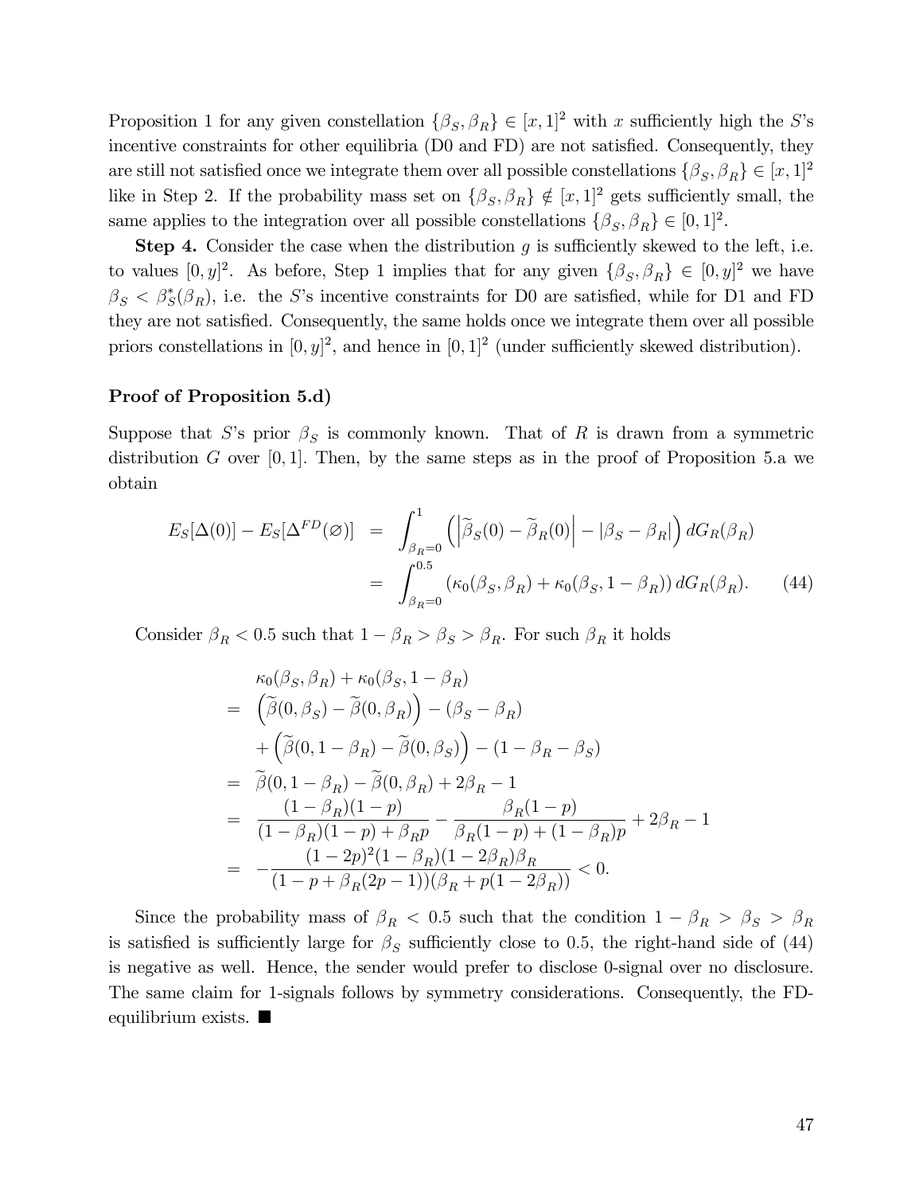Proposition 1 for any given constellation $\{\beta_S, \beta_R\} \in [x,1]^2$ with $x$ sufficiently high the $S$'s incentive constraints for other equilibria (D0 and FD) are not satisfied. Consequently, they are still not satisfied once we integrate them over all possible constellations $\{\beta_S, \beta_R\} \in [x,1]^2$ like in Step 2. If the probability mass set on $\{\beta_S, \beta_R\} \notin [x,1]^2$ gets sufficiently small, the same applies to the integration over all possible constellations $\{\beta_S, \beta_R\} \in [0,1]^2$.

**Step 4.** Consider the case when the distribution $g$ is sufficiently skewed to the left, i.e. to values $[0,y]^2$. As before, Step 1 implies that for any given $\{\beta_S, \beta_R\} \in [0,y]^2$ we have $\beta_S < \beta_S^*(\beta_R)$, i.e. the $S$'s incentive constraints for D0 are satisfied, while for D1 and FD they are not satisfied. Consequently, the same holds once we integrate them over all possible priors constellations in $[0,y]^2$, and hence in $[0,1]^2$ (under sufficiently skewed distribution).

**Proof of Proposition 5.d)**

Suppose that $S$'s prior $\beta_S$ is commonly known. That of $R$ is drawn from a symmetric distribution $G$ over $[0,1]$. Then, by the same steps as in the proof of Proposition 5.a we obtain

$$
\begin{aligned}
E_S[\Delta(0)] - E_S[\Delta^{FD}(\varnothing)] &= \int_{\beta_R=0}^{1} \left( \left| \widetilde{\beta}_S(0) - \widetilde{\beta}_R(0) \right| - |\beta_S - \beta_R| \right) dG_R(\beta_R) \\
&= \int_{\beta_R=0}^{0.5} \left( \kappa_0(\beta_S, \beta_R) + \kappa_0(\beta_S, 1-\beta_R) \right) dG_R(\beta_R). \qquad (44)
\end{aligned}
$$

Consider $\beta_R < 0.5$ such that $1 - \beta_R > \beta_S > \beta_R$. For such $\beta_R$ it holds

$$
\begin{aligned}
& \kappa_0(\beta_S, \beta_R) + \kappa_0(\beta_S, 1-\beta_R) \\
= & \left( \widetilde{\beta}(0, \beta_S) - \widetilde{\beta}(0, \beta_R) \right) - (\beta_S - \beta_R) \\
& + \left( \widetilde{\beta}(0, 1-\beta_R) - \widetilde{\beta}(0, \beta_S) \right) - (1 - \beta_R - \beta_S) \\
= & \ \widetilde{\beta}(0, 1-\beta_R) - \widetilde{\beta}(0, \beta_R) + 2\beta_R - 1 \\
= & \ \frac{(1-\beta_R)(1-p)}{(1-\beta_R)(1-p) + \beta_R p} - \frac{\beta_R(1-p)}{\beta_R(1-p) + (1-\beta_R)p} + 2\beta_R - 1 \\
= & \ -\frac{(1-2p)^2(1-\beta_R)(1-2\beta_R)\beta_R}{(1-p+\beta_R(2p-1))(\beta_R + p(1-2\beta_R))} < 0.
\end{aligned}
$$

Since the probability mass of $\beta_R < 0.5$ such that the condition $1 - \beta_R > \beta_S > \beta_R$ is satisfied is sufficiently large for $\beta_S$ sufficiently close to 0.5, the right-hand side of (44) is negative as well. Hence, the sender would prefer to disclose 0-signal over no disclosure. The same claim for 1-signals follows by symmetry considerations. Consequently, the FD-equilibrium exists. ■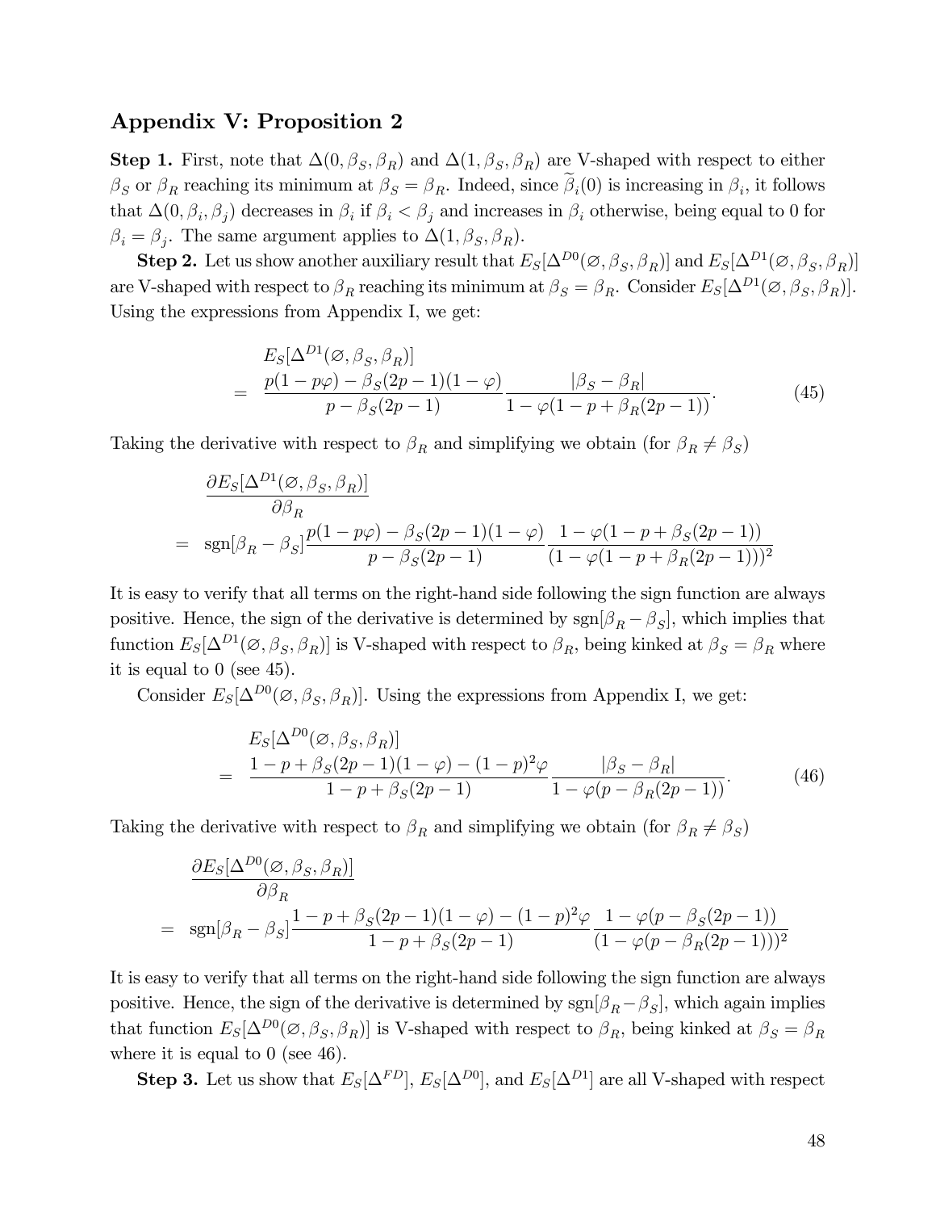## Appendix V: Proposition 2

**Step 1.** First, note that $\Delta(0, \beta_S, \beta_R)$ and $\Delta(1, \beta_S, \beta_R)$ are V-shaped with respect to either $\beta_S$ or $\beta_R$ reaching its minimum at $\beta_S = \beta_R$. Indeed, since $\widetilde{\beta}_i(0)$ is increasing in $\beta_i$, it follows that $\Delta(0, \beta_i, \beta_j)$ decreases in $\beta_i$ if $\beta_i < \beta_j$ and increases in $\beta_i$ otherwise, being equal to 0 for $\beta_i = \beta_j$. The same argument applies to $\Delta(1, \beta_S, \beta_R)$.

**Step 2.** Let us show another auxiliary result that $E_S[\Delta^{D0}(\varnothing, \beta_S, \beta_R)]$ and $E_S[\Delta^{D1}(\varnothing, \beta_S, \beta_R)]$ are V-shaped with respect to $\beta_R$ reaching its minimum at $\beta_S = \beta_R$. Consider $E_S[\Delta^{D1}(\varnothing, \beta_S, \beta_R)]$. Using the expressions from Appendix I, we get:

$$
\begin{aligned}
& E_S[\Delta^{D1}(\varnothing, \beta_S, \beta_R)] \\
= \;& \frac{p(1-p\varphi) - \beta_S(2p-1)(1-\varphi)}{p - \beta_S(2p-1)} \frac{|\beta_S - \beta_R|}{1 - \varphi(1 - p + \beta_R(2p-1))}.
\end{aligned} \tag{45}
$$

Taking the derivative with respect to $\beta_R$ and simplifying we obtain (for $\beta_R \neq \beta_S$)

$$
\begin{aligned}
& \frac{\partial E_S[\Delta^{D1}(\varnothing, \beta_S, \beta_R)]}{\partial \beta_R} \\
= \;& \operatorname{sgn}[\beta_R - \beta_S] \frac{p(1-p\varphi) - \beta_S(2p-1)(1-\varphi)}{p - \beta_S(2p-1)} \frac{1 - \varphi(1 - p + \beta_S(2p-1))}{(1 - \varphi(1 - p + \beta_R(2p-1)))^2}
\end{aligned}
$$

It is easy to verify that all terms on the right-hand side following the sign function are always positive. Hence, the sign of the derivative is determined by $\operatorname{sgn}[\beta_R - \beta_S]$, which implies that function $E_S[\Delta^{D1}(\varnothing, \beta_S, \beta_R)]$ is V-shaped with respect to $\beta_R$, being kinked at $\beta_S = \beta_R$ where it is equal to 0 (see 45).

Consider $E_S[\Delta^{D0}(\varnothing, \beta_S, \beta_R)]$. Using the expressions from Appendix I, we get:

$$
\begin{aligned}
& E_S[\Delta^{D0}(\varnothing, \beta_S, \beta_R)] \\
= \;& \frac{1 - p + \beta_S(2p-1)(1-\varphi) - (1-p)^2\varphi}{1 - p + \beta_S(2p-1)} \frac{|\beta_S - \beta_R|}{1 - \varphi(p - \beta_R(2p-1))}.
\end{aligned} \tag{46}
$$

Taking the derivative with respect to $\beta_R$ and simplifying we obtain (for $\beta_R \neq \beta_S$)

$$
\begin{aligned}
& \frac{\partial E_S[\Delta^{D0}(\varnothing, \beta_S, \beta_R)]}{\partial \beta_R} \\
= \;& \operatorname{sgn}[\beta_R - \beta_S] \frac{1 - p + \beta_S(2p-1)(1-\varphi) - (1-p)^2\varphi}{1 - p + \beta_S(2p-1)} \frac{1 - \varphi(p - \beta_S(2p-1))}{(1 - \varphi(p - \beta_R(2p-1)))^2}
\end{aligned}
$$

It is easy to verify that all terms on the right-hand side following the sign function are always positive. Hence, the sign of the derivative is determined by $\operatorname{sgn}[\beta_R - \beta_S]$, which again implies that function $E_S[\Delta^{D0}(\varnothing, \beta_S, \beta_R)]$ is V-shaped with respect to $\beta_R$, being kinked at $\beta_S = \beta_R$ where it is equal to 0 (see 46).

**Step 3.** Let us show that $E_S[\Delta^{FD}]$, $E_S[\Delta^{D0}]$, and $E_S[\Delta^{D1}]$ are all V-shaped with respect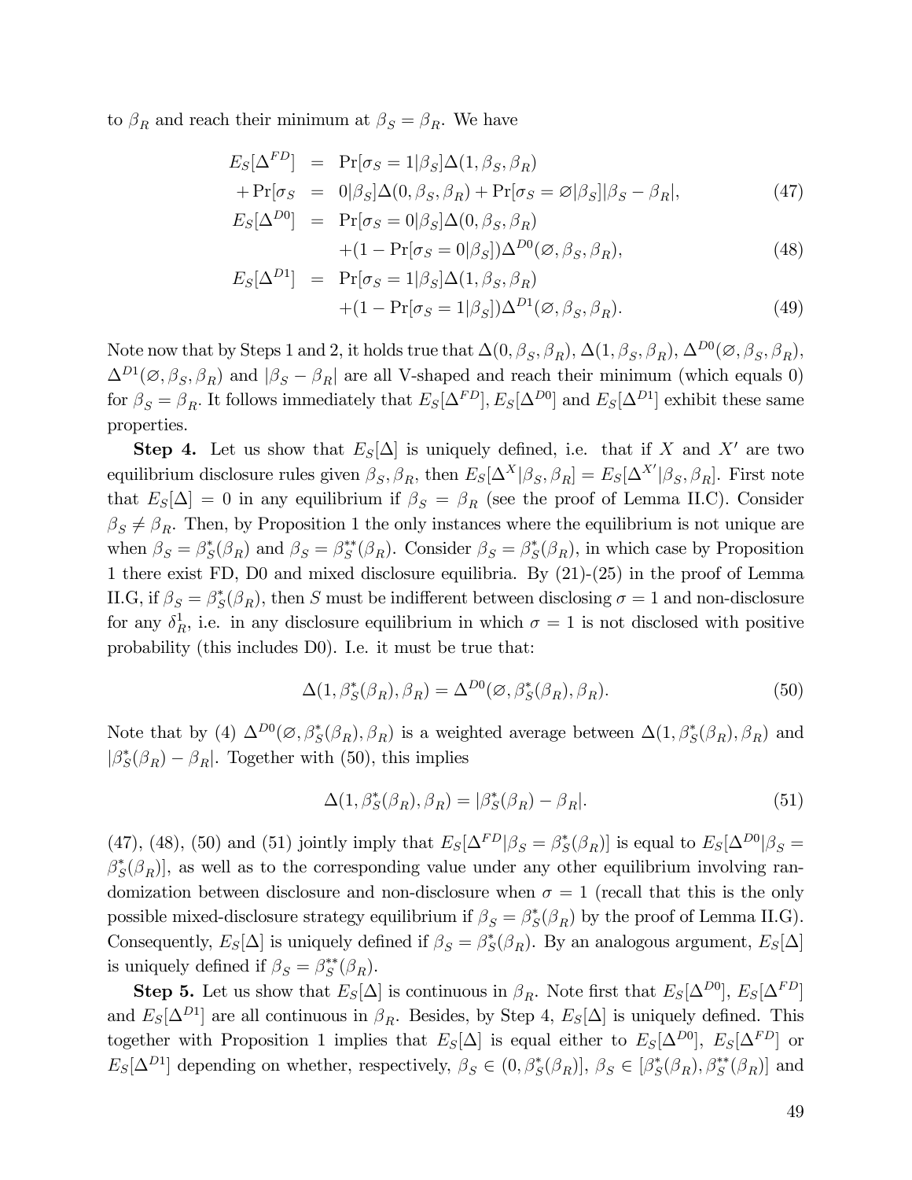to $\beta_R$ and reach their minimum at $\beta_S = \beta_R$. We have

$$
\begin{aligned}
E_S[\Delta^{FD}] &= \Pr[\sigma_S = 1|\beta_S]\Delta(1,\beta_S,\beta_R) \\
+\Pr[\sigma_S &= 0|\beta_S]\Delta(0,\beta_S,\beta_R) + \Pr[\sigma_S = \varnothing|\beta_S]|\beta_S - \beta_R|, \qquad (47)\\
E_S[\Delta^{D0}] &= \Pr[\sigma_S = 0|\beta_S]\Delta(0,\beta_S,\beta_R) \\
&\quad +(1-\Pr[\sigma_S = 0|\beta_S])\Delta^{D0}(\varnothing,\beta_S,\beta_R), \qquad (48)\\
E_S[\Delta^{D1}] &= \Pr[\sigma_S = 1|\beta_S]\Delta(1,\beta_S,\beta_R) \\
&\quad +(1-\Pr[\sigma_S = 1|\beta_S])\Delta^{D1}(\varnothing,\beta_S,\beta_R). \qquad (49)
\end{aligned}
$$

Note now that by Steps 1 and 2, it holds true that $\Delta(0,\beta_S,\beta_R)$, $\Delta(1,\beta_S,\beta_R)$, $\Delta^{D0}(\varnothing,\beta_S,\beta_R)$, $\Delta^{D1}(\varnothing,\beta_S,\beta_R)$ and $|\beta_S - \beta_R|$ are all V-shaped and reach their minimum (which equals 0) for $\beta_S = \beta_R$. It follows immediately that $E_S[\Delta^{FD}]$, $E_S[\Delta^{D0}]$ and $E_S[\Delta^{D1}]$ exhibit these same properties.

**Step 4.** Let us show that $E_S[\Delta]$ is uniquely defined, i.e. that if $X$ and $X'$ are two equilibrium disclosure rules given $\beta_S, \beta_R$, then $E_S[\Delta^X|\beta_S,\beta_R] = E_S[\Delta^{X'}|\beta_S,\beta_R]$. First note that $E_S[\Delta] = 0$ in any equilibrium if $\beta_S = \beta_R$ (see the proof of Lemma II.C). Consider $\beta_S \neq \beta_R$. Then, by Proposition 1 the only instances where the equilibrium is not unique are when $\beta_S = \beta_S^*(\beta_R)$ and $\beta_S = \beta_S^{**}(\beta_R)$. Consider $\beta_S = \beta_S^*(\beta_R)$, in which case by Proposition 1 there exist FD, D0 and mixed disclosure equilibria. By (21)-(25) in the proof of Lemma II.G, if $\beta_S = \beta_S^*(\beta_R)$, then $S$ must be indifferent between disclosing $\sigma = 1$ and non-disclosure for any $\delta_R^1$, i.e. in any disclosure equilibrium in which $\sigma = 1$ is not disclosed with positive probability (this includes D0). I.e. it must be true that:

$$
\Delta(1,\beta_S^*(\beta_R),\beta_R) = \Delta^{D0}(\varnothing,\beta_S^*(\beta_R),\beta_R). \qquad (50)
$$

Note that by (4) $\Delta^{D0}(\varnothing,\beta_S^*(\beta_R),\beta_R)$ is a weighted average between $\Delta(1,\beta_S^*(\beta_R),\beta_R)$ and $|\beta_S^*(\beta_R) - \beta_R|$. Together with (50), this implies

$$
\Delta(1,\beta_S^*(\beta_R),\beta_R) = |\beta_S^*(\beta_R) - \beta_R|. \qquad (51)
$$

(47), (48), (50) and (51) jointly imply that $E_S[\Delta^{FD}|\beta_S = \beta_S^*(\beta_R)]$ is equal to $E_S[\Delta^{D0}|\beta_S = \beta_S^*(\beta_R)]$, as well as to the corresponding value under any other equilibrium involving randomization between disclosure and non-disclosure when $\sigma = 1$ (recall that this is the only possible mixed-disclosure strategy equilibrium if $\beta_S = \beta_S^*(\beta_R)$ by the proof of Lemma II.G). Consequently, $E_S[\Delta]$ is uniquely defined if $\beta_S = \beta_S^*(\beta_R)$. By an analogous argument, $E_S[\Delta]$ is uniquely defined if $\beta_S = \beta_S^{**}(\beta_R)$.

**Step 5.** Let us show that $E_S[\Delta]$ is continuous in $\beta_R$. Note first that $E_S[\Delta^{D0}]$, $E_S[\Delta^{FD}]$ and $E_S[\Delta^{D1}]$ are all continuous in $\beta_R$. Besides, by Step 4, $E_S[\Delta]$ is uniquely defined. This together with Proposition 1 implies that $E_S[\Delta]$ is equal either to $E_S[\Delta^{D0}]$, $E_S[\Delta^{FD}]$ or $E_S[\Delta^{D1}]$ depending on whether, respectively, $\beta_S \in (0,\beta_S^*(\beta_R)]$, $\beta_S \in [\beta_S^*(\beta_R),\beta_S^{**}(\beta_R)]$ and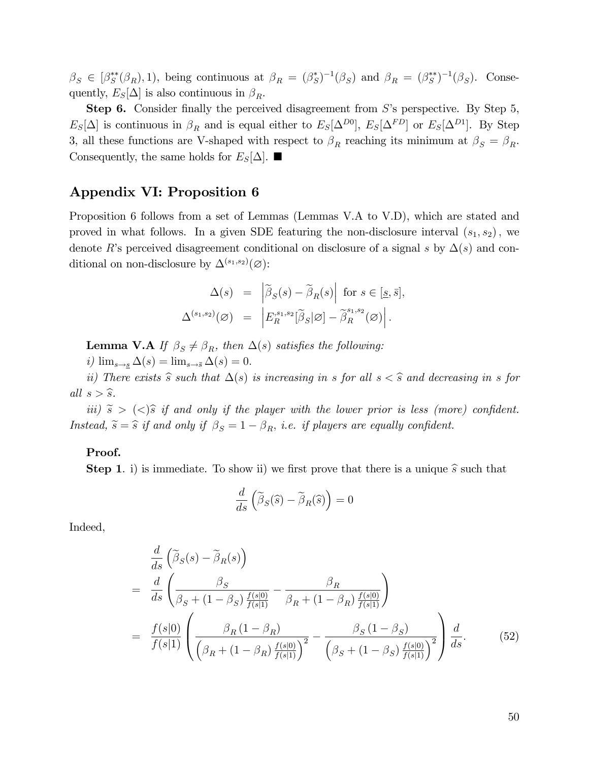$\beta_S \in [\beta_S^{**}(\beta_R), 1)$, being continuous at $\beta_R = (\beta_S^{*})^{-1}(\beta_S)$ and $\beta_R = (\beta_S^{**})^{-1}(\beta_S)$. Consequently, $E_S[\Delta]$ is also continuous in $\beta_R$.

**Step 6.** Consider finally the perceived disagreement from $S$'s perspective. By Step 5, $E_S[\Delta]$ is continuous in $\beta_R$ and is equal either to $E_S[\Delta^{D0}]$, $E_S[\Delta^{FD}]$ or $E_S[\Delta^{D1}]$. By Step 3, all these functions are V-shaped with respect to $\beta_R$ reaching its minimum at $\beta_S = \beta_R$. Consequently, the same holds for $E_S[\Delta]$. ■

## Appendix VI: Proposition 6

Proposition 6 follows from a set of Lemmas (Lemmas V.A to V.D), which are stated and proved in what follows. In a given SDE featuring the non-disclosure interval $(s_1, s_2)$, we denote $R$'s perceived disagreement conditional on disclosure of a signal $s$ by $\Delta(s)$ and conditional on non-disclosure by $\Delta^{(s_1,s_2)}(\varnothing)$:

$$\begin{aligned}
\Delta(s) &= \left|\widetilde{\beta}_S(s) - \widetilde{\beta}_R(s)\right| \text{ for } s \in [\underline{s}, \bar{s}], \\
\Delta^{(s_1,s_2)}(\varnothing) &= \left|E_R^{s_1,s_2}[\widetilde{\beta}_S|\varnothing] - \widetilde{\beta}_R^{s_1,s_2}(\varnothing)\right|.
\end{aligned}$$

**Lemma V.A** *If $\beta_S \neq \beta_R$, then $\Delta(s)$ satisfies the following:*

*i) $\lim_{s\to\underline{s}} \Delta(s) = \lim_{s\to\bar{s}} \Delta(s) = 0$.*

*ii) There exists $\widehat{s}$ such that $\Delta(s)$ is increasing in $s$ for all $s < \widehat{s}$ and decreasing in $s$ for all $s > \widehat{s}$.*

*iii) $\widetilde{s} > (<)\widehat{s}$ if and only if the player with the lower prior is less (more) confident. Instead, $\widetilde{s} = \widehat{s}$ if and only if $\beta_S = 1 - \beta_R$, i.e. if players are equally confident.*

**Proof.**

**Step 1**. i) is immediate. To show ii) we first prove that there is a unique $\widehat{s}$ such that

$$\frac{d}{ds}\left(\widetilde{\beta}_S(\widehat{s}) - \widetilde{\beta}_R(\widehat{s})\right) = 0$$

Indeed,

$$\begin{aligned}
&\frac{d}{ds}\left(\widetilde{\beta}_S(s) - \widetilde{\beta}_R(s)\right) \\
=\ &\frac{d}{ds}\left(\frac{\beta_S}{\beta_S + (1-\beta_S)\frac{f(s|0)}{f(s|1)}} - \frac{\beta_R}{\beta_R + (1-\beta_R)\frac{f(s|0)}{f(s|1)}}\right) \\
=\ &\frac{f(s|0)}{f(s|1)}\left(\frac{\beta_R(1-\beta_R)}{\left(\beta_R + (1-\beta_R)\frac{f(s|0)}{f(s|1)}\right)^2} - \frac{\beta_S(1-\beta_S)}{\left(\beta_S + (1-\beta_S)\frac{f(s|0)}{f(s|1)}\right)^2}\right)\frac{d}{ds}.
\end{aligned} \tag{52}$$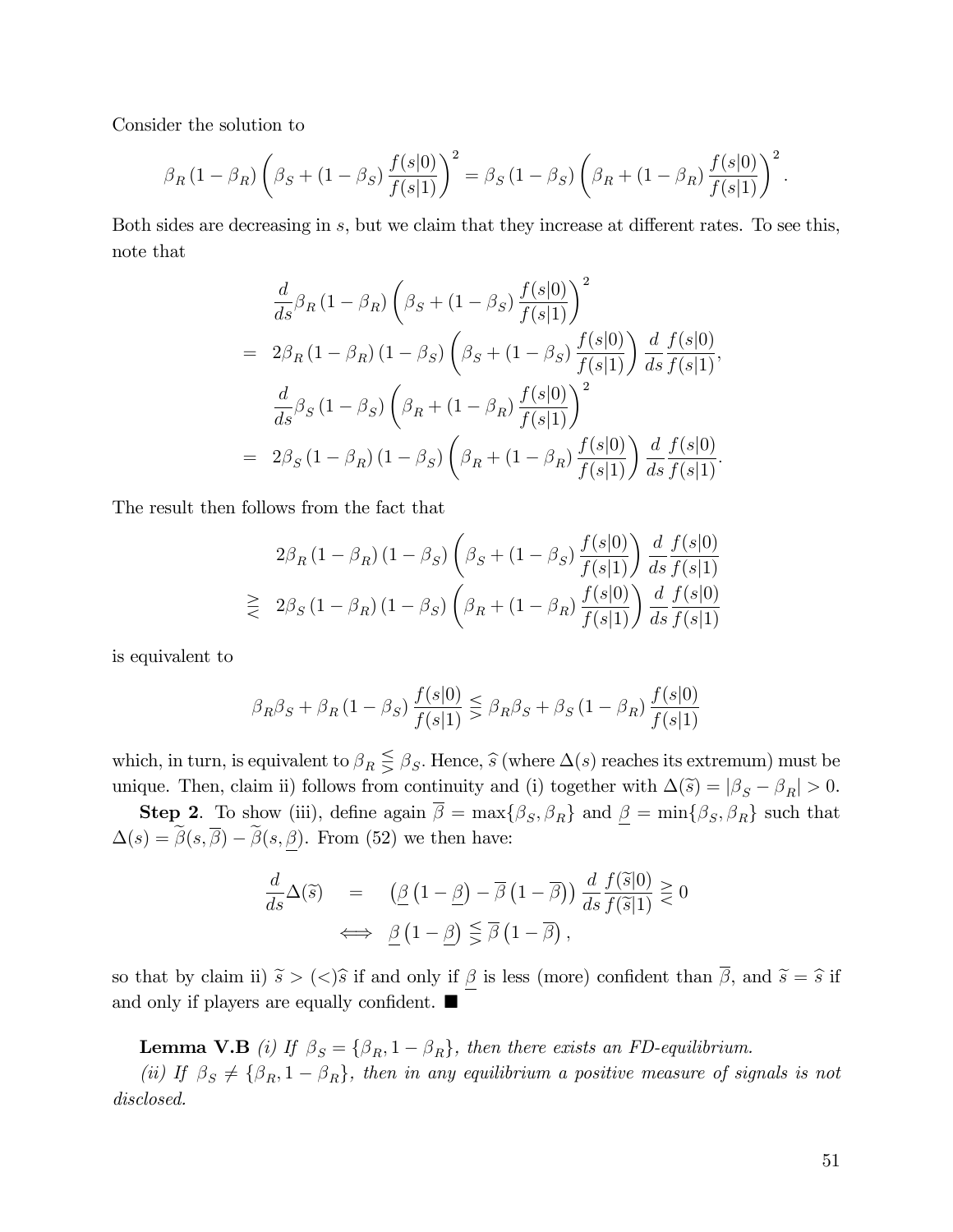Consider the solution to

$$\beta_R (1 - \beta_R) \left( \beta_S + (1 - \beta_S) \frac{f(s|0)}{f(s|1)} \right)^2 = \beta_S (1 - \beta_S) \left( \beta_R + (1 - \beta_R) \frac{f(s|0)}{f(s|1)} \right)^2.$$

Both sides are decreasing in $s$, but we claim that they increase at different rates. To see this, note that

$$\begin{aligned}
& \frac{d}{ds} \beta_R (1 - \beta_R) \left( \beta_S + (1 - \beta_S) \frac{f(s|0)}{f(s|1)} \right)^2 \\
= \; & 2\beta_R (1 - \beta_R)(1 - \beta_S) \left( \beta_S + (1 - \beta_S) \frac{f(s|0)}{f(s|1)} \right) \frac{d}{ds} \frac{f(s|0)}{f(s|1)}, \\
& \frac{d}{ds} \beta_S (1 - \beta_S) \left( \beta_R + (1 - \beta_R) \frac{f(s|0)}{f(s|1)} \right)^2 \\
= \; & 2\beta_S (1 - \beta_R)(1 - \beta_S) \left( \beta_R + (1 - \beta_R) \frac{f(s|0)}{f(s|1)} \right) \frac{d}{ds} \frac{f(s|0)}{f(s|1)}.
\end{aligned}$$

The result then follows from the fact that

$$\begin{aligned}
& 2\beta_R (1 - \beta_R)(1 - \beta_S) \left( \beta_S + (1 - \beta_S) \frac{f(s|0)}{f(s|1)} \right) \frac{d}{ds} \frac{f(s|0)}{f(s|1)} \\
\gtreqless \; & 2\beta_S (1 - \beta_R)(1 - \beta_S) \left( \beta_R + (1 - \beta_R) \frac{f(s|0)}{f(s|1)} \right) \frac{d}{ds} \frac{f(s|0)}{f(s|1)}
\end{aligned}$$

is equivalent to

$$\beta_R \beta_S + \beta_R (1 - \beta_S) \frac{f(s|0)}{f(s|1)} \lesseqgtr \beta_R \beta_S + \beta_S (1 - \beta_R) \frac{f(s|0)}{f(s|1)}$$

which, in turn, is equivalent to $\beta_R \lesseqgtr \beta_S$. Hence, $\widehat{s}$ (where $\Delta(s)$ reaches its extremum) must be unique. Then, claim ii) follows from continuity and (i) together with $\Delta(\widetilde{s}) = |\beta_S - \beta_R| > 0$.

**Step 2**. To show (iii), define again $\overline{\beta} = \max\{\beta_S, \beta_R\}$ and $\underline{\beta} = \min\{\beta_S, \beta_R\}$ such that $\Delta(s) = \widetilde{\beta}(s, \overline{\beta}) - \widetilde{\beta}(s, \underline{\beta})$. From (52) we then have:

$$\begin{aligned}
\frac{d}{ds} \Delta(\widetilde{s}) \quad &= \quad \left( \underline{\beta} \left(1 - \underline{\beta}\right) - \overline{\beta} \left(1 - \overline{\beta}\right) \right) \frac{d}{ds} \frac{f(\widetilde{s}|0)}{f(\widetilde{s}|1)} \gtreqless 0 \\
& \iff \; \underline{\beta} \left(1 - \underline{\beta}\right) \lesseqgtr \overline{\beta} \left(1 - \overline{\beta}\right),
\end{aligned}$$

so that by claim ii) $\widetilde{s} > (<) \widehat{s}$ if and only if $\underline{\beta}$ is less (more) confident than $\overline{\beta}$, and $\widetilde{s} = \widehat{s}$ if and only if players are equally confident. ■

**Lemma V.B** *(i) If* $\beta_S = \{\beta_R, 1 - \beta_R\}$*, then there exists an FD-equilibrium.*

*(ii) If* $\beta_S \neq \{\beta_R, 1 - \beta_R\}$*, then in any equilibrium a positive measure of signals is not disclosed.*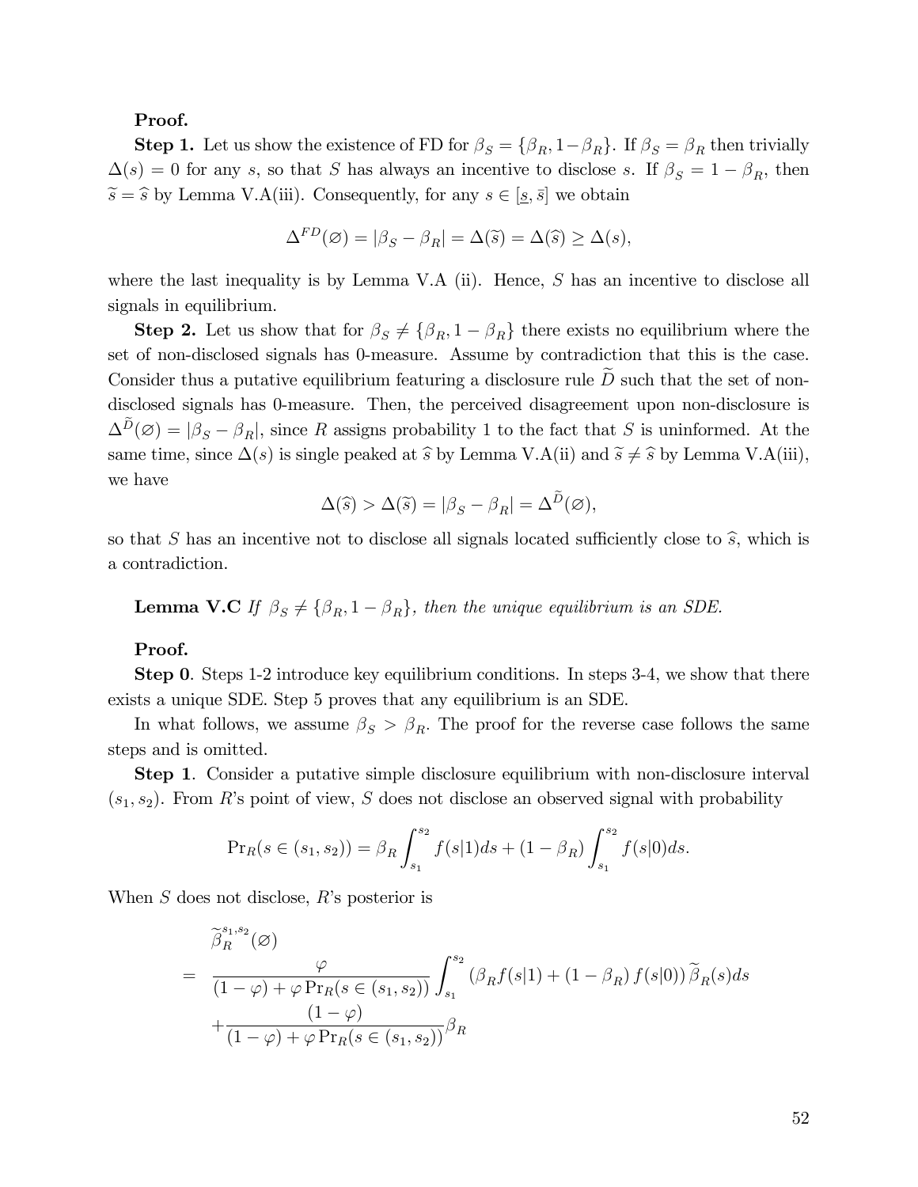**Proof.**

**Step 1.** Let us show the existence of FD for $\beta_S = \{\beta_R, 1-\beta_R\}$. If $\beta_S = \beta_R$ then trivially $\Delta(s) = 0$ for any $s$, so that $S$ has always an incentive to disclose $s$. If $\beta_S = 1 - \beta_R$, then $\widetilde{s} = \widehat{s}$ by Lemma V.A(iii). Consequently, for any $s \in [\underline{s}, \bar{s}]$ we obtain

$$\Delta^{FD}(\varnothing) = |\beta_S - \beta_R| = \Delta(\widetilde{s}) = \Delta(\widehat{s}) \geq \Delta(s),$$

where the last inequality is by Lemma V.A (ii). Hence, $S$ has an incentive to disclose all signals in equilibrium.

**Step 2.** Let us show that for $\beta_S \neq \{\beta_R, 1-\beta_R\}$ there exists no equilibrium where the set of non-disclosed signals has 0-measure. Assume by contradiction that this is the case. Consider thus a putative equilibrium featuring a disclosure rule $\widetilde{D}$ such that the set of non-disclosed signals has 0-measure. Then, the perceived disagreement upon non-disclosure is $\Delta^{\widetilde{D}}(\varnothing) = |\beta_S - \beta_R|$, since $R$ assigns probability 1 to the fact that $S$ is uninformed. At the same time, since $\Delta(s)$ is single peaked at $\widehat{s}$ by Lemma V.A(ii) and $\widetilde{s} \neq \widehat{s}$ by Lemma V.A(iii), we have

$$\Delta(\widehat{s}) > \Delta(\widetilde{s}) = |\beta_S - \beta_R| = \Delta^{\widetilde{D}}(\varnothing),$$

so that $S$ has an incentive not to disclose all signals located sufficiently close to $\widehat{s}$, which is a contradiction.

**Lemma V.C** *If $\beta_S \neq \{\beta_R, 1-\beta_R\}$, then the unique equilibrium is an SDE.*

**Proof.**

**Step 0**. Steps 1-2 introduce key equilibrium conditions. In steps 3-4, we show that there exists a unique SDE. Step 5 proves that any equilibrium is an SDE.

In what follows, we assume $\beta_S > \beta_R$. The proof for the reverse case follows the same steps and is omitted.

**Step 1**. Consider a putative simple disclosure equilibrium with non-disclosure interval $(s_1, s_2)$. From $R$'s point of view, $S$ does not disclose an observed signal with probability

$$\Pr_R(s \in (s_1, s_2)) = \beta_R \int_{s_1}^{s_2} f(s|1)ds + (1-\beta_R) \int_{s_1}^{s_2} f(s|0)ds.$$

When $S$ does not disclose, $R$'s posterior is

$$\begin{aligned}
& \widetilde{\beta}_R^{s_1,s_2}(\varnothing) \\
= \quad & \frac{\varphi}{(1-\varphi) + \varphi \Pr_R(s \in (s_1, s_2))} \int_{s_1}^{s_2} (\beta_R f(s|1) + (1-\beta_R) f(s|0)) \widetilde{\beta}_R(s) ds \\
& + \frac{(1-\varphi)}{(1-\varphi) + \varphi \Pr_R(s \in (s_1, s_2))} \beta_R
\end{aligned}$$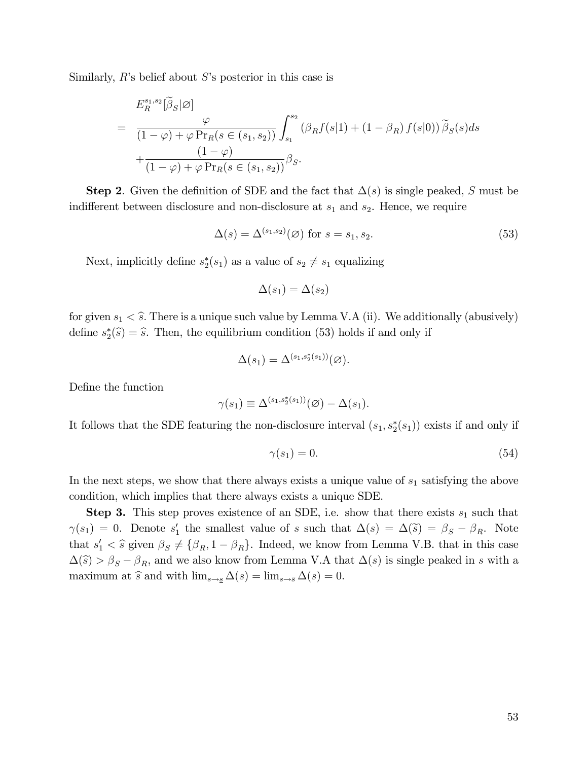Similarly, $R$'s belief about $S$'s posterior in this case is

$$
\begin{aligned}
& E_R^{s_1,s_2}[\widetilde{\beta}_S|\varnothing] \\
= \; & \frac{\varphi}{(1-\varphi)+\varphi \Pr_R(s \in (s_1,s_2))} \int_{s_1}^{s_2} \left(\beta_R f(s|1) + (1-\beta_R) f(s|0)\right) \widetilde{\beta}_S(s) ds \\
& + \frac{(1-\varphi)}{(1-\varphi)+\varphi \Pr_R(s \in (s_1,s_2))} \beta_S.
\end{aligned}
$$

**Step 2**. Given the definition of SDE and the fact that $\Delta(s)$ is single peaked, $S$ must be indifferent between disclosure and non-disclosure at $s_1$ and $s_2$. Hence, we require

$$
\Delta(s) = \Delta^{(s_1,s_2)}(\varnothing) \text{ for } s = s_1, s_2. \tag{53}
$$

Next, implicitly define $s_2^*(s_1)$ as a value of $s_2 \neq s_1$ equalizing

$$
\Delta(s_1) = \Delta(s_2)
$$

for given $s_1 < \widehat{s}$. There is a unique such value by Lemma V.A (ii). We additionally (abusively) define $s_2^*(\widehat{s}) = \widehat{s}$. Then, the equilibrium condition (53) holds if and only if

$$
\Delta(s_1) = \Delta^{(s_1,s_2^*(s_1))}(\varnothing).
$$

Define the function

$$
\gamma(s_1) \equiv \Delta^{(s_1,s_2^*(s_1))}(\varnothing) - \Delta(s_1).
$$

It follows that the SDE featuring the non-disclosure interval $(s_1, s_2^*(s_1))$ exists if and only if

$$
\gamma(s_1) = 0. \tag{54}
$$

In the next steps, we show that there always exists a unique value of $s_1$ satisfying the above condition, which implies that there always exists a unique SDE.

**Step 3.** This step proves existence of an SDE, i.e. show that there exists $s_1$ such that $\gamma(s_1) = 0$. Denote $s_1'$ the smallest value of $s$ such that $\Delta(s) = \Delta(\widetilde{s}) = \beta_S - \beta_R$. Note that $s_1' < \widehat{s}$ given $\beta_S \neq \{\beta_R, 1-\beta_R\}$. Indeed, we know from Lemma V.B. that in this case $\Delta(\widehat{s}) > \beta_S - \beta_R$, and we also know from Lemma V.A that $\Delta(s)$ is single peaked in $s$ with a maximum at $\widehat{s}$ and with $\lim_{s \to \underline{s}} \Delta(s) = \lim_{s \to \bar{s}} \Delta(s) = 0$.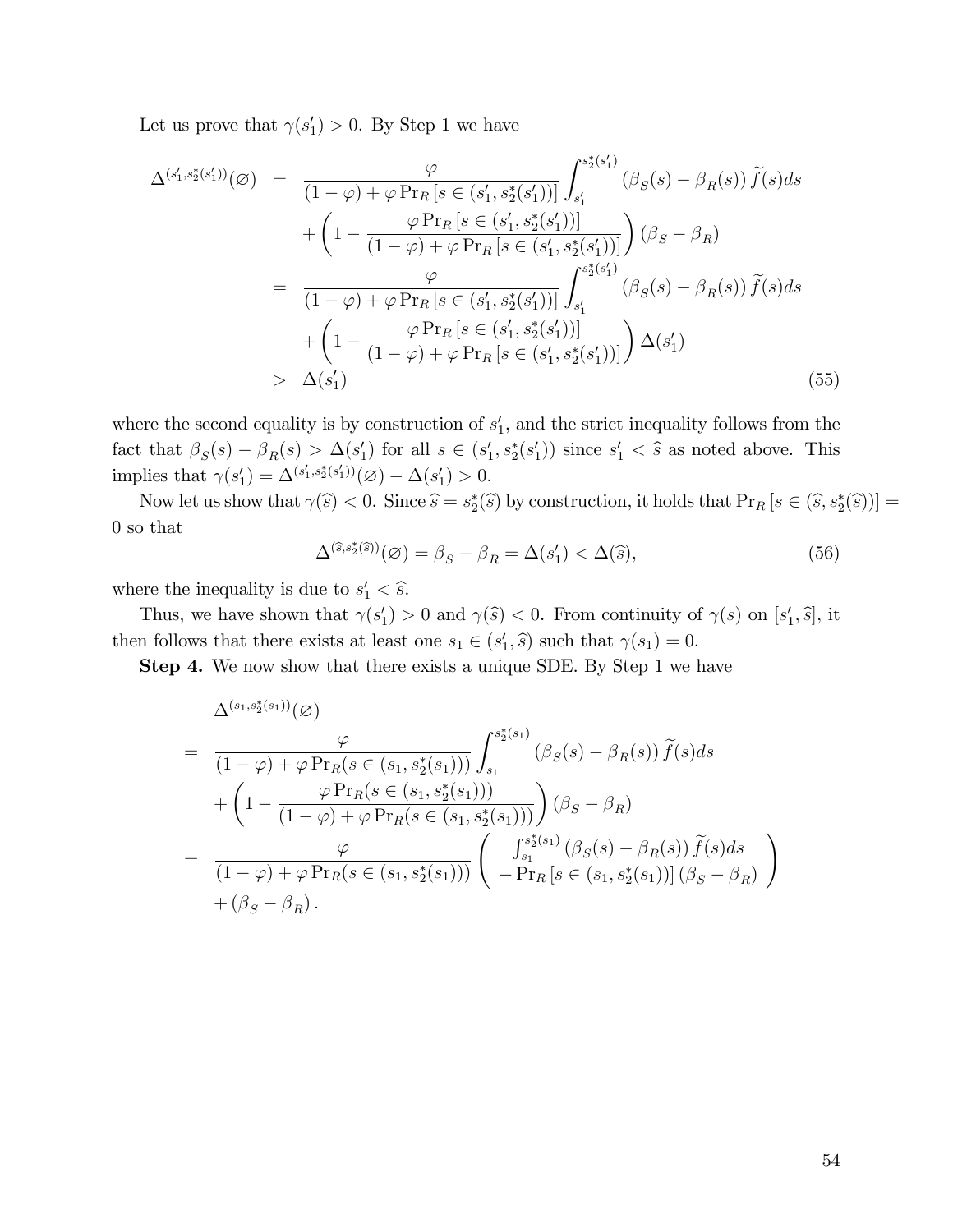Let us prove that $\gamma(s_1') > 0$. By Step 1 we have

$$
\begin{aligned}
\Delta^{(s_1', s_2^*(s_1'))}(\varnothing) &= \frac{\varphi}{(1-\varphi) + \varphi \Pr_R\left[s \in (s_1', s_2^*(s_1'))\right]} \int_{s_1'}^{s_2^*(s_1')} \left(\beta_S(s) - \beta_R(s)\right) \widetilde{f}(s) ds \\
&\quad + \left(1 - \frac{\varphi \Pr_R\left[s \in (s_1', s_2^*(s_1'))\right]}{(1-\varphi) + \varphi \Pr_R\left[s \in (s_1', s_2^*(s_1'))\right]}\right) \left(\beta_S - \beta_R\right) \\
&= \frac{\varphi}{(1-\varphi) + \varphi \Pr_R\left[s \in (s_1', s_2^*(s_1'))\right]} \int_{s_1'}^{s_2^*(s_1')} \left(\beta_S(s) - \beta_R(s)\right) \widetilde{f}(s) ds \\
&\quad + \left(1 - \frac{\varphi \Pr_R\left[s \in (s_1', s_2^*(s_1'))\right]}{(1-\varphi) + \varphi \Pr_R\left[s \in (s_1', s_2^*(s_1'))\right]}\right) \Delta(s_1') \\
&> \Delta(s_1') 
\end{aligned}
\tag{55}
$$

where the second equality is by construction of $s_1'$, and the strict inequality follows from the fact that $\beta_S(s) - \beta_R(s) > \Delta(s_1')$ for all $s \in (s_1', s_2^*(s_1'))$ since $s_1' < \widehat{s}$ as noted above. This implies that $\gamma(s_1') = \Delta^{(s_1', s_2^*(s_1'))}(\varnothing) - \Delta(s_1') > 0$.

Now let us show that $\gamma(\widehat{s}) < 0$. Since $\widehat{s} = s_2^*(\widehat{s})$ by construction, it holds that $\Pr_R\left[s \in (\widehat{s}, s_2^*(\widehat{s}))\right] = 0$ so that

$$
\Delta^{(\widehat{s}, s_2^*(\widehat{s}))}(\varnothing) = \beta_S - \beta_R = \Delta(s_1') < \Delta(\widehat{s}), \tag{56}
$$

where the inequality is due to $s_1' < \widehat{s}$.

Thus, we have shown that $\gamma(s_1') > 0$ and $\gamma(\widehat{s}) < 0$. From continuity of $\gamma(s)$ on $[s_1', \widehat{s}]$, it then follows that there exists at least one $s_1 \in (s_1', \widehat{s})$ such that $\gamma(s_1) = 0$.

**Step 4.** We now show that there exists a unique SDE. By Step 1 we have

$$
\begin{aligned}
&\Delta^{(s_1, s_2^*(s_1))}(\varnothing) \\
= \; & \frac{\varphi}{(1-\varphi) + \varphi \Pr_R(s \in (s_1, s_2^*(s_1)))} \int_{s_1}^{s_2^*(s_1)} \left(\beta_S(s) - \beta_R(s)\right) \widetilde{f}(s) ds \\
& + \left(1 - \frac{\varphi \Pr_R(s \in (s_1, s_2^*(s_1)))}{(1-\varphi) + \varphi \Pr_R(s \in (s_1, s_2^*(s_1)))}\right) \left(\beta_S - \beta_R\right) \\
= \; & \frac{\varphi}{(1-\varphi) + \varphi \Pr_R(s \in (s_1, s_2^*(s_1)))} \begin{pmatrix} \int_{s_1}^{s_2^*(s_1)} \left(\beta_S(s) - \beta_R(s)\right) \widetilde{f}(s) ds \\ - \Pr_R\left[s \in (s_1, s_2^*(s_1))\right] \left(\beta_S - \beta_R\right) \end{pmatrix} \\
& + \left(\beta_S - \beta_R\right).
\end{aligned}
$$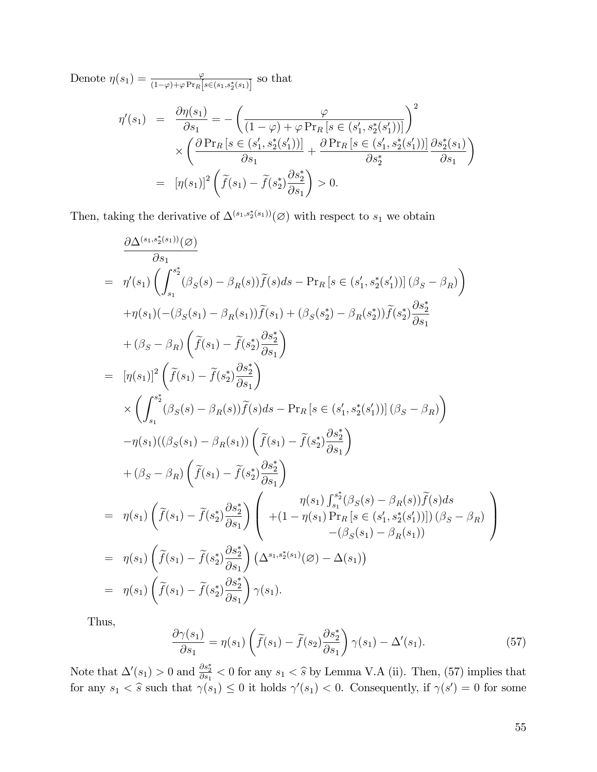Denote $\eta(s_1) = \frac{\varphi}{(1-\varphi)+\varphi \Pr_R\left[s \in (s_1, s_2^*(s_1)\right]}$ so that

$$
\begin{aligned}
\eta'(s_1) &= \frac{\partial \eta(s_1)}{\partial s_1} = -\left(\frac{\varphi}{(1-\varphi)+\varphi \Pr_R\left[s \in (s_1', s_2^*(s_1'))\right]}\right)^2 \\
&\quad \times \left(\frac{\partial \Pr_R\left[s \in (s_1', s_2^*(s_1'))\right]}{\partial s_1} + \frac{\partial \Pr_R\left[s \in (s_1', s_2^*(s_1'))\right]}{\partial s_2^*}\frac{\partial s_2^*(s_1)}{\partial s_1}\right) \\
&= [\eta(s_1)]^2 \left(\widetilde{f}(s_1) - \widetilde{f}(s_2^*)\frac{\partial s_2^*}{\partial s_1}\right) > 0.
\end{aligned}
$$

Then, taking the derivative of $\Delta^{(s_1, s_2^*(s_1))}(\varnothing)$ with respect to $s_1$ we obtain

$$
\begin{aligned}
&\frac{\partial \Delta^{(s_1, s_2^*(s_1))}(\varnothing)}{\partial s_1} \\
&= \eta'(s_1)\left(\int_{s_1}^{s_2^*}(\beta_S(s) - \beta_R(s))\widetilde{f}(s)ds - \Pr_R\left[s \in (s_1', s_2^*(s_1'))\right](\beta_S - \beta_R)\right) \\
&\quad +\eta(s_1)(-(\beta_S(s_1) - \beta_R(s_1))\widetilde{f}(s_1) + (\beta_S(s_2^*) - \beta_R(s_2^*))\widetilde{f}(s_2^*)\frac{\partial s_2^*}{\partial s_1} \\
&\quad + (\beta_S - \beta_R)\left(\widetilde{f}(s_1) - \widetilde{f}(s_2^*)\frac{\partial s_2^*}{\partial s_1}\right) \\
&= [\eta(s_1)]^2\left(\widetilde{f}(s_1) - \widetilde{f}(s_2^*)\frac{\partial s_2^*}{\partial s_1}\right) \\
&\quad \times \left(\int_{s_1}^{s_2^*}(\beta_S(s) - \beta_R(s))\widetilde{f}(s)ds - \Pr_R\left[s \in (s_1', s_2^*(s_1'))\right](\beta_S - \beta_R)\right) \\
&\quad -\eta(s_1)((\beta_S(s_1) - \beta_R(s_1))\left(\widetilde{f}(s_1) - \widetilde{f}(s_2^*)\frac{\partial s_2^*}{\partial s_1}\right) \\
&\quad + (\beta_S - \beta_R)\left(\widetilde{f}(s_1) - \widetilde{f}(s_2^*)\frac{\partial s_2^*}{\partial s_1}\right) \\
&= \eta(s_1)\left(\widetilde{f}(s_1) - \widetilde{f}(s_2^*)\frac{\partial s_2^*}{\partial s_1}\right)\left(\begin{array}{c} \eta(s_1)\int_{s_1}^{s_2^*}(\beta_S(s) - \beta_R(s))\widetilde{f}(s)ds \\ +(1-\eta(s_1)\Pr_R\left[s \in (s_1', s_2^*(s_1'))\right])(\beta_S - \beta_R) \\ -(\beta_S(s_1) - \beta_R(s_1)) \end{array}\right) \\
&= \eta(s_1)\left(\widetilde{f}(s_1) - \widetilde{f}(s_2^*)\frac{\partial s_2^*}{\partial s_1}\right)\left(\Delta^{s_1, s_2^*(s_1)}(\varnothing) - \Delta(s_1)\right) \\
&= \eta(s_1)\left(\widetilde{f}(s_1) - \widetilde{f}(s_2^*)\frac{\partial s_2^*}{\partial s_1}\right)\gamma(s_1).
\end{aligned}
$$

Thus,

$$
\frac{\partial \gamma(s_1)}{\partial s_1} = \eta(s_1)\left(\widetilde{f}(s_1) - \widetilde{f}(s_2)\frac{\partial s_2^*}{\partial s_1}\right)\gamma(s_1) - \Delta'(s_1). \tag{57}
$$

Note that $\Delta'(s_1) > 0$ and $\frac{\partial s_2^*}{\partial s_1} < 0$ for any $s_1 < \widehat{s}$ by Lemma V.A (ii). Then, (57) implies that for any $s_1 < \widehat{s}$ such that $\gamma(s_1) \leq 0$ it holds $\gamma'(s_1) < 0$. Consequently, if $\gamma(s') = 0$ for some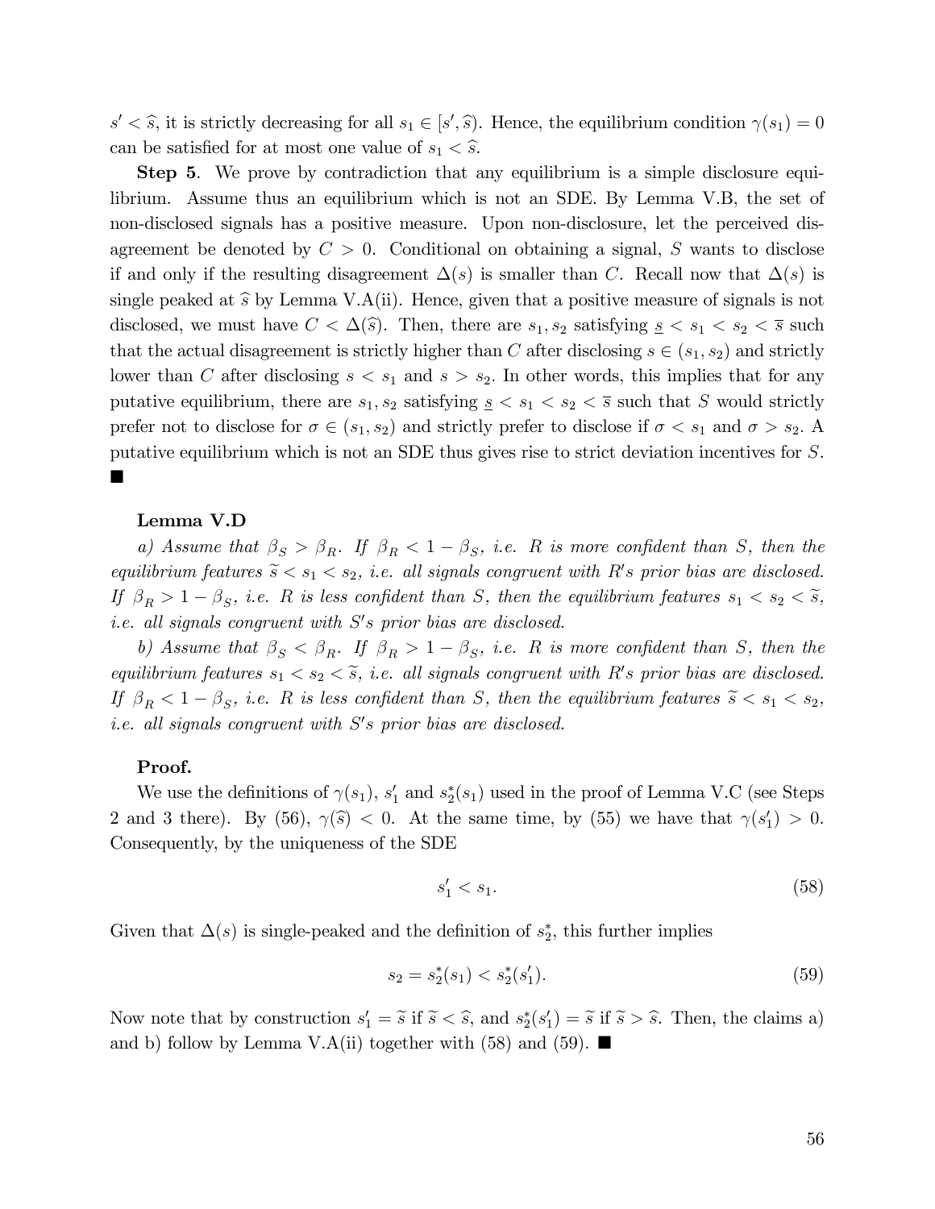$s' < \widehat{s}$, it is strictly decreasing for all $s_1 \in [s', \widehat{s})$. Hence, the equilibrium condition $\gamma(s_1) = 0$ can be satisfied for at most one value of $s_1 < \widehat{s}$.

**Step 5**. We prove by contradiction that any equilibrium is a simple disclosure equilibrium. Assume thus an equilibrium which is not an SDE. By Lemma V.B, the set of non-disclosed signals has a positive measure. Upon non-disclosure, let the perceived disagreement be denoted by $C > 0$. Conditional on obtaining a signal, $S$ wants to disclose if and only if the resulting disagreement $\Delta(s)$ is smaller than $C$. Recall now that $\Delta(s)$ is single peaked at $\widehat{s}$ by Lemma V.A(ii). Hence, given that a positive measure of signals is not disclosed, we must have $C < \Delta(\widehat{s})$. Then, there are $s_1, s_2$ satisfying $\underline{s} < s_1 < s_2 < \overline{s}$ such that the actual disagreement is strictly higher than $C$ after disclosing $s \in (s_1, s_2)$ and strictly lower than $C$ after disclosing $s < s_1$ and $s > s_2$. In other words, this implies that for any putative equilibrium, there are $s_1, s_2$ satisfying $\underline{s} < s_1 < s_2 < \overline{s}$ such that $S$ would strictly prefer not to disclose for $\sigma \in (s_1, s_2)$ and strictly prefer to disclose if $\sigma < s_1$ and $\sigma > s_2$. A putative equilibrium which is not an SDE thus gives rise to strict deviation incentives for $S$. ■

**Lemma V.D**

*a) Assume that $\beta_S > \beta_R$. If $\beta_R < 1 - \beta_S$, i.e. $R$ is more confident than $S$, then the equilibrium features $\widetilde{s} < s_1 < s_2$, i.e. all signals congruent with $R'$s prior bias are disclosed. If $\beta_R > 1 - \beta_S$, i.e. $R$ is less confident than $S$, then the equilibrium features $s_1 < s_2 < \widetilde{s}$, i.e. all signals congruent with $S'$s prior bias are disclosed.*

*b) Assume that $\beta_S < \beta_R$. If $\beta_R > 1 - \beta_S$, i.e. $R$ is more confident than $S$, then the equilibrium features $s_1 < s_2 < \widetilde{s}$, i.e. all signals congruent with $R'$s prior bias are disclosed. If $\beta_R < 1 - \beta_S$, i.e. $R$ is less confident than $S$, then the equilibrium features $\widetilde{s} < s_1 < s_2$, i.e. all signals congruent with $S'$s prior bias are disclosed.*

**Proof.**

We use the definitions of $\gamma(s_1)$, $s'_1$ and $s^*_2(s_1)$ used in the proof of Lemma V.C (see Steps 2 and 3 there). By (56), $\gamma(\widehat{s}) < 0$. At the same time, by (55) we have that $\gamma(s'_1) > 0$. Consequently, by the uniqueness of the SDE

$$s'_1 < s_1. \tag{58}$$

Given that $\Delta(s)$ is single-peaked and the definition of $s^*_2$, this further implies

$$s_2 = s^*_2(s_1) < s^*_2(s'_1). \tag{59}$$

Now note that by construction $s'_1 = \widetilde{s}$ if $\widetilde{s} < \widehat{s}$, and $s^*_2(s'_1) = \widetilde{s}$ if $\widetilde{s} > \widehat{s}$. Then, the claims a) and b) follow by Lemma V.A(ii) together with (58) and (59). ■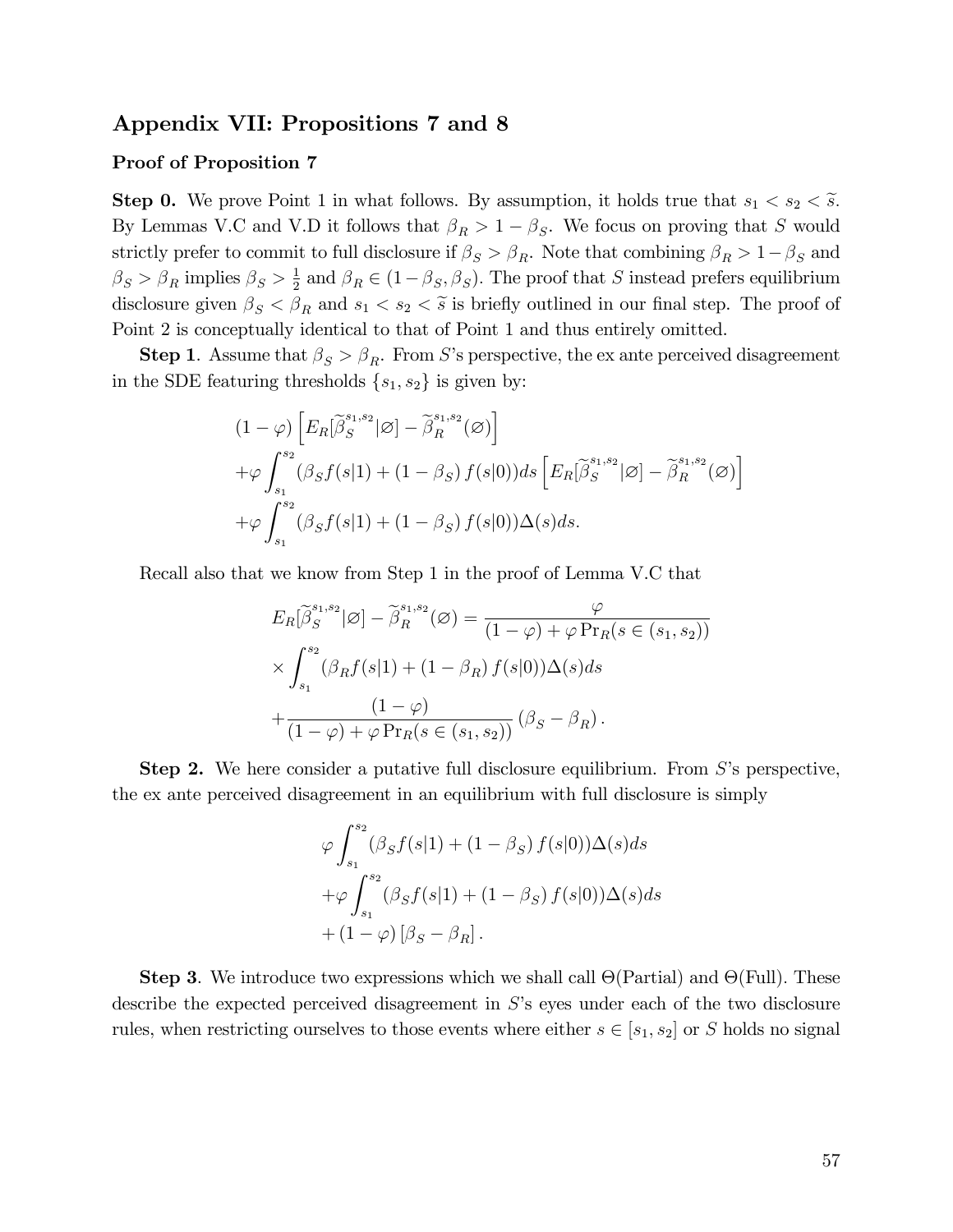## Appendix VII: Propositions 7 and 8

### Proof of Proposition 7

**Step 0.** We prove Point 1 in what follows. By assumption, it holds true that $s_1 < s_2 < \widetilde{s}$. By Lemmas V.C and V.D it follows that $\beta_R > 1 - \beta_S$. We focus on proving that $S$ would strictly prefer to commit to full disclosure if $\beta_S > \beta_R$. Note that combining $\beta_R > 1 - \beta_S$ and $\beta_S > \beta_R$ implies $\beta_S > \frac{1}{2}$ and $\beta_R \in (1 - \beta_S, \beta_S)$. The proof that $S$ instead prefers equilibrium disclosure given $\beta_S < \beta_R$ and $s_1 < s_2 < \widetilde{s}$ is briefly outlined in our final step. The proof of Point 2 is conceptually identical to that of Point 1 and thus entirely omitted.

**Step 1**. Assume that $\beta_S > \beta_R$. From $S$'s perspective, the ex ante perceived disagreement in the SDE featuring thresholds $\{s_1, s_2\}$ is given by:

$$
\begin{aligned}
&(1-\varphi)\left[E_R[\widetilde{\beta}_S^{s_1,s_2}|\varnothing] - \widetilde{\beta}_R^{s_1,s_2}(\varnothing)\right] \\
&+\varphi \int_{s_1}^{s_2} (\beta_S f(s|1) + (1-\beta_S) f(s|0)) ds \left[E_R[\widetilde{\beta}_S^{s_1,s_2}|\varnothing] - \widetilde{\beta}_R^{s_1,s_2}(\varnothing)\right] \\
&+\varphi \int_{s_1}^{s_2} (\beta_S f(s|1) + (1-\beta_S) f(s|0)) \Delta(s) ds.
\end{aligned}
$$

Recall also that we know from Step 1 in the proof of Lemma V.C that

$$
\begin{aligned}
E_R[\widetilde{\beta}_S^{s_1,s_2}|\varnothing] - \widetilde{\beta}_R^{s_1,s_2}(\varnothing) &= \frac{\varphi}{(1-\varphi) + \varphi \Pr_R(s \in (s_1, s_2))} \\
&\times \int_{s_1}^{s_2} (\beta_R f(s|1) + (1-\beta_R) f(s|0)) \Delta(s) ds \\
&+ \frac{(1-\varphi)}{(1-\varphi) + \varphi \Pr_R(s \in (s_1, s_2))} (\beta_S - \beta_R).
\end{aligned}
$$

**Step 2.** We here consider a putative full disclosure equilibrium. From $S$'s perspective, the ex ante perceived disagreement in an equilibrium with full disclosure is simply

$$
\begin{aligned}
&\varphi \int_{s_1}^{s_2} (\beta_S f(s|1) + (1-\beta_S) f(s|0)) \Delta(s) ds \\
&+\varphi \int_{s_1}^{s_2} (\beta_S f(s|1) + (1-\beta_S) f(s|0)) \Delta(s) ds \\
&+ (1-\varphi) [\beta_S - \beta_R].
\end{aligned}
$$

**Step 3**. We introduce two expressions which we shall call $\Theta(\text{Partial})$ and $\Theta(\text{Full})$. These describe the expected perceived disagreement in $S$'s eyes under each of the two disclosure rules, when restricting ourselves to those events where either $s \in [s_1, s_2]$ or $S$ holds no signal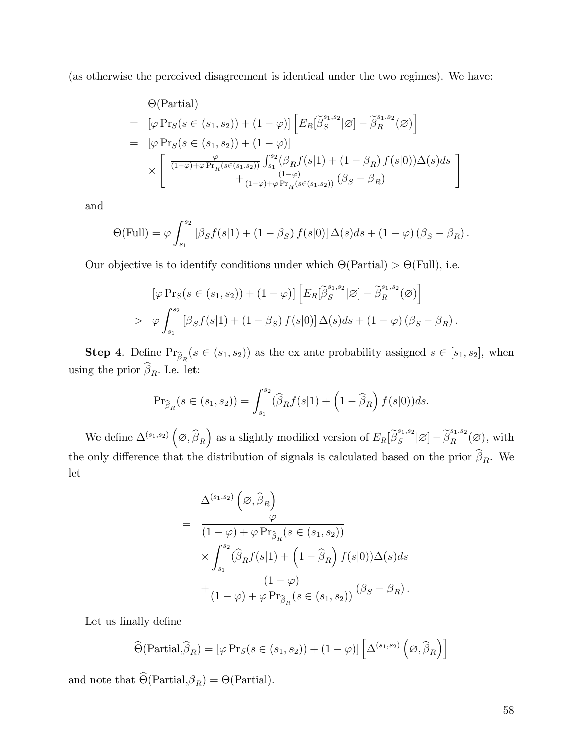(as otherwise the perceived disagreement is identical under the two regimes). We have:

$$
\begin{aligned}
& \Theta(\text{Partial}) \\
= & \left[\varphi \Pr_S(s \in (s_1, s_2)) + (1-\varphi)\right] \left[ E_R[\widetilde{\beta}_S^{s_1,s_2} | \varnothing] - \widetilde{\beta}_R^{s_1,s_2}(\varnothing) \right] \\
= & \left[\varphi \Pr_S(s \in (s_1, s_2)) + (1-\varphi)\right] \\
& \times \left[ \begin{array}{r} \frac{\varphi}{(1-\varphi)+\varphi \Pr_R(s \in (s_1,s_2))} \int_{s_1}^{s_2} (\beta_R f(s|1) + (1-\beta_R) f(s|0)) \Delta(s) ds \\ + \frac{(1-\varphi)}{(1-\varphi)+\varphi \Pr_R(s\in(s_1,s_2))} (\beta_S - \beta_R) \end{array} \right]
\end{aligned}
$$

and

$$
\Theta(\text{Full}) = \varphi \int_{s_1}^{s_2} \left[\beta_S f(s|1) + (1-\beta_S) f(s|0)\right] \Delta(s) ds + (1-\varphi)(\beta_S - \beta_R).
$$

Our objective is to identify conditions under which $\Theta(\text{Partial}) > \Theta(\text{Full})$, i.e.

$$
\begin{aligned}
& \left[\varphi \Pr_S(s \in (s_1, s_2)) + (1-\varphi)\right] \left[ E_R[\widetilde{\beta}_S^{s_1,s_2} | \varnothing] - \widetilde{\beta}_R^{s_1,s_2}(\varnothing) \right] \\
> & \ \varphi \int_{s_1}^{s_2} \left[\beta_S f(s|1) + (1-\beta_S) f(s|0)\right] \Delta(s) ds + (1-\varphi)(\beta_S - \beta_R).
\end{aligned}
$$

**Step 4**. Define $\Pr_{\widehat{\beta}_R}(s \in (s_1, s_2))$ as the ex ante probability assigned $s \in [s_1, s_2]$, when using the prior $\widehat{\beta}_R$. I.e. let:

$$
\Pr_{\widehat{\beta}_R}(s \in (s_1, s_2)) = \int_{s_1}^{s_2} (\widehat{\beta}_R f(s|1) + \left(1 - \widehat{\beta}_R\right) f(s|0)) ds.
$$

We define $\Delta^{(s_1,s_2)}\left(\varnothing, \widehat{\beta}_R\right)$ as a slightly modified version of $E_R[\widetilde{\beta}_S^{s_1,s_2} | \varnothing] - \widetilde{\beta}_R^{s_1,s_2}(\varnothing)$, with the only difference that the distribution of signals is calculated based on the prior $\widehat{\beta}_R$. We let

$$
\begin{aligned}
& \Delta^{(s_1,s_2)}\left(\varnothing, \widehat{\beta}_R\right) \\
= & \ \frac{\varphi}{(1-\varphi) + \varphi \Pr_{\widehat{\beta}_R}(s \in (s_1, s_2))} \\
& \times \int_{s_1}^{s_2} (\widehat{\beta}_R f(s|1) + \left(1 - \widehat{\beta}_R\right) f(s|0)) \Delta(s) ds \\
& + \frac{(1-\varphi)}{(1-\varphi) + \varphi \Pr_{\widehat{\beta}_R}(s \in (s_1, s_2))} (\beta_S - \beta_R).
\end{aligned}
$$

Let us finally define

$$
\widehat{\Theta}(\text{Partial}, \widehat{\beta}_R) = \left[\varphi \Pr_S(s \in (s_1, s_2)) + (1-\varphi)\right] \left[\Delta^{(s_1,s_2)}\left(\varnothing, \widehat{\beta}_R\right)\right]
$$

and note that $\widehat{\Theta}(\text{Partial}, \beta_R) = \Theta(\text{Partial})$.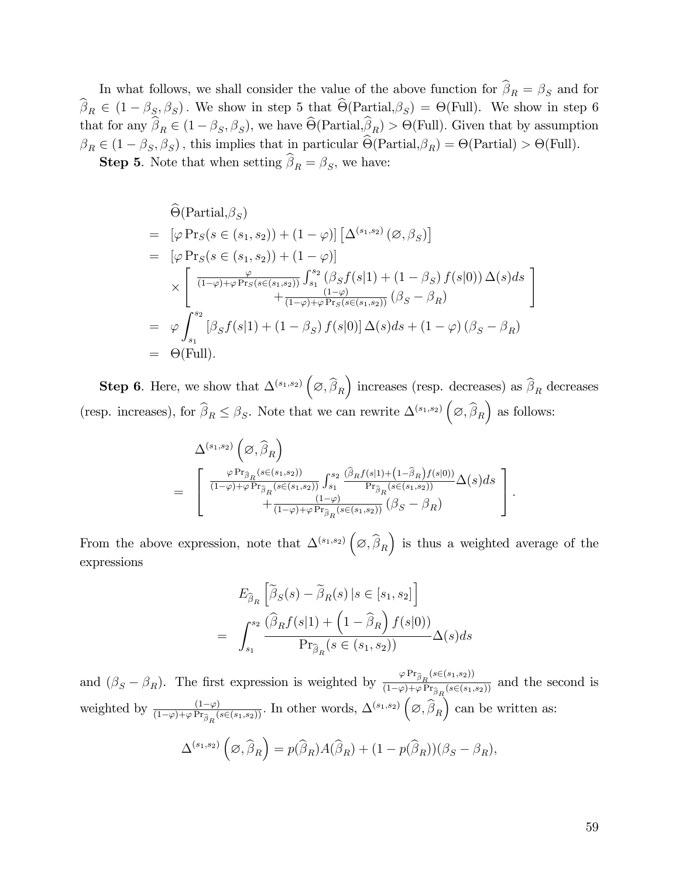In what follows, we shall consider the value of the above function for $\widehat{\beta}_R = \beta_S$ and for $\widehat{\beta}_R \in (1-\beta_S, \beta_S)$. We show in step 5 that $\widehat{\Theta}(\text{Partial},\beta_S) = \Theta(\text{Full})$. We show in step 6 that for any $\widehat{\beta}_R \in (1-\beta_S, \beta_S)$, we have $\widehat{\Theta}(\text{Partial},\widehat{\beta}_R) > \Theta(\text{Full})$. Given that by assumption $\beta_R \in (1-\beta_S, \beta_S)$, this implies that in particular $\widehat{\Theta}(\text{Partial},\beta_R) = \Theta(\text{Partial}) > \Theta(\text{Full})$.

**Step 5**. Note that when setting $\widehat{\beta}_R = \beta_S$, we have:

$$
\begin{aligned}
& \widehat{\Theta}(\text{Partial},\beta_S) \\
= \; & \left[\varphi \Pr_S(s \in (s_1, s_2)) + (1-\varphi)\right]\left[\Delta^{(s_1,s_2)}\left(\varnothing, \beta_S\right)\right] \\
= \; & \left[\varphi \Pr_S(s \in (s_1, s_2)) + (1-\varphi)\right] \\
& \times \left[\begin{array}{c} \frac{\varphi}{(1-\varphi)+\varphi \Pr_S(s\in(s_1,s_2))} \int_{s_1}^{s_2} \left(\beta_S f(s|1) + (1-\beta_S) f(s|0)\right)\Delta(s) ds \\ + \frac{(1-\varphi)}{(1-\varphi)+\varphi \Pr_S(s\in(s_1,s_2))}\left(\beta_S - \beta_R\right) \end{array}\right] \\
= \; & \varphi \int_{s_1}^{s_2} \left[\beta_S f(s|1) + (1-\beta_S) f(s|0)\right]\Delta(s) ds + (1-\varphi)\left(\beta_S - \beta_R\right) \\
= \; & \Theta(\text{Full}).
\end{aligned}
$$

**Step 6**. Here, we show that $\Delta^{(s_1,s_2)}\left(\varnothing, \widehat{\beta}_R\right)$ increases (resp. decreases) as $\widehat{\beta}_R$ decreases (resp. increases), for $\widehat{\beta}_R \leq \beta_S$. Note that we can rewrite $\Delta^{(s_1,s_2)}\left(\varnothing, \widehat{\beta}_R\right)$ as follows:

$$
\begin{aligned}
& \Delta^{(s_1,s_2)}\left(\varnothing, \widehat{\beta}_R\right) \\
= \; & \left[\begin{array}{c} \frac{\varphi \Pr_{\widehat{\beta}_R}(s\in(s_1,s_2))}{(1-\varphi)+\varphi \Pr_{\widehat{\beta}_R}(s\in(s_1,s_2))} \int_{s_1}^{s_2} \frac{\left(\widehat{\beta}_R f(s|1) + \left(1-\widehat{\beta}_R\right) f(s|0)\right)}{\Pr_{\widehat{\beta}_R}(s\in(s_1,s_2))}\Delta(s) ds \\ + \frac{(1-\varphi)}{(1-\varphi)+\varphi \Pr_{\widehat{\beta}_R}(s\in(s_1,s_2))}\left(\beta_S - \beta_R\right) \end{array}\right].
\end{aligned}
$$

From the above expression, note that $\Delta^{(s_1,s_2)}\left(\varnothing, \widehat{\beta}_R\right)$ is thus a weighted average of the expressions

$$
\begin{aligned}
& E_{\widehat{\beta}_R}\left[\widetilde{\beta}_S(s) - \widetilde{\beta}_R(s) \,|\, s \in [s_1, s_2]\right] \\
= \; & \int_{s_1}^{s_2} \frac{\left(\widehat{\beta}_R f(s|1) + \left(1-\widehat{\beta}_R\right) f(s|0)\right)}{\Pr_{\widehat{\beta}_R}(s \in (s_1, s_2))}\Delta(s) ds
\end{aligned}
$$

and $(\beta_S - \beta_R)$. The first expression is weighted by $\frac{\varphi \Pr_{\widehat{\beta}_R}(s\in(s_1,s_2))}{(1-\varphi)+\varphi \Pr_{\widehat{\beta}_R}(s\in(s_1,s_2))}$ and the second is weighted by $\frac{(1-\varphi)}{(1-\varphi)+\varphi \Pr_{\widehat{\beta}_R}(s\in(s_1,s_2))}$. In other words, $\Delta^{(s_1,s_2)}\left(\varnothing, \widehat{\beta}_R\right)$ can be written as:

$$
\Delta^{(s_1,s_2)}\left(\varnothing, \widehat{\beta}_R\right) = p(\widehat{\beta}_R) A(\widehat{\beta}_R) + (1 - p(\widehat{\beta}_R))(\beta_S - \beta_R),
$$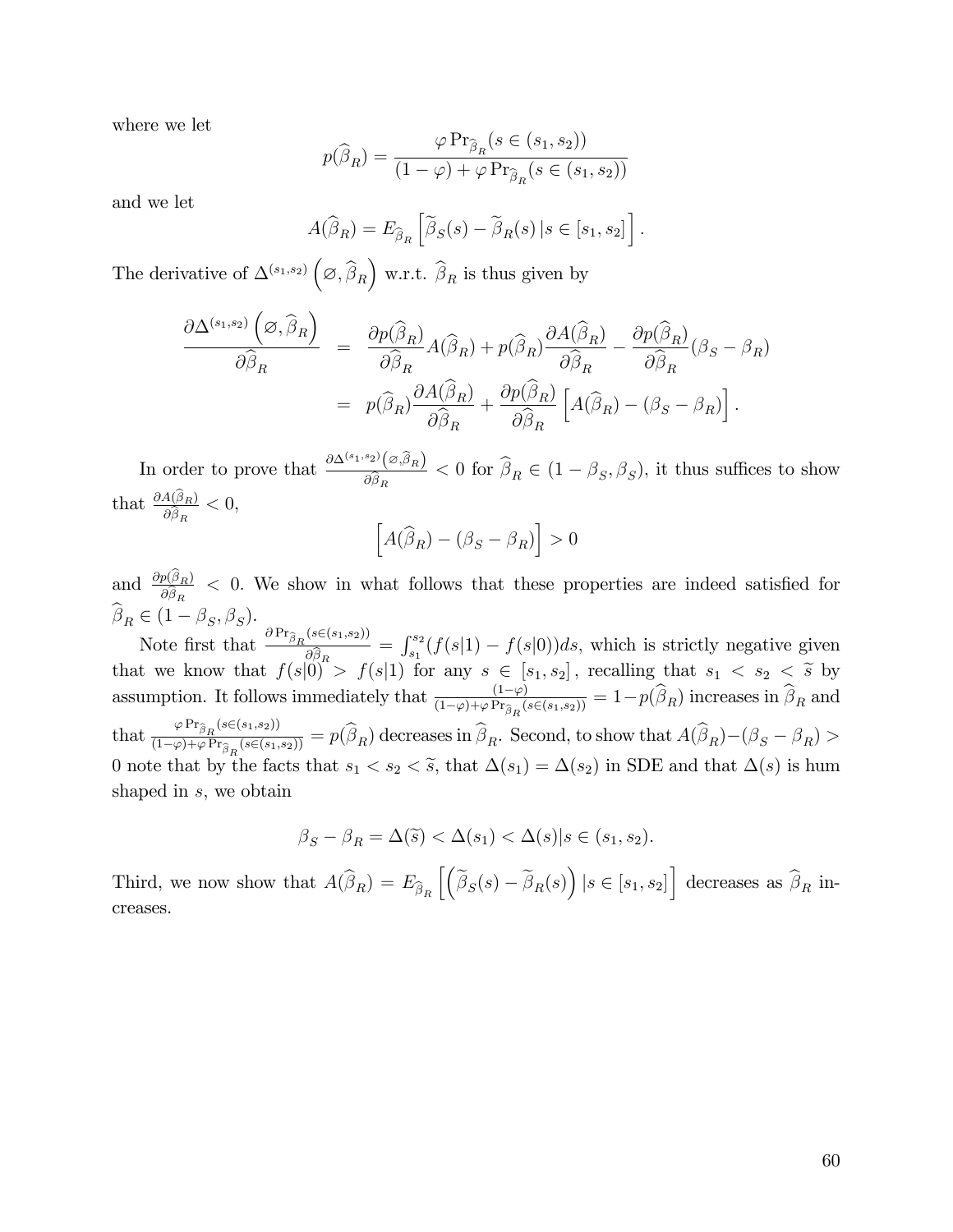where we let

$$p(\widehat{\beta}_R) = \frac{\varphi \Pr_{\widehat{\beta}_R}(s \in (s_1, s_2))}{(1-\varphi) + \varphi \Pr_{\widehat{\beta}_R}(s \in (s_1, s_2))}$$

and we let

$$A(\widehat{\beta}_R) = E_{\widehat{\beta}_R}\left[\widetilde{\beta}_S(s) - \widetilde{\beta}_R(s) \,|s \in [s_1, s_2]\right].$$

The derivative of $\Delta^{(s_1,s_2)}\left(\varnothing, \widehat{\beta}_R\right)$ w.r.t. $\widehat{\beta}_R$ is thus given by

$$\begin{aligned}
\frac{\partial \Delta^{(s_1,s_2)}\left(\varnothing, \widehat{\beta}_R\right)}{\partial \widehat{\beta}_R} &= \frac{\partial p(\widehat{\beta}_R)}{\partial \widehat{\beta}_R} A(\widehat{\beta}_R) + p(\widehat{\beta}_R)\frac{\partial A(\widehat{\beta}_R)}{\partial \widehat{\beta}_R} - \frac{\partial p(\widehat{\beta}_R)}{\partial \widehat{\beta}_R}(\beta_S - \beta_R) \\
&= p(\widehat{\beta}_R)\frac{\partial A(\widehat{\beta}_R)}{\partial \widehat{\beta}_R} + \frac{\partial p(\widehat{\beta}_R)}{\partial \widehat{\beta}_R}\left[A(\widehat{\beta}_R) - (\beta_S - \beta_R)\right].
\end{aligned}$$

In order to prove that $\frac{\partial \Delta^{(s_1,s_2)}\left(\varnothing, \widehat{\beta}_R\right)}{\partial \widehat{\beta}_R} < 0$ for $\widehat{\beta}_R \in (1-\beta_S, \beta_S)$, it thus suffices to show that $\frac{\partial A(\widehat{\beta}_R)}{\partial \widehat{\beta}_R} < 0$,

$$\left[A(\widehat{\beta}_R) - (\beta_S - \beta_R)\right] > 0$$

and $\frac{\partial p(\widehat{\beta}_R)}{\partial \widehat{\beta}_R} < 0$. We show in what follows that these properties are indeed satisfied for $\widehat{\beta}_R \in (1-\beta_S, \beta_S)$.

Note first that $\frac{\partial \Pr_{\widehat{\beta}_R}(s \in (s_1,s_2))}{\partial \widehat{\beta}_R} = \int_{s_1}^{s_2}(f(s|1) - f(s|0))ds$, which is strictly negative given that we know that $f(s|0) > f(s|1)$ for any $s \in [s_1, s_2]$, recalling that $s_1 < s_2 < \widetilde{s}$ by assumption. It follows immediately that $\frac{(1-\varphi)}{(1-\varphi)+\varphi \Pr_{\widehat{\beta}_R}(s \in (s_1,s_2))} = 1 - p(\widehat{\beta}_R)$ increases in $\widehat{\beta}_R$ and that $\frac{\varphi \Pr_{\widehat{\beta}_R}(s \in (s_1,s_2))}{(1-\varphi)+\varphi \Pr_{\widehat{\beta}_R}(s \in (s_1,s_2))} = p(\widehat{\beta}_R)$ decreases in $\widehat{\beta}_R$. Second, to show that $A(\widehat{\beta}_R) - (\beta_S - \beta_R) > 0$ note that by the facts that $s_1 < s_2 < \widetilde{s}$, that $\Delta(s_1) = \Delta(s_2)$ in SDE and that $\Delta(s)$ is hum shaped in $s$, we obtain

$$\beta_S - \beta_R = \Delta(\widetilde{s}) < \Delta(s_1) < \Delta(s)|s \in (s_1, s_2).$$

Third, we now show that $A(\widehat{\beta}_R) = E_{\widehat{\beta}_R}\left[\left(\widetilde{\beta}_S(s) - \widetilde{\beta}_R(s)\right)|s \in [s_1, s_2]\right]$ decreases as $\widehat{\beta}_R$ increases.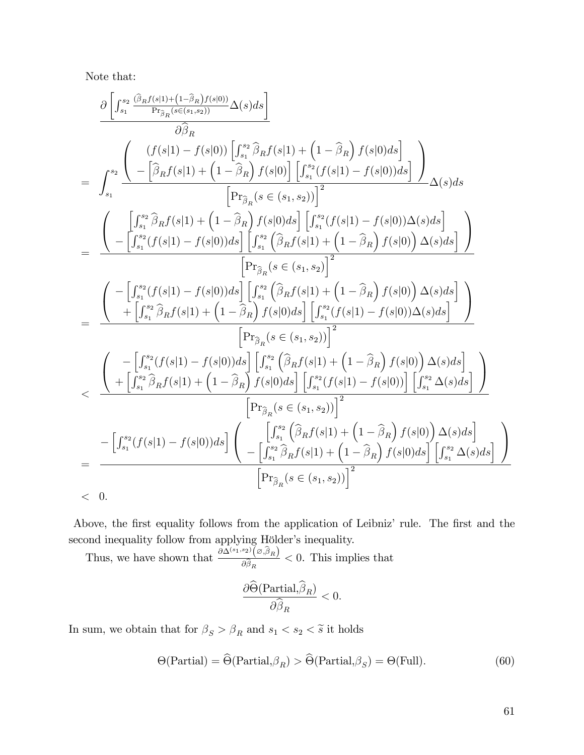Note that:

$$
\begin{aligned}
& \frac{\partial \left[ \int_{s_1}^{s_2} \frac{\left(\widehat{\beta}_R f(s|1) + \left(1-\widehat{\beta}_R\right) f(s|0)\right)}{\Pr_{\widehat{\beta}_R}(s \in (s_1,s_2))} \Delta(s) ds \right]}{\partial \widehat{\beta}_R} \\
= \; & \int_{s_1}^{s_2} \frac{\left( \begin{array}{c} (f(s|1) - f(s|0)) \left[ \int_{s_1}^{s_2} \widehat{\beta}_R f(s|1) + \left(1-\widehat{\beta}_R\right) f(s|0) ds \right] \\ - \left[ \widehat{\beta}_R f(s|1) + \left(1-\widehat{\beta}_R\right) f(s|0) \right] \left[ \int_{s_1}^{s_2} (f(s|1) - f(s|0)) ds \right] \end{array} \right)}{\left[ \Pr_{\widehat{\beta}_R}(s \in (s_1, s_2)) \right]^2} \Delta(s) ds \\
= \; & \frac{\left( \begin{array}{c} \left[ \int_{s_1}^{s_2} \widehat{\beta}_R f(s|1) + \left(1-\widehat{\beta}_R\right) f(s|0) ds \right] \left[ \int_{s_1}^{s_2} (f(s|1) - f(s|0)) \Delta(s) ds \right] \\ - \left[ \int_{s_1}^{s_2} (f(s|1) - f(s|0)) ds \right] \left[ \int_{s_1}^{s_2} \left( \widehat{\beta}_R f(s|1) + \left(1-\widehat{\beta}_R\right) f(s|0) \right) \Delta(s) ds \right] \end{array} \right)}{\left[ \Pr_{\widehat{\beta}_R}(s \in (s_1, s_2) \right]^2} \\
= \; & \frac{\left( \begin{array}{c} - \left[ \int_{s_1}^{s_2} (f(s|1) - f(s|0)) ds \right] \left[ \int_{s_1}^{s_2} \left( \widehat{\beta}_R f(s|1) + \left(1-\widehat{\beta}_R\right) f(s|0) \right) \Delta(s) ds \right] \\ + \left[ \int_{s_1}^{s_2} \widehat{\beta}_R f(s|1) + \left(1-\widehat{\beta}_R\right) f(s|0) ds \right] \left[ \int_{s_1}^{s_2} (f(s|1) - f(s|0)) \Delta(s) ds \right] \end{array} \right)}{\left[ \Pr_{\widehat{\beta}_R}(s \in (s_1, s_2)) \right]^2} \\
< \; & \frac{\left( \begin{array}{c} - \left[ \int_{s_1}^{s_2} (f(s|1) - f(s|0)) ds \right] \left[ \int_{s_1}^{s_2} \left( \widehat{\beta}_R f(s|1) + \left(1-\widehat{\beta}_R\right) f(s|0) \right) \Delta(s) ds \right] \\ + \left[ \int_{s_1}^{s_2} \widehat{\beta}_R f(s|1) + \left(1-\widehat{\beta}_R\right) f(s|0) ds \right] \left[ \int_{s_1}^{s_2} (f(s|1) - f(s|0)) \right] \left[ \int_{s_1}^{s_2} \Delta(s) ds \right] \end{array} \right)}{\left[ \Pr_{\widehat{\beta}_R}(s \in (s_1, s_2)) \right]^2} \\
= \; & \frac{- \left[ \int_{s_1}^{s_2} (f(s|1) - f(s|0)) ds \right] \left( \begin{array}{c} \left[ \int_{s_1}^{s_2} \left( \widehat{\beta}_R f(s|1) + \left(1-\widehat{\beta}_R\right) f(s|0) \right) \Delta(s) ds \right] \\ - \left[ \int_{s_1}^{s_2} \widehat{\beta}_R f(s|1) + \left(1-\widehat{\beta}_R\right) f(s|0) ds \right] \left[ \int_{s_1}^{s_2} \Delta(s) ds \right] \end{array} \right)}{\left[ \Pr_{\widehat{\beta}_R}(s \in (s_1, s_2)) \right]^2} \\
< \; & 0.
\end{aligned}
$$

Above, the first equality follows from the application of Leibniz' rule. The first and the second inequality follow from applying Hölder's inequality.

Thus, we have shown that $\frac{\partial \Delta^{(s_1,s_2)}\left(\varnothing,\widehat{\beta}_R\right)}{\partial \widehat{\beta}_R} < 0$. This implies that

$$
\frac{\partial \widehat{\Theta}(\text{Partial},\widehat{\beta}_R)}{\partial \widehat{\beta}_R} < 0.
$$

In sum, we obtain that for $\beta_S > \beta_R$ and $s_1 < s_2 < \widetilde{s}$ it holds

$$
\Theta(\text{Partial}) = \widehat{\Theta}(\text{Partial},\beta_R) > \widehat{\Theta}(\text{Partial},\beta_S) = \Theta(\text{Full}). \tag{60}
$$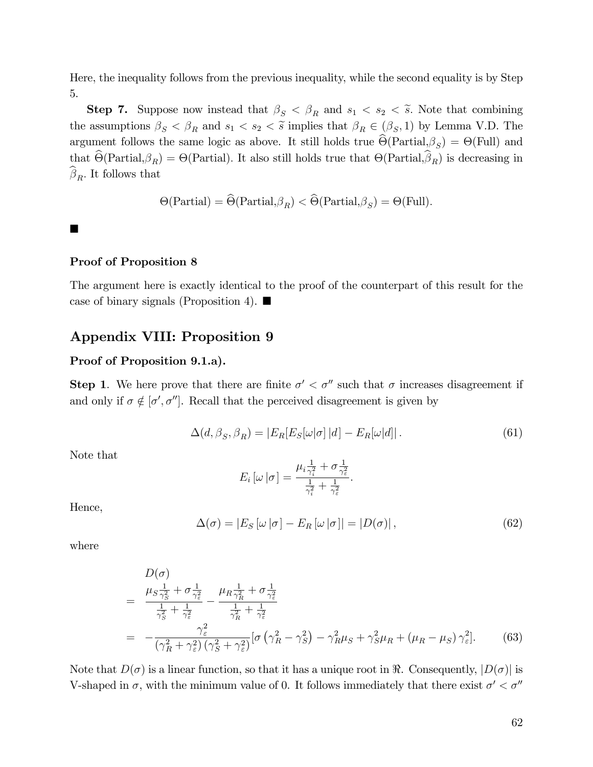Here, the inequality follows from the previous inequality, while the second equality is by Step 5.

**Step 7.** Suppose now instead that $\beta_S < \beta_R$ and $s_1 < s_2 < \widetilde{s}$. Note that combining the assumptions $\beta_S < \beta_R$ and $s_1 < s_2 < \widetilde{s}$ implies that $\beta_R \in (\beta_S, 1)$ by Lemma V.D. The argument follows the same logic as above. It still holds true $\widehat{\Theta}(\text{Partial},\beta_S) = \Theta(\text{Full})$ and that $\widehat{\Theta}(\text{Partial},\beta_R) = \Theta(\text{Partial})$. It also still holds true that $\Theta(\text{Partial},\widehat{\beta}_R)$ is decreasing in $\widehat{\beta}_R$. It follows that

$$\Theta(\text{Partial}) = \widehat{\Theta}(\text{Partial},\beta_R) < \widehat{\Theta}(\text{Partial},\beta_S) = \Theta(\text{Full}).$$

■

**Proof of Proposition 8**

The argument here is exactly identical to the proof of the counterpart of this result for the case of binary signals (Proposition 4). ■

## Appendix VIII: Proposition 9

**Proof of Proposition 9.1.a).**

**Step 1**. We here prove that there are finite $\sigma' < \sigma''$ such that $\sigma$ increases disagreement if and only if $\sigma \notin [\sigma', \sigma'']$. Recall that the perceived disagreement is given by

$$\Delta(d, \beta_S, \beta_R) = |E_R[E_S[\omega|\sigma]\,|d] - E_R[\omega|d]|\,. \tag{61}$$

Note that

$$E_i\left[\omega\,|\sigma\right] = \frac{\mu_i \frac{1}{\gamma_i^2} + \sigma \frac{1}{\gamma_\varepsilon^2}}{\frac{1}{\gamma_i^2} + \frac{1}{\gamma_\varepsilon^2}}.$$

Hence,

$$\Delta(\sigma) = \left|E_S\left[\omega\,|\sigma\right] - E_R\left[\omega\,|\sigma\right]\right| = \left|D(\sigma)\right|, \tag{62}$$

where

$$\begin{aligned}
& D(\sigma) \\
= \;& \frac{\mu_S \frac{1}{\gamma_S^2} + \sigma \frac{1}{\gamma_\varepsilon^2}}{\frac{1}{\gamma_S^2} + \frac{1}{\gamma_\varepsilon^2}} - \frac{\mu_R \frac{1}{\gamma_R^2} + \sigma \frac{1}{\gamma_\varepsilon^2}}{\frac{1}{\gamma_R^2} + \frac{1}{\gamma_\varepsilon^2}} \\
= \;& -\frac{\gamma_\varepsilon^2}{\left(\gamma_R^2 + \gamma_\varepsilon^2\right)\left(\gamma_S^2 + \gamma_\varepsilon^2\right)}[\sigma\left(\gamma_R^2 - \gamma_S^2\right) - \gamma_R^2 \mu_S + \gamma_S^2 \mu_R + \left(\mu_R - \mu_S\right)\gamma_\varepsilon^2].
\end{aligned} \tag{63}$$

Note that $D(\sigma)$ is a linear function, so that it has a unique root in $\Re$. Consequently, $|D(\sigma)|$ is V-shaped in $\sigma$, with the minimum value of 0. It follows immediately that there exist $\sigma' < \sigma''$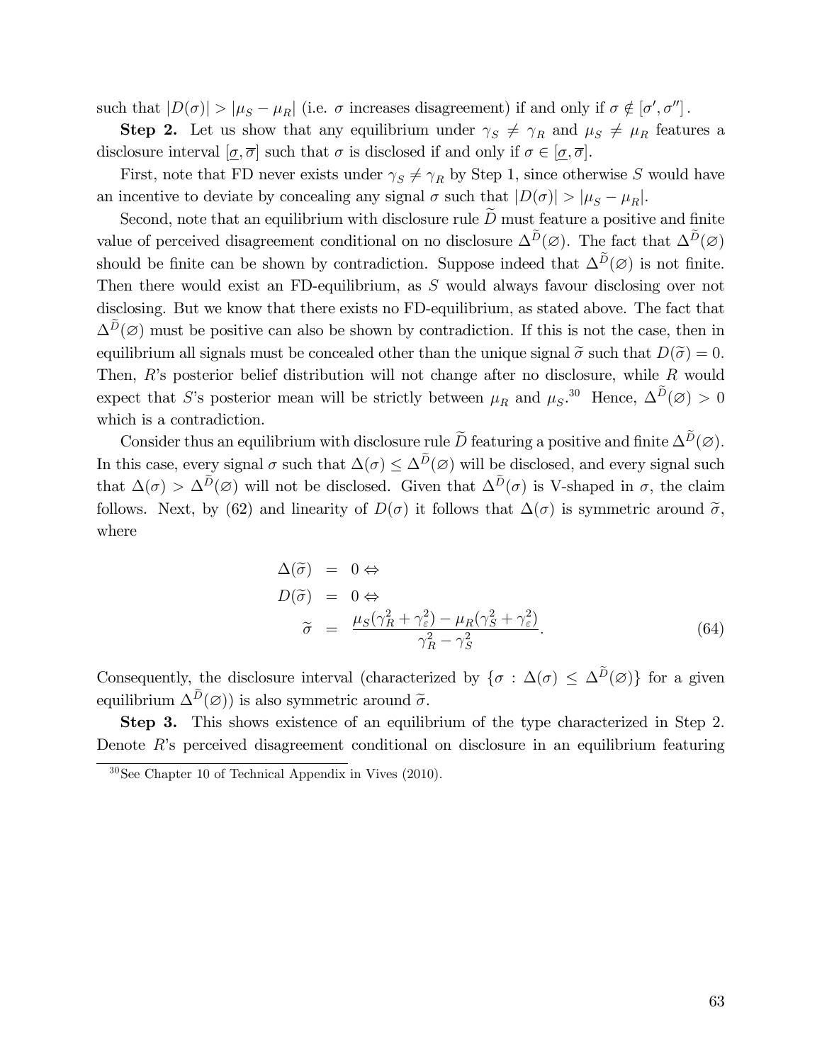such that $|D(\sigma)| > |\mu_S - \mu_R|$ (i.e. $\sigma$ increases disagreement) if and only if $\sigma \notin [\sigma', \sigma'']$.

**Step 2.** Let us show that any equilibrium under $\gamma_S \neq \gamma_R$ and $\mu_S \neq \mu_R$ features a disclosure interval $[\underline{\sigma}, \overline{\sigma}]$ such that $\sigma$ is disclosed if and only if $\sigma \in [\underline{\sigma}, \overline{\sigma}]$.

First, note that FD never exists under $\gamma_S \neq \gamma_R$ by Step 1, since otherwise $S$ would have an incentive to deviate by concealing any signal $\sigma$ such that $|D(\sigma)| > |\mu_S - \mu_R|$.

Second, note that an equilibrium with disclosure rule $\widetilde{D}$ must feature a positive and finite value of perceived disagreement conditional on no disclosure $\Delta^{\widetilde{D}}(\varnothing)$. The fact that $\Delta^{\widetilde{D}}(\varnothing)$ should be finite can be shown by contradiction. Suppose indeed that $\Delta^{\widetilde{D}}(\varnothing)$ is not finite. Then there would exist an FD-equilibrium, as $S$ would always favour disclosing over not disclosing. But we know that there exists no FD-equilibrium, as stated above. The fact that $\Delta^{\widetilde{D}}(\varnothing)$ must be positive can also be shown by contradiction. If this is not the case, then in equilibrium all signals must be concealed other than the unique signal $\widetilde{\sigma}$ such that $D(\widetilde{\sigma}) = 0$. Then, $R$'s posterior belief distribution will not change after no disclosure, while $R$ would expect that $S$'s posterior mean will be strictly between $\mu_R$ and $\mu_S$.[30] Hence, $\Delta^{\widetilde{D}}(\varnothing) > 0$ which is a contradiction.

Consider thus an equilibrium with disclosure rule $\widetilde{D}$ featuring a positive and finite $\Delta^{\widetilde{D}}(\varnothing)$. In this case, every signal $\sigma$ such that $\Delta(\sigma) \leq \Delta^{\widetilde{D}}(\varnothing)$ will be disclosed, and every signal such that $\Delta(\sigma) > \Delta^{\widetilde{D}}(\varnothing)$ will not be disclosed. Given that $\Delta^{\widetilde{D}}(\sigma)$ is V-shaped in $\sigma$, the claim follows. Next, by (62) and linearity of $D(\sigma)$ it follows that $\Delta(\sigma)$ is symmetric around $\widetilde{\sigma}$, where

$$
\begin{aligned}
\Delta(\widetilde{\sigma}) &= 0 \Leftrightarrow \\
D(\widetilde{\sigma}) &= 0 \Leftrightarrow \\
\widetilde{\sigma} &= \frac{\mu_S(\gamma_R^2 + \gamma_\varepsilon^2) - \mu_R(\gamma_S^2 + \gamma_\varepsilon^2)}{\gamma_R^2 - \gamma_S^2}.
\end{aligned} \tag{64}
$$

Consequently, the disclosure interval (characterized by $\{\sigma : \Delta(\sigma) \leq \Delta^{\widetilde{D}}(\varnothing)\}$ for a given equilibrium $\Delta^{\widetilde{D}}(\varnothing)$) is also symmetric around $\widetilde{\sigma}$.

**Step 3.** This shows existence of an equilibrium of the type characterized in Step 2. Denote $R$'s perceived disagreement conditional on disclosure in an equilibrium featuring

[30] See Chapter 10 of Technical Appendix in Vives (2010).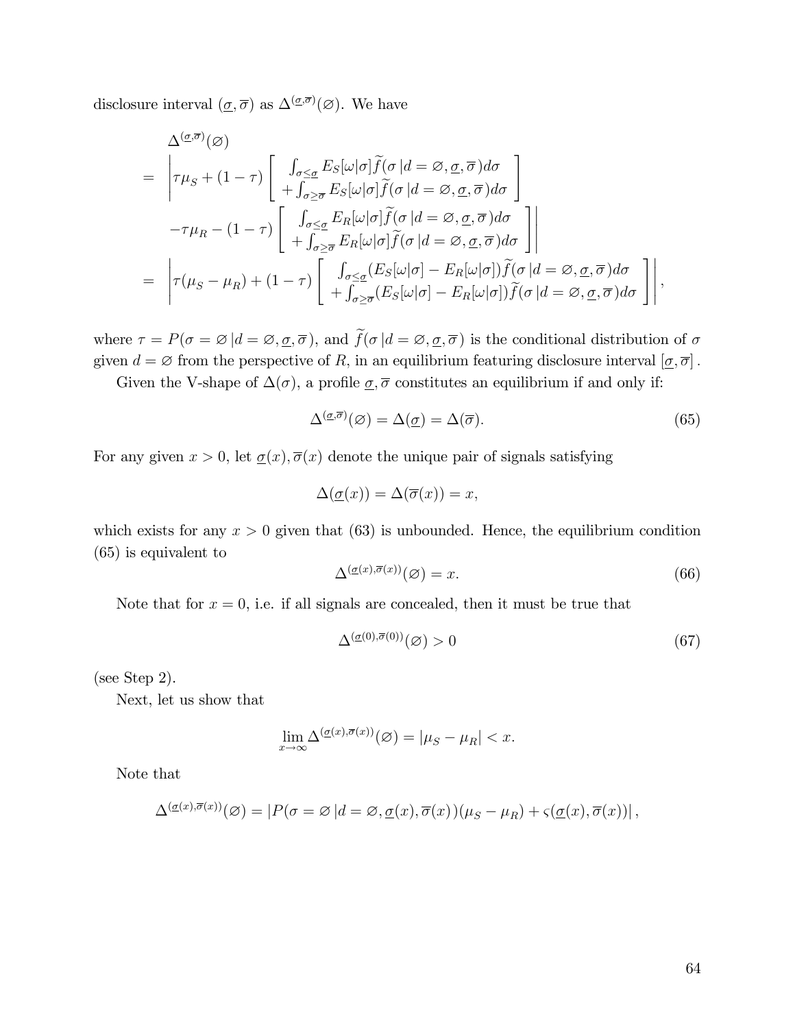disclosure interval $(\underline{\sigma}, \overline{\sigma})$ as $\Delta^{(\underline{\sigma},\overline{\sigma})}(\varnothing)$. We have

$$
\begin{aligned}
& \Delta^{(\underline{\sigma},\overline{\sigma})}(\varnothing) \\
= & \left| \tau\mu_S + (1-\tau) \left[ \begin{array}{c} \int_{\sigma \leq \underline{\sigma}} E_S[\omega|\sigma] \widetilde{f}(\sigma \,|d = \varnothing, \underline{\sigma}, \overline{\sigma}) d\sigma \\ + \int_{\sigma \geq \overline{\sigma}} E_S[\omega|\sigma] \widetilde{f}(\sigma \,|d = \varnothing, \underline{\sigma}, \overline{\sigma}) d\sigma \end{array} \right] \right. \\
& \left. -\tau\mu_R - (1-\tau) \left[ \begin{array}{c} \int_{\sigma \leq \underline{\sigma}} E_R[\omega|\sigma] \widetilde{f}(\sigma \,|d = \varnothing, \underline{\sigma}, \overline{\sigma}) d\sigma \\ + \int_{\sigma \geq \overline{\sigma}} E_R[\omega|\sigma] \widetilde{f}(\sigma \,|d = \varnothing, \underline{\sigma}, \overline{\sigma}) d\sigma \end{array} \right] \right| \\
= & \left| \tau(\mu_S - \mu_R) + (1-\tau) \left[ \begin{array}{c} \int_{\sigma \leq \underline{\sigma}} (E_S[\omega|\sigma] - E_R[\omega|\sigma]) \widetilde{f}(\sigma \,|d = \varnothing, \underline{\sigma}, \overline{\sigma}) d\sigma \\ + \int_{\sigma \geq \overline{\sigma}} (E_S[\omega|\sigma] - E_R[\omega|\sigma]) \widetilde{f}(\sigma \,|d = \varnothing, \underline{\sigma}, \overline{\sigma}) d\sigma \end{array} \right] \right|,
\end{aligned}
$$

where $\tau = P(\sigma = \varnothing \,|d = \varnothing, \underline{\sigma}, \overline{\sigma})$, and $\widetilde{f}(\sigma \,|d = \varnothing, \underline{\sigma}, \overline{\sigma})$ is the conditional distribution of $\sigma$ given $d = \varnothing$ from the perspective of $R$, in an equilibrium featuring disclosure interval $[\underline{\sigma}, \overline{\sigma}]$.

Given the V-shape of $\Delta(\sigma)$, a profile $\underline{\sigma}, \overline{\sigma}$ constitutes an equilibrium if and only if:

$$
\Delta^{(\underline{\sigma},\overline{\sigma})}(\varnothing) = \Delta(\underline{\sigma}) = \Delta(\overline{\sigma}). \tag{65}
$$

For any given $x > 0$, let $\underline{\sigma}(x), \overline{\sigma}(x)$ denote the unique pair of signals satisfying

$$
\Delta(\underline{\sigma}(x)) = \Delta(\overline{\sigma}(x)) = x,
$$

which exists for any $x > 0$ given that (63) is unbounded. Hence, the equilibrium condition (65) is equivalent to

$$
\Delta^{(\underline{\sigma}(x),\overline{\sigma}(x))}(\varnothing) = x. \tag{66}
$$

Note that for $x = 0$, i.e. if all signals are concealed, then it must be true that

$$
\Delta^{(\underline{\sigma}(0),\overline{\sigma}(0))}(\varnothing) > 0 \tag{67}
$$

(see Step 2).

Next, let us show that

$$
\lim_{x \to \infty} \Delta^{(\underline{\sigma}(x),\overline{\sigma}(x))}(\varnothing) = |\mu_S - \mu_R| < x.
$$

Note that

$$
\Delta^{(\underline{\sigma}(x),\overline{\sigma}(x))}(\varnothing) = \left| P(\sigma = \varnothing \,|d = \varnothing, \underline{\sigma}(x), \overline{\sigma}(x))(\mu_S - \mu_R) + \varsigma(\underline{\sigma}(x), \overline{\sigma}(x)) \right|,
$$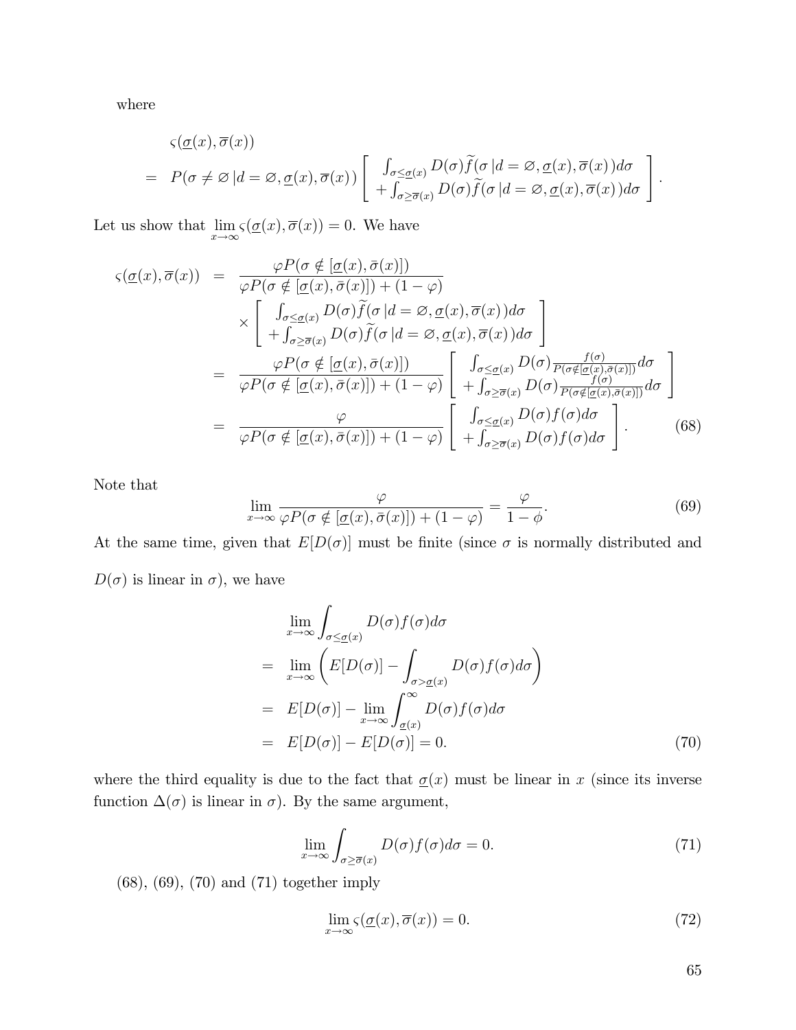where

$$
\begin{aligned}
& \varsigma(\underline{\sigma}(x), \overline{\sigma}(x)) \\
= \;& P(\sigma \neq \varnothing \,| d = \varnothing, \underline{\sigma}(x), \overline{\sigma}(x)) \left[ \begin{array}{c} \int_{\sigma \leq \underline{\sigma}(x)} D(\sigma) \widetilde{f}(\sigma \,| d = \varnothing, \underline{\sigma}(x), \overline{\sigma}(x)) d\sigma \\ + \int_{\sigma \geq \overline{\sigma}(x)} D(\sigma) \widetilde{f}(\sigma \,| d = \varnothing, \underline{\sigma}(x), \overline{\sigma}(x)) d\sigma \end{array} \right].
\end{aligned}
$$

Let us show that $\lim_{x \to \infty} \varsigma(\underline{\sigma}(x), \overline{\sigma}(x)) = 0$. We have

$$
\begin{aligned}
\varsigma(\underline{\sigma}(x), \overline{\sigma}(x)) &= \frac{\varphi P(\sigma \notin [\underline{\sigma}(x), \bar{\sigma}(x)])}{\varphi P(\sigma \notin [\underline{\sigma}(x), \bar{\sigma}(x)]) + (1-\varphi)} \\
&\quad \times \left[ \begin{array}{c} \int_{\sigma \leq \underline{\sigma}(x)} D(\sigma) \widetilde{f}(\sigma \,| d = \varnothing, \underline{\sigma}(x), \overline{\sigma}(x)) d\sigma \\ + \int_{\sigma \geq \overline{\sigma}(x)} D(\sigma) \widetilde{f}(\sigma \,| d = \varnothing, \underline{\sigma}(x), \overline{\sigma}(x)) d\sigma \end{array} \right] \\
&= \frac{\varphi P(\sigma \notin [\underline{\sigma}(x), \bar{\sigma}(x)])}{\varphi P(\sigma \notin [\underline{\sigma}(x), \bar{\sigma}(x)]) + (1-\varphi)} \left[ \begin{array}{c} \int_{\sigma \leq \underline{\sigma}(x)} D(\sigma) \frac{f(\sigma)}{P(\sigma \notin [\underline{\sigma}(x), \bar{\sigma}(x)])} d\sigma \\ + \int_{\sigma \geq \overline{\sigma}(x)} D(\sigma) \frac{f(\sigma)}{P(\sigma \notin [\underline{\sigma}(x), \bar{\sigma}(x)])} d\sigma \end{array} \right] \\
&= \frac{\varphi}{\varphi P(\sigma \notin [\underline{\sigma}(x), \bar{\sigma}(x)]) + (1-\varphi)} \left[ \begin{array}{c} \int_{\sigma \leq \underline{\sigma}(x)} D(\sigma) f(\sigma) d\sigma \\ + \int_{\sigma \geq \overline{\sigma}(x)} D(\sigma) f(\sigma) d\sigma \end{array} \right]. \qquad (68)
\end{aligned}
$$

Note that

$$
\lim_{x \to \infty} \frac{\varphi}{\varphi P(\sigma \notin [\underline{\sigma}(x), \bar{\sigma}(x)]) + (1-\varphi)} = \frac{\varphi}{1-\phi}. \qquad (69)
$$

At the same time, given that $E[D(\sigma)]$ must be finite (since $\sigma$ is normally distributed and $D(\sigma)$ is linear in $\sigma$), we have

$$
\begin{aligned}
& \lim_{x \to \infty} \int_{\sigma \leq \underline{\sigma}(x)} D(\sigma) f(\sigma) d\sigma \\
=\;& \lim_{x \to \infty} \left( E[D(\sigma)] - \int_{\sigma > \underline{\sigma}(x)} D(\sigma) f(\sigma) d\sigma \right) \\
=\;& E[D(\sigma)] - \lim_{x \to \infty} \int_{\underline{\sigma}(x)}^{\infty} D(\sigma) f(\sigma) d\sigma \\
=\;& E[D(\sigma)] - E[D(\sigma)] = 0. \qquad (70)
\end{aligned}
$$

where the third equality is due to the fact that $\underline{\sigma}(x)$ must be linear in $x$ (since its inverse function $\Delta(\sigma)$ is linear in $\sigma$). By the same argument,

$$
\lim_{x \to \infty} \int_{\sigma \geq \overline{\sigma}(x)} D(\sigma) f(\sigma) d\sigma = 0. \qquad (71)
$$

(68), (69), (70) and (71) together imply

$$
\lim_{x \to \infty} \varsigma(\underline{\sigma}(x), \overline{\sigma}(x)) = 0. \qquad (72)
$$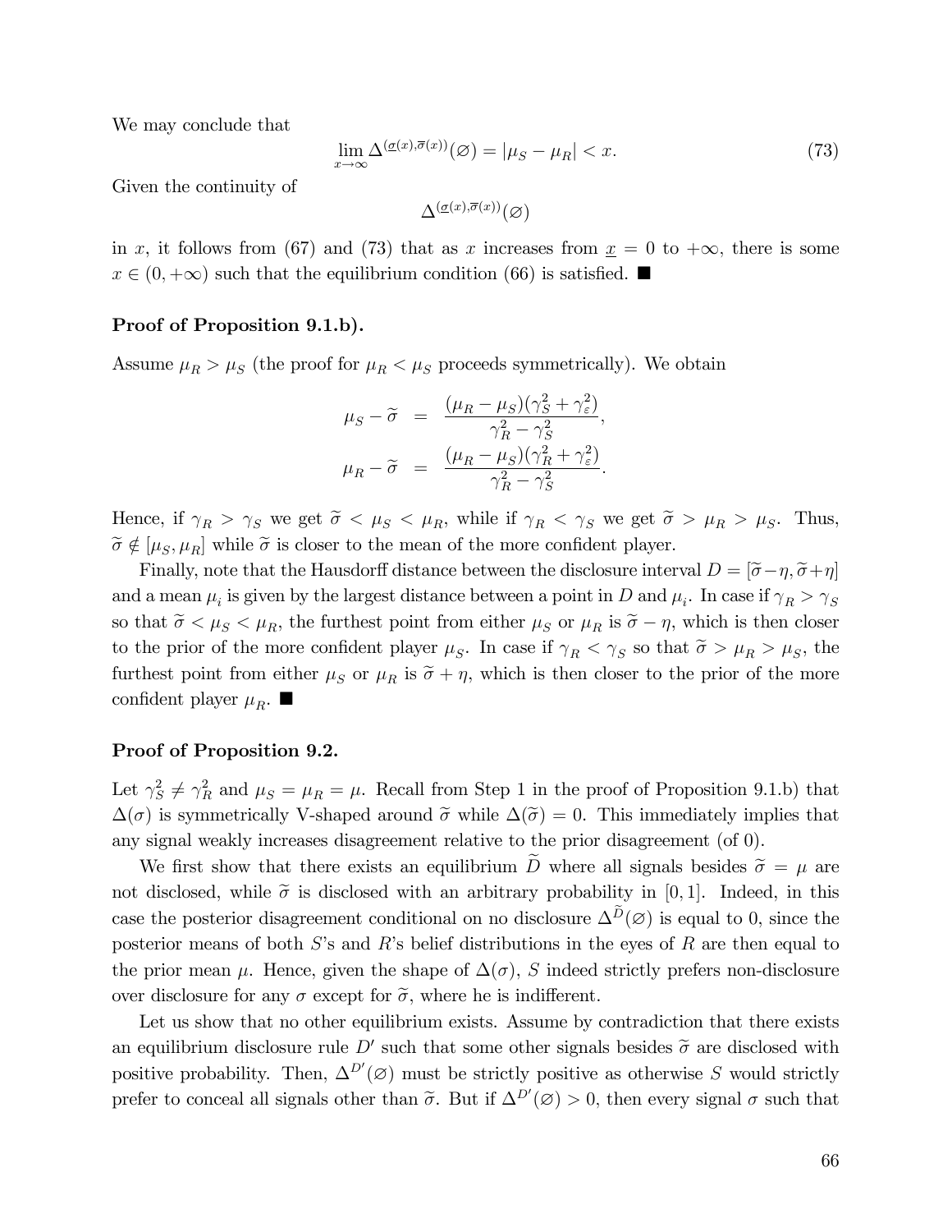We may conclude that

$$\lim_{x \to \infty} \Delta^{(\underline{\sigma}(x), \overline{\sigma}(x))}(\varnothing) = |\mu_S - \mu_R| < x. \tag{73}$$

Given the continuity of

$$\Delta^{(\underline{\sigma}(x), \overline{\sigma}(x))}(\varnothing)$$

in $x$, it follows from (67) and (73) that as $x$ increases from $\underline{x} = 0$ to $+\infty$, there is some $x \in (0, +\infty)$ such that the equilibrium condition (66) is satisfied. ■

**Proof of Proposition 9.1.b).**

Assume $\mu_R > \mu_S$ (the proof for $\mu_R < \mu_S$ proceeds symmetrically). We obtain

$$\begin{aligned}
\mu_S - \widetilde{\sigma} &= \frac{(\mu_R - \mu_S)(\gamma_S^2 + \gamma_\varepsilon^2)}{\gamma_R^2 - \gamma_S^2}, \\
\mu_R - \widetilde{\sigma} &= \frac{(\mu_R - \mu_S)(\gamma_R^2 + \gamma_\varepsilon^2)}{\gamma_R^2 - \gamma_S^2}.
\end{aligned}$$

Hence, if $\gamma_R > \gamma_S$ we get $\widetilde{\sigma} < \mu_S < \mu_R$, while if $\gamma_R < \gamma_S$ we get $\widetilde{\sigma} > \mu_R > \mu_S$. Thus, $\widetilde{\sigma} \notin [\mu_S, \mu_R]$ while $\widetilde{\sigma}$ is closer to the mean of the more confident player.

Finally, note that the Hausdorff distance between the disclosure interval $D = [\widetilde{\sigma} - \eta, \widetilde{\sigma} + \eta]$ and a mean $\mu_i$ is given by the largest distance between a point in $D$ and $\mu_i$. In case if $\gamma_R > \gamma_S$ so that $\widetilde{\sigma} < \mu_S < \mu_R$, the furthest point from either $\mu_S$ or $\mu_R$ is $\widetilde{\sigma} - \eta$, which is then closer to the prior of the more confident player $\mu_S$. In case if $\gamma_R < \gamma_S$ so that $\widetilde{\sigma} > \mu_R > \mu_S$, the furthest point from either $\mu_S$ or $\mu_R$ is $\widetilde{\sigma} + \eta$, which is then closer to the prior of the more confident player $\mu_R$. ■

**Proof of Proposition 9.2.**

Let $\gamma_S^2 \neq \gamma_R^2$ and $\mu_S = \mu_R = \mu$. Recall from Step 1 in the proof of Proposition 9.1.b) that $\Delta(\sigma)$ is symmetrically V-shaped around $\widetilde{\sigma}$ while $\Delta(\widetilde{\sigma}) = 0$. This immediately implies that any signal weakly increases disagreement relative to the prior disagreement (of 0).

We first show that there exists an equilibrium $\widetilde{D}$ where all signals besides $\widetilde{\sigma} = \mu$ are not disclosed, while $\widetilde{\sigma}$ is disclosed with an arbitrary probability in $[0, 1]$. Indeed, in this case the posterior disagreement conditional on no disclosure $\Delta^{\widetilde{D}}(\varnothing)$ is equal to 0, since the posterior means of both $S$'s and $R$'s belief distributions in the eyes of $R$ are then equal to the prior mean $\mu$. Hence, given the shape of $\Delta(\sigma)$, $S$ indeed strictly prefers non-disclosure over disclosure for any $\sigma$ except for $\widetilde{\sigma}$, where he is indifferent.

Let us show that no other equilibrium exists. Assume by contradiction that there exists an equilibrium disclosure rule $D'$ such that some other signals besides $\widetilde{\sigma}$ are disclosed with positive probability. Then, $\Delta^{D'}(\varnothing)$ must be strictly positive as otherwise $S$ would strictly prefer to conceal all signals other than $\widetilde{\sigma}$. But if $\Delta^{D'}(\varnothing) > 0$, then every signal $\sigma$ such that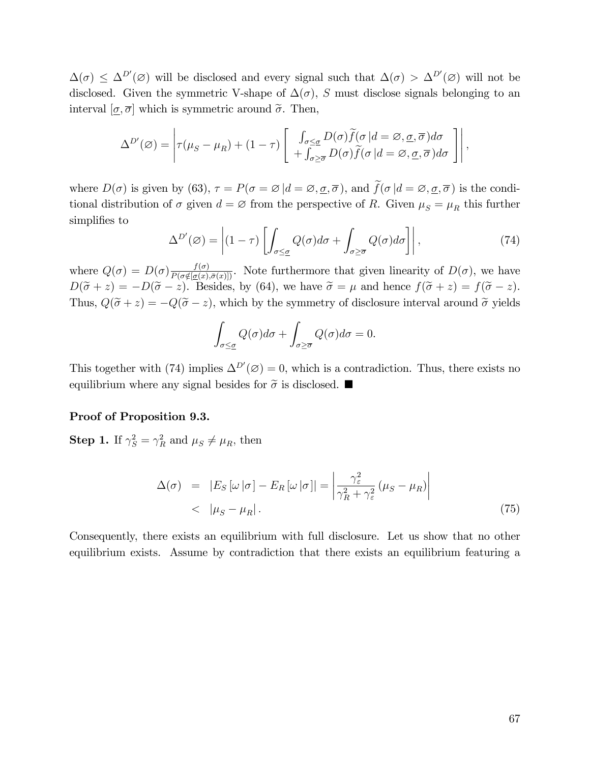$\Delta(\sigma) \leq \Delta^{D'}(\varnothing)$ will be disclosed and every signal such that $\Delta(\sigma) > \Delta^{D'}(\varnothing)$ will not be disclosed. Given the symmetric V-shape of $\Delta(\sigma)$, $S$ must disclose signals belonging to an interval $[\underline{\sigma}, \overline{\sigma}]$ which is symmetric around $\widetilde{\sigma}$. Then,

$$\Delta^{D'}(\varnothing) = \left| \tau(\mu_S - \mu_R) + (1-\tau) \left[ \begin{array}{c} \int_{\sigma \leq \underline{\sigma}} D(\sigma) \widetilde{f}(\sigma \,| d = \varnothing, \underline{\sigma}, \overline{\sigma}) d\sigma \\ + \int_{\sigma \geq \overline{\sigma}} D(\sigma) \widetilde{f}(\sigma \,| d = \varnothing, \underline{\sigma}, \overline{\sigma}) d\sigma \end{array} \right] \right|,$$

where $D(\sigma)$ is given by (63), $\tau = P(\sigma = \varnothing \,| d = \varnothing, \underline{\sigma}, \overline{\sigma})$, and $\widetilde{f}(\sigma \,| d = \varnothing, \underline{\sigma}, \overline{\sigma})$ is the conditional distribution of $\sigma$ given $d = \varnothing$ from the perspective of $R$. Given $\mu_S = \mu_R$ this further simplifies to

$$\Delta^{D'}(\varnothing) = \left| (1-\tau) \left[ \int_{\sigma \leq \underline{\sigma}} Q(\sigma) d\sigma + \int_{\sigma \geq \overline{\sigma}} Q(\sigma) d\sigma \right] \right|, \tag{74}$$

where $Q(\sigma) = D(\sigma) \frac{f(\sigma)}{P(\sigma \notin [\underline{\sigma}(x), \overline{\sigma}(x)])}$. Note furthermore that given linearity of $D(\sigma)$, we have $D(\widetilde{\sigma} + z) = -D(\widetilde{\sigma} - z)$. Besides, by (64), we have $\widetilde{\sigma} = \mu$ and hence $f(\widetilde{\sigma} + z) = f(\widetilde{\sigma} - z)$. Thus, $Q(\widetilde{\sigma} + z) = -Q(\widetilde{\sigma} - z)$, which by the symmetry of disclosure interval around $\widetilde{\sigma}$ yields

$$\int_{\sigma \leq \underline{\sigma}} Q(\sigma) d\sigma + \int_{\sigma \geq \overline{\sigma}} Q(\sigma) d\sigma = 0.$$

This together with (74) implies $\Delta^{D'}(\varnothing) = 0$, which is a contradiction. Thus, there exists no equilibrium where any signal besides for $\widetilde{\sigma}$ is disclosed. ■

**Proof of Proposition 9.3.**

**Step 1.** If $\gamma_S^2 = \gamma_R^2$ and $\mu_S \neq \mu_R$, then

$$\begin{aligned} \Delta(\sigma) &= |E_S[\omega \,| \sigma] - E_R[\omega \,| \sigma]| = \left| \frac{\gamma_\varepsilon^2}{\gamma_R^2 + \gamma_\varepsilon^2} (\mu_S - \mu_R) \right| \\ &< |\mu_S - \mu_R|. \end{aligned} \tag{75}$$

Consequently, there exists an equilibrium with full disclosure. Let us show that no other equilibrium exists. Assume by contradiction that there exists an equilibrium featuring a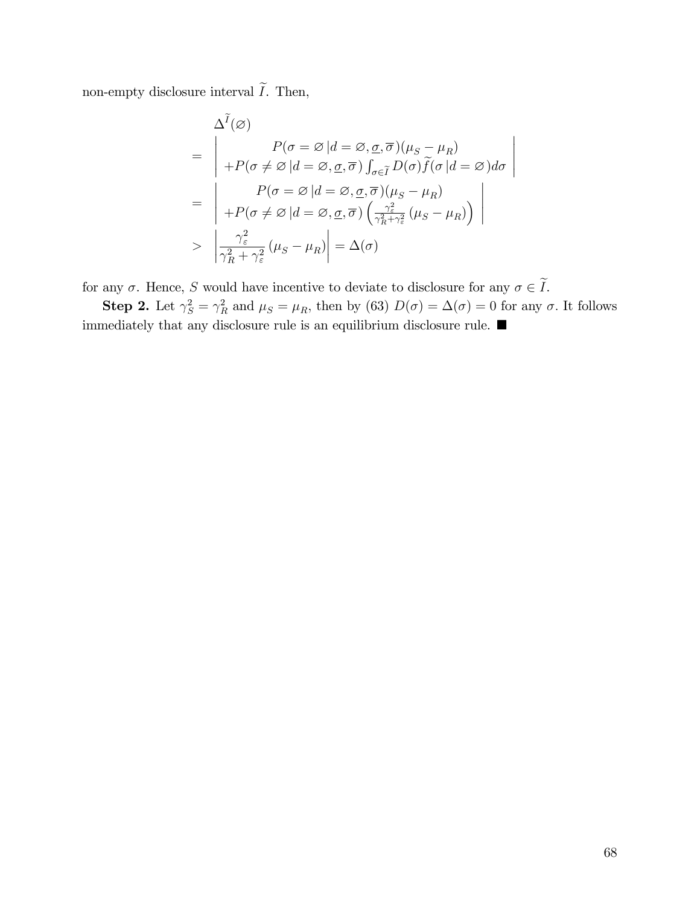non-empty disclosure interval $\widetilde{I}$. Then,

$$
\begin{aligned}
& \Delta^{\widetilde{I}}(\varnothing) \\
= & \left| \begin{array}{c} P(\sigma = \varnothing \,|d = \varnothing, \underline{\sigma}, \overline{\sigma})(\mu_S - \mu_R) \\ +P(\sigma \neq \varnothing \,|d = \varnothing, \underline{\sigma}, \overline{\sigma}) \int_{\sigma \in \widetilde{I}} D(\sigma) \widetilde{f}(\sigma \,|d = \varnothing) d\sigma \end{array} \right| \\
= & \left| \begin{array}{c} P(\sigma = \varnothing \,|d = \varnothing, \underline{\sigma}, \overline{\sigma})(\mu_S - \mu_R) \\ +P(\sigma \neq \varnothing \,|d = \varnothing, \underline{\sigma}, \overline{\sigma}) \left( \frac{\gamma_\varepsilon^2}{\gamma_R^2 + \gamma_\varepsilon^2} (\mu_S - \mu_R) \right) \end{array} \right| \\
> & \left| \frac{\gamma_\varepsilon^2}{\gamma_R^2 + \gamma_\varepsilon^2} (\mu_S - \mu_R) \right| = \Delta(\sigma)
\end{aligned}
$$

for any $\sigma$. Hence, $S$ would have incentive to deviate to disclosure for any $\sigma \in \widetilde{I}$.

**Step 2.** Let $\gamma_S^2 = \gamma_R^2$ and $\mu_S = \mu_R$, then by (63) $D(\sigma) = \Delta(\sigma) = 0$ for any $\sigma$. It follows immediately that any disclosure rule is an equilibrium disclosure rule. ■